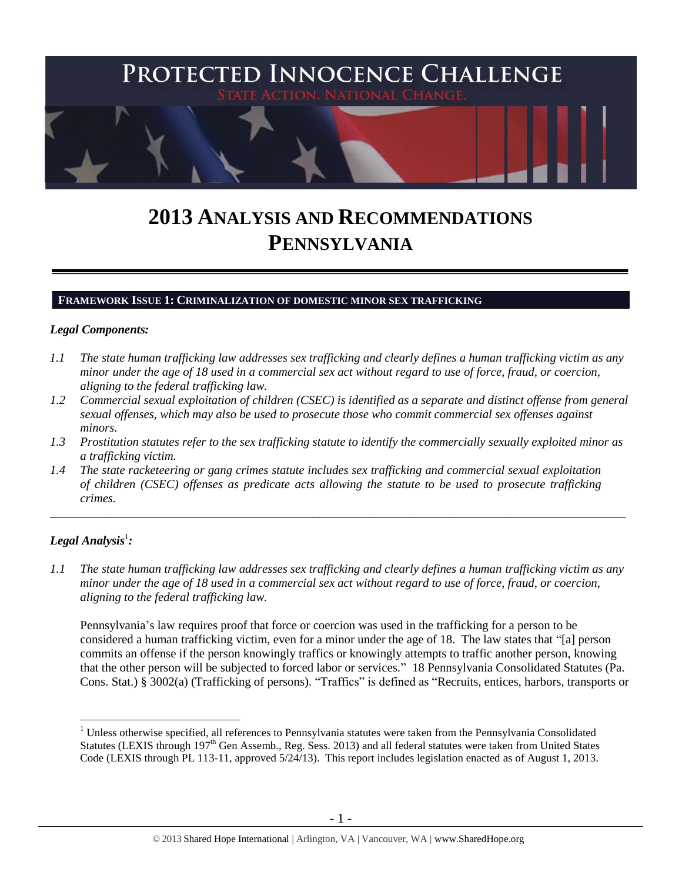# PROTECTED INNOCENCE CHALLENGE

STATE ACTION. NATIONAL CHANGE.

# 2013 ANALYSIS AND RECOMMENDATIONS PENNSYLVANIA

## FRAMEWORK ISSUE 1: CRIMINALIZATION OF DOMESTIC MINOR SEX TRAFFICKING

### *Legal Components:*

*1.1 The state human trafficking law addresses sex trafficking and clearly defines a human trafficking victim as any minor under the age of 18 used in a commercial sex act without regard to use of force, fraud, or coercion, aligning to the federal trafficking law.*

*1.2 Commercial sexual exploitation of children (CSEC) is identified as a separate and distinct offense from general sexual offenses, which may also be used to prosecute those who commit commercial sex offenses against minors.*

*1.3 Prostitution statutes refer to the sex trafficking statute to identify the commercially sexually exploited minor as a trafficking victim.*

*1.4 The state racketeering or gang crimes statute includes sex trafficking and commercial sexual exploitation of children (CSEC) offenses as predicate acts allowing the statute to be used to prosecute trafficking crimes.*

---

### *Legal Analysis*[1]*:*

*1.1 The state human trafficking law addresses sex trafficking and clearly defines a human trafficking victim as any minor under the age of 18 used in a commercial sex act without regard to use of force, fraud, or coercion, aligning to the federal trafficking law.*

Pennsylvania's law requires proof that force or coercion was used in the trafficking for a person to be considered a human trafficking victim, even for a minor under the age of 18. The law states that "[a] person commits an offense if the person knowingly traffics or knowingly attempts to traffic another person, knowing that the other person will be subjected to forced labor or services." 18 Pennsylvania Consolidated Statutes (Pa. Cons. Stat.) § 3002(a) (Trafficking of persons). "Traffics" is defined as "Recruits, entices, harbors, transports or

---

[1] Unless otherwise specified, all references to Pennsylvania statutes were taken from the Pennsylvania Consolidated Statutes (LEXIS through 197th Gen Assemb., Reg. Sess. 2013) and all federal statutes were taken from United States Code (LEXIS through PL 113-11, approved 5/24/13). This report includes legislation enacted as of August 1, 2013.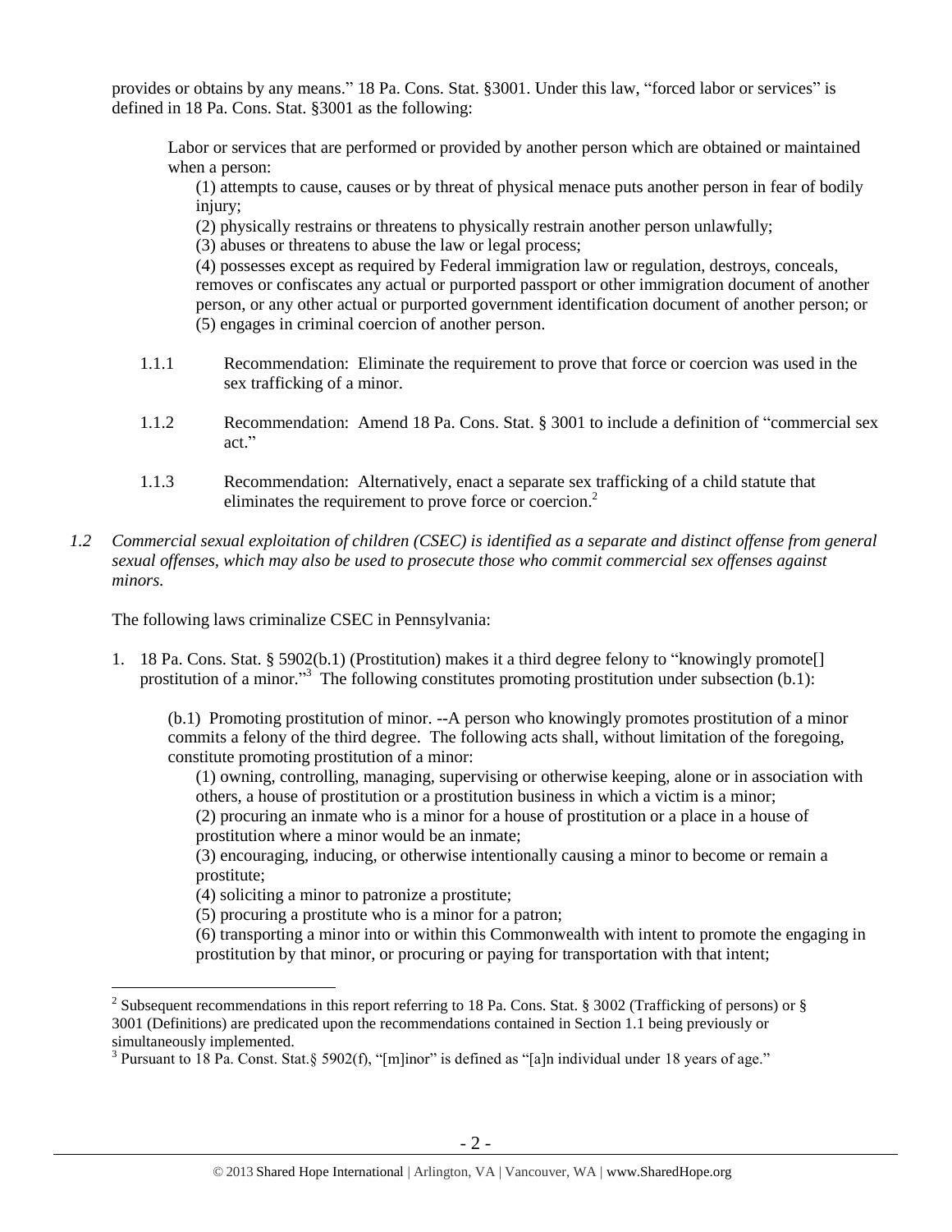provides or obtains by any means." 18 Pa. Cons. Stat. §3001. Under this law, "forced labor or services" is defined in 18 Pa. Cons. Stat. §3001 as the following:

> Labor or services that are performed or provided by another person which are obtained or maintained when a person:
>
> (1) attempts to cause, causes or by threat of physical menace puts another person in fear of bodily injury;
>
> (2) physically restrains or threatens to physically restrain another person unlawfully;
>
> (3) abuses or threatens to abuse the law or legal process;
>
> (4) possesses except as required by Federal immigration law or regulation, destroys, conceals, removes or confiscates any actual or purported passport or other immigration document of another person, or any other actual or purported government identification document of another person; or
>
> (5) engages in criminal coercion of another person.

1.1.1 Recommendation: Eliminate the requirement to prove that force or coercion was used in the sex trafficking of a minor.

1.1.2 Recommendation: Amend 18 Pa. Cons. Stat. § 3001 to include a definition of "commercial sex act."

1.1.3 Recommendation: Alternatively, enact a separate sex trafficking of a child statute that eliminates the requirement to prove force or coercion.[2]

*1.2 Commercial sexual exploitation of children (CSEC) is identified as a separate and distinct offense from general sexual offenses, which may also be used to prosecute those who commit commercial sex offenses against minors.*

The following laws criminalize CSEC in Pennsylvania:

1. 18 Pa. Cons. Stat. § 5902(b.1) (Prostitution) makes it a third degree felony to "knowingly promote[] prostitution of a minor."[3] The following constitutes promoting prostitution under subsection (b.1):

> (b.1) Promoting prostitution of minor. --A person who knowingly promotes prostitution of a minor commits a felony of the third degree. The following acts shall, without limitation of the foregoing, constitute promoting prostitution of a minor:
>
> (1) owning, controlling, managing, supervising or otherwise keeping, alone or in association with others, a house of prostitution or a prostitution business in which a victim is a minor;
>
> (2) procuring an inmate who is a minor for a house of prostitution or a place in a house of prostitution where a minor would be an inmate;
>
> (3) encouraging, inducing, or otherwise intentionally causing a minor to become or remain a prostitute;
>
> (4) soliciting a minor to patronize a prostitute;
>
> (5) procuring a prostitute who is a minor for a patron;
>
> (6) transporting a minor into or within this Commonwealth with intent to promote the engaging in prostitution by that minor, or procuring or paying for transportation with that intent;

---

[2] Subsequent recommendations in this report referring to 18 Pa. Cons. Stat. § 3002 (Trafficking of persons) or § 3001 (Definitions) are predicated upon the recommendations contained in Section 1.1 being previously or simultaneously implemented.

[3] Pursuant to 18 Pa. Const. Stat.§ 5902(f), "[m]inor" is defined as "[a]n individual under 18 years of age."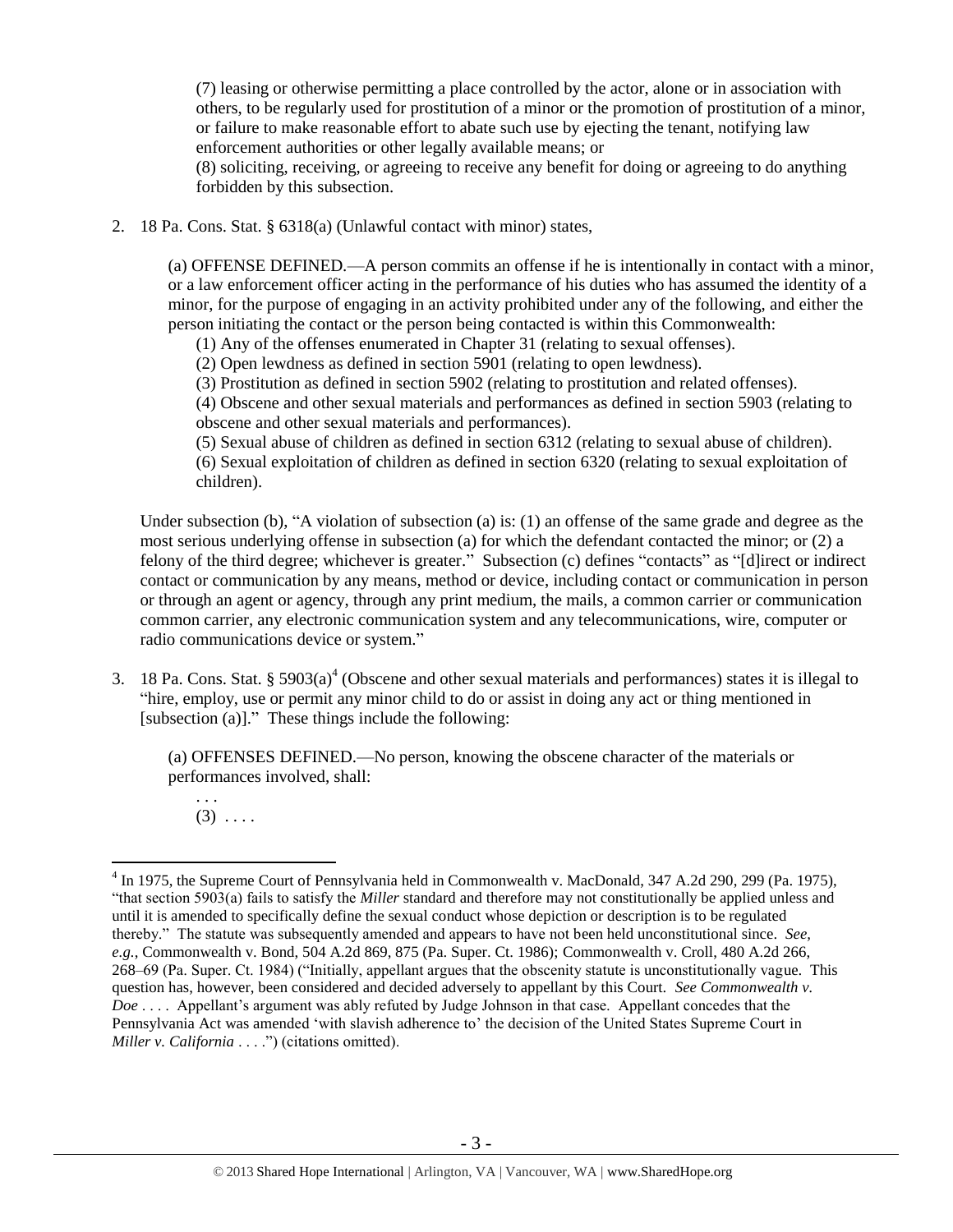(7) leasing or otherwise permitting a place controlled by the actor, alone or in association with others, to be regularly used for prostitution of a minor or the promotion of prostitution of a minor, or failure to make reasonable effort to abate such use by ejecting the tenant, notifying law enforcement authorities or other legally available means; or

(8) soliciting, receiving, or agreeing to receive any benefit for doing or agreeing to do anything forbidden by this subsection.

2. 18 Pa. Cons. Stat. § 6318(a) (Unlawful contact with minor) states,

   (a) OFFENSE DEFINED.—A person commits an offense if he is intentionally in contact with a minor, or a law enforcement officer acting in the performance of his duties who has assumed the identity of a minor, for the purpose of engaging in an activity prohibited under any of the following, and either the person initiating the contact or the person being contacted is within this Commonwealth:

   (1) Any of the offenses enumerated in Chapter 31 (relating to sexual offenses).
   (2) Open lewdness as defined in section 5901 (relating to open lewdness).
   (3) Prostitution as defined in section 5902 (relating to prostitution and related offenses).
   (4) Obscene and other sexual materials and performances as defined in section 5903 (relating to obscene and other sexual materials and performances).
   (5) Sexual abuse of children as defined in section 6312 (relating to sexual abuse of children).
   (6) Sexual exploitation of children as defined in section 6320 (relating to sexual exploitation of children).

   Under subsection (b), "A violation of subsection (a) is: (1) an offense of the same grade and degree as the most serious underlying offense in subsection (a) for which the defendant contacted the minor; or (2) a felony of the third degree; whichever is greater." Subsection (c) defines "contacts" as "[d]irect or indirect contact or communication by any means, method or device, including contact or communication in person or through an agent or agency, through any print medium, the mails, a common carrier or communication common carrier, any electronic communication system and any telecommunications, wire, computer or radio communications device or system."

3. 18 Pa. Cons. Stat. § 5903(a)[4] (Obscene and other sexual materials and performances) states it is illegal to "hire, employ, use or permit any minor child to do or assist in doing any act or thing mentioned in [subsection (a)]." These things include the following:

   (a) OFFENSES DEFINED.—No person, knowing the obscene character of the materials or performances involved, shall:

   . . .
   (3) . . . .

[4] In 1975, the Supreme Court of Pennsylvania held in Commonwealth v. MacDonald, 347 A.2d 290, 299 (Pa. 1975), "that section 5903(a) fails to satisfy the *Miller* standard and therefore may not constitutionally be applied unless and until it is amended to specifically define the sexual conduct whose depiction or description is to be regulated thereby." The statute was subsequently amended and appears to have not been held unconstitutional since. *See, e.g.,* Commonwealth v. Bond, 504 A.2d 869, 875 (Pa. Super. Ct. 1986); Commonwealth v. Croll, 480 A.2d 266, 268–69 (Pa. Super. Ct. 1984) ("Initially, appellant argues that the obscenity statute is unconstitutionally vague. This question has, however, been considered and decided adversely to appellant by this Court. *See Commonwealth v. Doe* . . . . Appellant's argument was ably refuted by Judge Johnson in that case. Appellant concedes that the Pennsylvania Act was amended 'with slavish adherence to' the decision of the United States Supreme Court in *Miller v. California* . . . .") (citations omitted).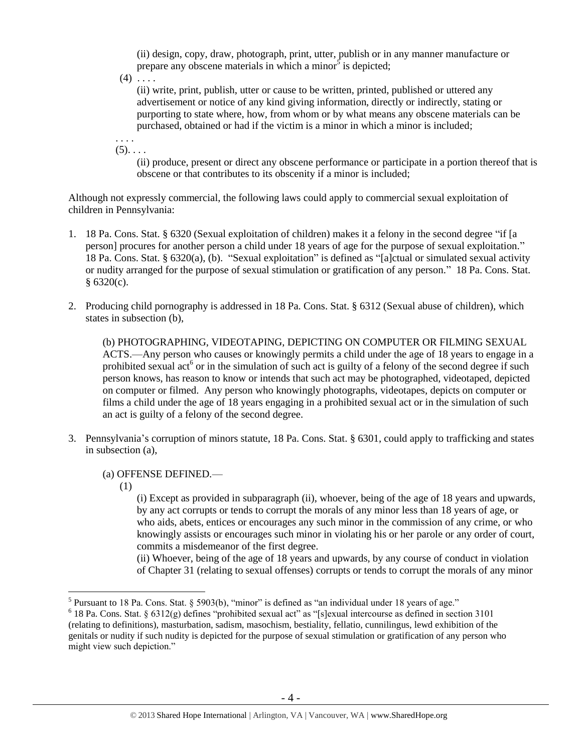(ii) design, copy, draw, photograph, print, utter, publish or in any manner manufacture or prepare any obscene materials in which a minor[5] is depicted;

(4) . . . .

(ii) write, print, publish, utter or cause to be written, printed, published or uttered any advertisement or notice of any kind giving information, directly or indirectly, stating or purporting to state where, how, from whom or by what means any obscene materials can be purchased, obtained or had if the victim is a minor in which a minor is included;

. . . .

(5). . . .

(ii) produce, present or direct any obscene performance or participate in a portion thereof that is obscene or that contributes to its obscenity if a minor is included;

Although not expressly commercial, the following laws could apply to commercial sexual exploitation of children in Pennsylvania:

1. 18 Pa. Cons. Stat. § 6320 (Sexual exploitation of children) makes it a felony in the second degree "if [a person] procures for another person a child under 18 years of age for the purpose of sexual exploitation." 18 Pa. Cons. Stat. § 6320(a), (b). "Sexual exploitation" is defined as "[a]ctual or simulated sexual activity or nudity arranged for the purpose of sexual stimulation or gratification of any person." 18 Pa. Cons. Stat. § 6320(c).

2. Producing child pornography is addressed in 18 Pa. Cons. Stat. § 6312 (Sexual abuse of children), which states in subsection (b),

   (b) PHOTOGRAPHING, VIDEOTAPING, DEPICTING ON COMPUTER OR FILMING SEXUAL ACTS.—Any person who causes or knowingly permits a child under the age of 18 years to engage in a prohibited sexual act[6] or in the simulation of such act is guilty of a felony of the second degree if such person knows, has reason to know or intends that such act may be photographed, videotaped, depicted on computer or filmed. Any person who knowingly photographs, videotapes, depicts on computer or films a child under the age of 18 years engaging in a prohibited sexual act or in the simulation of such an act is guilty of a felony of the second degree.

3. Pennsylvania's corruption of minors statute, 18 Pa. Cons. Stat. § 6301, could apply to trafficking and states in subsection (a),

   (a) OFFENSE DEFINED.—

   (1)

   (i) Except as provided in subparagraph (ii), whoever, being of the age of 18 years and upwards, by any act corrupts or tends to corrupt the morals of any minor less than 18 years of age, or who aids, abets, entices or encourages any such minor in the commission of any crime, or who knowingly assists or encourages such minor in violating his or her parole or any order of court, commits a misdemeanor of the first degree.

   (ii) Whoever, being of the age of 18 years and upwards, by any course of conduct in violation of Chapter 31 (relating to sexual offenses) corrupts or tends to corrupt the morals of any minor

---

[5] Pursuant to 18 Pa. Cons. Stat. § 5903(b), "minor" is defined as "an individual under 18 years of age."

[6] 18 Pa. Cons. Stat. § 6312(g) defines "prohibited sexual act" as "[s]exual intercourse as defined in section 3101 (relating to definitions), masturbation, sadism, masochism, bestiality, fellatio, cunnilingus, lewd exhibition of the genitals or nudity if such nudity is depicted for the purpose of sexual stimulation or gratification of any person who might view such depiction."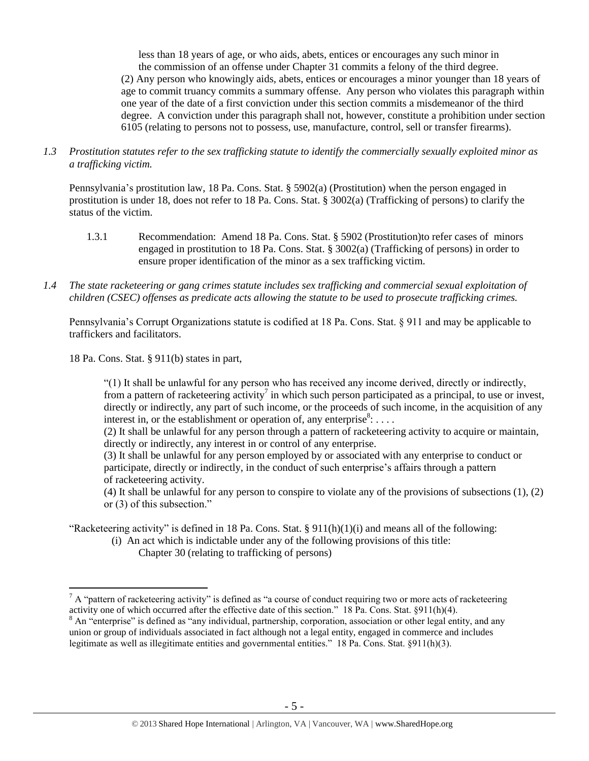less than 18 years of age, or who aids, abets, entices or encourages any such minor in the commission of an offense under Chapter 31 commits a felony of the third degree.

(2) Any person who knowingly aids, abets, entices or encourages a minor younger than 18 years of age to commit truancy commits a summary offense. Any person who violates this paragraph within one year of the date of a first conviction under this section commits a misdemeanor of the third degree. A conviction under this paragraph shall not, however, constitute a prohibition under section 6105 (relating to persons not to possess, use, manufacture, control, sell or transfer firearms).

*1.3 Prostitution statutes refer to the sex trafficking statute to identify the commercially sexually exploited minor as a trafficking victim.*

Pennsylvania's prostitution law, 18 Pa. Cons. Stat. § 5902(a) (Prostitution) when the person engaged in prostitution is under 18, does not refer to 18 Pa. Cons. Stat. § 3002(a) (Trafficking of persons) to clarify the status of the victim.

1.3.1 Recommendation: Amend 18 Pa. Cons. Stat. § 5902 (Prostitution)to refer cases of minors engaged in prostitution to 18 Pa. Cons. Stat. § 3002(a) (Trafficking of persons) in order to ensure proper identification of the minor as a sex trafficking victim.

*1.4 The state racketeering or gang crimes statute includes sex trafficking and commercial sexual exploitation of children (CSEC) offenses as predicate acts allowing the statute to be used to prosecute trafficking crimes.*

Pennsylvania's Corrupt Organizations statute is codified at 18 Pa. Cons. Stat. § 911 and may be applicable to traffickers and facilitators.

18 Pa. Cons. Stat. § 911(b) states in part,

"(1) It shall be unlawful for any person who has received any income derived, directly or indirectly, from a pattern of racketeering activity[7] in which such person participated as a principal, to use or invest, directly or indirectly, any part of such income, or the proceeds of such income, in the acquisition of any interest in, or the establishment or operation of, any enterprise[8]: . . . .

(2) It shall be unlawful for any person through a pattern of racketeering activity to acquire or maintain, directly or indirectly, any interest in or control of any enterprise.

(3) It shall be unlawful for any person employed by or associated with any enterprise to conduct or participate, directly or indirectly, in the conduct of such enterprise's affairs through a pattern of racketeering activity.

(4) It shall be unlawful for any person to conspire to violate any of the provisions of subsections (1), (2) or (3) of this subsection."

"Racketeering activity" is defined in 18 Pa. Cons. Stat. § 911(h)(1)(i) and means all of the following:

(i) An act which is indictable under any of the following provisions of this title:
Chapter 30 (relating to trafficking of persons)

---

[7] A "pattern of racketeering activity" is defined as "a course of conduct requiring two or more acts of racketeering activity one of which occurred after the effective date of this section." 18 Pa. Cons. Stat. §911(h)(4).

[8] An "enterprise" is defined as "any individual, partnership, corporation, association or other legal entity, and any union or group of individuals associated in fact although not a legal entity, engaged in commerce and includes legitimate as well as illegitimate entities and governmental entities." 18 Pa. Cons. Stat. §911(h)(3).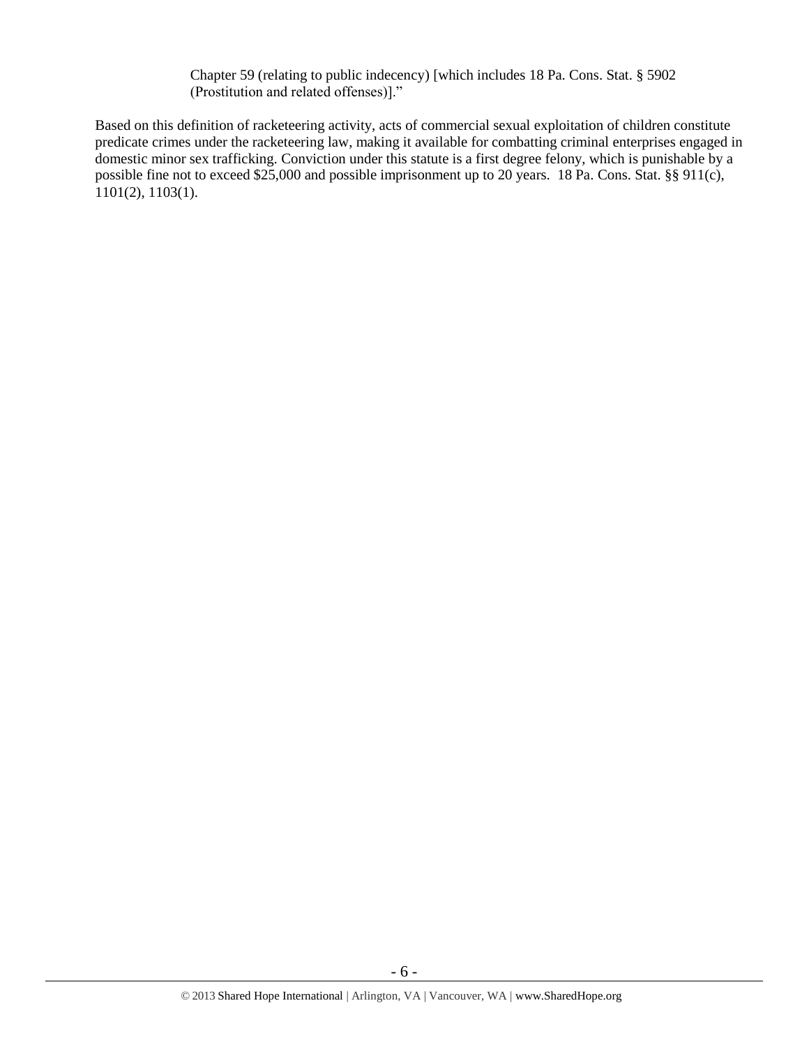> Chapter 59 (relating to public indecency) [which includes 18 Pa. Cons. Stat. § 5902 (Prostitution and related offenses)]."

Based on this definition of racketeering activity, acts of commercial sexual exploitation of children constitute predicate crimes under the racketeering law, making it available for combatting criminal enterprises engaged in domestic minor sex trafficking. Conviction under this statute is a first degree felony, which is punishable by a possible fine not to exceed $25,000 and possible imprisonment up to 20 years. 18 Pa. Cons. Stat. §§ 911(c), 1101(2), 1103(1).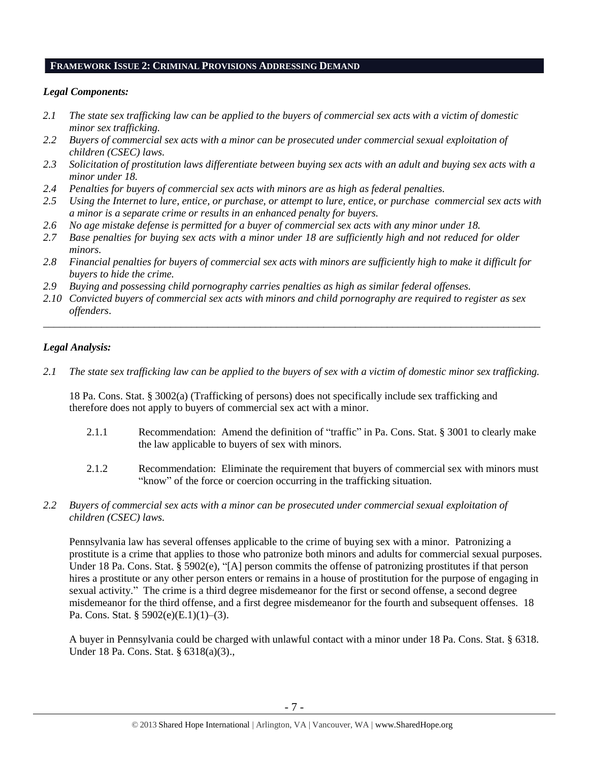## FRAMEWORK ISSUE 2: CRIMINAL PROVISIONS ADDRESSING DEMAND

### *Legal Components:*

*2.1 The state sex trafficking law can be applied to the buyers of commercial sex acts with a victim of domestic minor sex trafficking.*

*2.2 Buyers of commercial sex acts with a minor can be prosecuted under commercial sexual exploitation of children (CSEC) laws.*

*2.3 Solicitation of prostitution laws differentiate between buying sex acts with an adult and buying sex acts with a minor under 18.*

*2.4 Penalties for buyers of commercial sex acts with minors are as high as federal penalties.*

*2.5 Using the Internet to lure, entice, or purchase, or attempt to lure, entice, or purchase commercial sex acts with a minor is a separate crime or results in an enhanced penalty for buyers.*

*2.6 No age mistake defense is permitted for a buyer of commercial sex acts with any minor under 18.*

*2.7 Base penalties for buying sex acts with a minor under 18 are sufficiently high and not reduced for older minors.*

*2.8 Financial penalties for buyers of commercial sex acts with minors are sufficiently high to make it difficult for buyers to hide the crime.*

*2.9 Buying and possessing child pornography carries penalties as high as similar federal offenses.*

*2.10 Convicted buyers of commercial sex acts with minors and child pornography are required to register as sex offenders.*

---

### *Legal Analysis:*

*2.1 The state sex trafficking law can be applied to the buyers of sex with a victim of domestic minor sex trafficking.*

18 Pa. Cons. Stat. § 3002(a) (Trafficking of persons) does not specifically include sex trafficking and therefore does not apply to buyers of commercial sex act with a minor.

2.1.1 Recommendation: Amend the definition of "traffic" in Pa. Cons. Stat. § 3001 to clearly make the law applicable to buyers of sex with minors.

2.1.2 Recommendation: Eliminate the requirement that buyers of commercial sex with minors must "know" of the force or coercion occurring in the trafficking situation.

*2.2 Buyers of commercial sex acts with a minor can be prosecuted under commercial sexual exploitation of children (CSEC) laws.*

Pennsylvania law has several offenses applicable to the crime of buying sex with a minor. Patronizing a prostitute is a crime that applies to those who patronize both minors and adults for commercial sexual purposes. Under 18 Pa. Cons. Stat. § 5902(e), "[A] person commits the offense of patronizing prostitutes if that person hires a prostitute or any other person enters or remains in a house of prostitution for the purpose of engaging in sexual activity." The crime is a third degree misdemeanor for the first or second offense, a second degree misdemeanor for the third offense, and a first degree misdemeanor for the fourth and subsequent offenses. 18 Pa. Cons. Stat. § 5902(e)(E.1)(1)–(3).

A buyer in Pennsylvania could be charged with unlawful contact with a minor under 18 Pa. Cons. Stat. § 6318. Under 18 Pa. Cons. Stat. § 6318(a)(3).,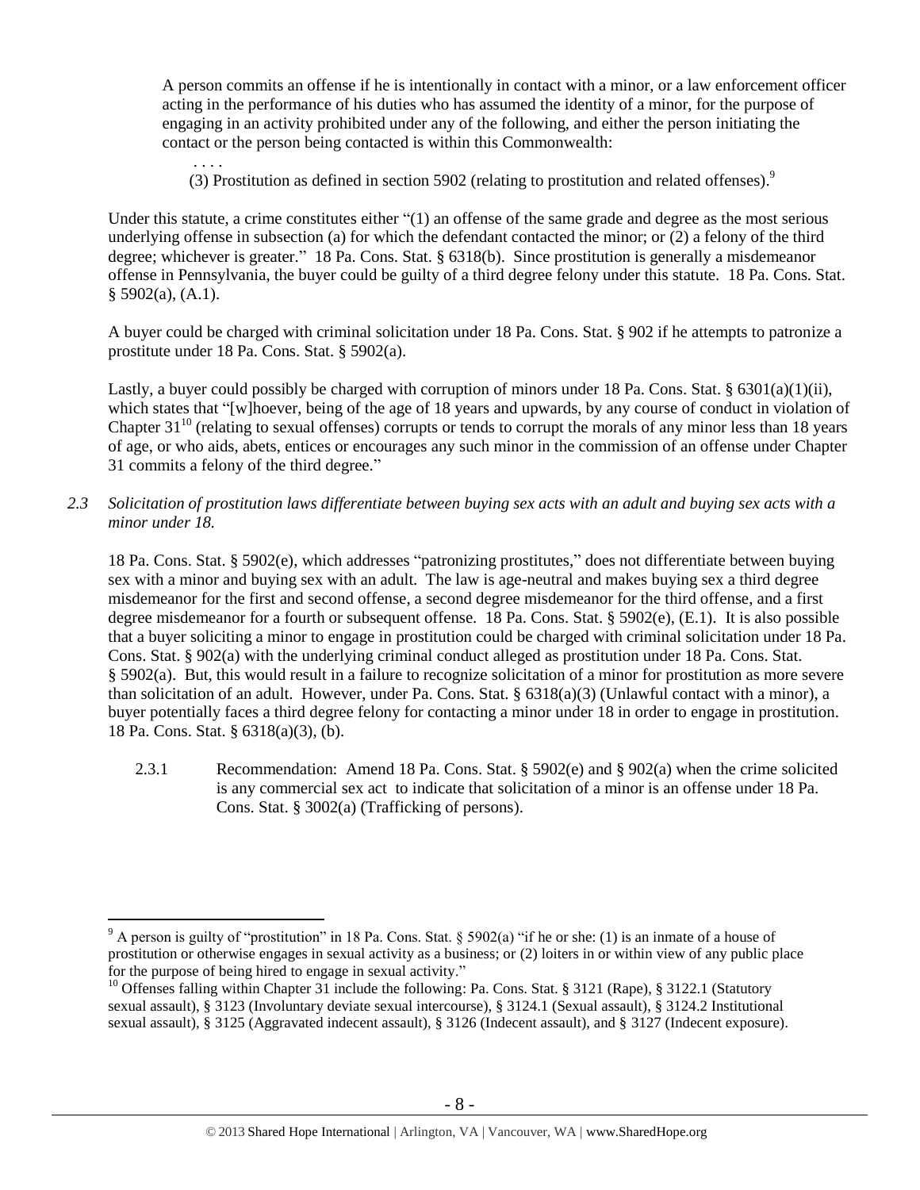> A person commits an offense if he is intentionally in contact with a minor, or a law enforcement officer acting in the performance of his duties who has assumed the identity of a minor, for the purpose of engaging in an activity prohibited under any of the following, and either the person initiating the contact or the person being contacted is within this Commonwealth:
>
> . . . .
>
> (3) Prostitution as defined in section 5902 (relating to prostitution and related offenses).[9]

Under this statute, a crime constitutes either "(1) an offense of the same grade and degree as the most serious underlying offense in subsection (a) for which the defendant contacted the minor; or (2) a felony of the third degree; whichever is greater." 18 Pa. Cons. Stat. § 6318(b). Since prostitution is generally a misdemeanor offense in Pennsylvania, the buyer could be guilty of a third degree felony under this statute. 18 Pa. Cons. Stat. § 5902(a), (A.1).

A buyer could be charged with criminal solicitation under 18 Pa. Cons. Stat. § 902 if he attempts to patronize a prostitute under 18 Pa. Cons. Stat. § 5902(a).

Lastly, a buyer could possibly be charged with corruption of minors under 18 Pa. Cons. Stat. § 6301(a)(1)(ii), which states that "[w]hoever, being of the age of 18 years and upwards, by any course of conduct in violation of Chapter 31[10] (relating to sexual offenses) corrupts or tends to corrupt the morals of any minor less than 18 years of age, or who aids, abets, entices or encourages any such minor in the commission of an offense under Chapter 31 commits a felony of the third degree."

*2.3 Solicitation of prostitution laws differentiate between buying sex acts with an adult and buying sex acts with a minor under 18.*

18 Pa. Cons. Stat. § 5902(e), which addresses "patronizing prostitutes," does not differentiate between buying sex with a minor and buying sex with an adult. The law is age-neutral and makes buying sex a third degree misdemeanor for the first and second offense, a second degree misdemeanor for the third offense, and a first degree misdemeanor for a fourth or subsequent offense. 18 Pa. Cons. Stat. § 5902(e), (E.1). It is also possible that a buyer soliciting a minor to engage in prostitution could be charged with criminal solicitation under 18 Pa. Cons. Stat. § 902(a) with the underlying criminal conduct alleged as prostitution under 18 Pa. Cons. Stat. § 5902(a). But, this would result in a failure to recognize solicitation of a minor for prostitution as more severe than solicitation of an adult. However, under Pa. Cons. Stat. § 6318(a)(3) (Unlawful contact with a minor), a buyer potentially faces a third degree felony for contacting a minor under 18 in order to engage in prostitution. 18 Pa. Cons. Stat. § 6318(a)(3), (b).

2.3.1 Recommendation: Amend 18 Pa. Cons. Stat. § 5902(e) and § 902(a) when the crime solicited is any commercial sex act to indicate that solicitation of a minor is an offense under 18 Pa. Cons. Stat. § 3002(a) (Trafficking of persons).

---

[9] A person is guilty of "prostitution" in 18 Pa. Cons. Stat. § 5902(a) "if he or she: (1) is an inmate of a house of prostitution or otherwise engages in sexual activity as a business; or (2) loiters in or within view of any public place for the purpose of being hired to engage in sexual activity."

[10] Offenses falling within Chapter 31 include the following: Pa. Cons. Stat. § 3121 (Rape), § 3122.1 (Statutory sexual assault), § 3123 (Involuntary deviate sexual intercourse), § 3124.1 (Sexual assault), § 3124.2 Institutional sexual assault), § 3125 (Aggravated indecent assault), § 3126 (Indecent assault), and § 3127 (Indecent exposure).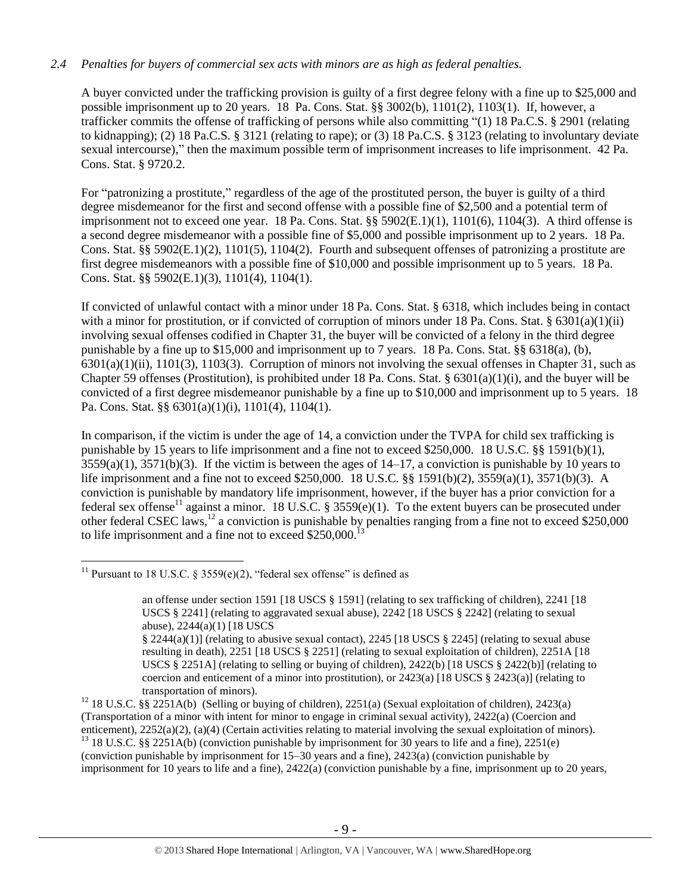*2.4 Penalties for buyers of commercial sex acts with minors are as high as federal penalties.*

A buyer convicted under the trafficking provision is guilty of a first degree felony with a fine up to $25,000 and possible imprisonment up to 20 years. 18 Pa. Cons. Stat. §§ 3002(b), 1101(2), 1103(1). If, however, a trafficker commits the offense of trafficking of persons while also committing "(1) 18 Pa.C.S. § 2901 (relating to kidnapping); (2) 18 Pa.C.S. § 3121 (relating to rape); or (3) 18 Pa.C.S. § 3123 (relating to involuntary deviate sexual intercourse)," then the maximum possible term of imprisonment increases to life imprisonment. 42 Pa. Cons. Stat. § 9720.2.

For "patronizing a prostitute," regardless of the age of the prostituted person, the buyer is guilty of a third degree misdemeanor for the first and second offense with a possible fine of $2,500 and a potential term of imprisonment not to exceed one year. 18 Pa. Cons. Stat. §§ 5902(E.1)(1), 1101(6), 1104(3). A third offense is a second degree misdemeanor with a possible fine of $5,000 and possible imprisonment up to 2 years. 18 Pa. Cons. Stat. §§ 5902(E.1)(2), 1101(5), 1104(2). Fourth and subsequent offenses of patronizing a prostitute are first degree misdemeanors with a possible fine of $10,000 and possible imprisonment up to 5 years. 18 Pa. Cons. Stat. §§ 5902(E.1)(3), 1101(4), 1104(1).

If convicted of unlawful contact with a minor under 18 Pa. Cons. Stat. § 6318, which includes being in contact with a minor for prostitution, or if convicted of corruption of minors under 18 Pa. Cons. Stat. § 6301(a)(1)(ii) involving sexual offenses codified in Chapter 31, the buyer will be convicted of a felony in the third degree punishable by a fine up to $15,000 and imprisonment up to 7 years. 18 Pa. Cons. Stat. §§ 6318(a), (b), 6301(a)(1)(ii), 1101(3), 1103(3). Corruption of minors not involving the sexual offenses in Chapter 31, such as Chapter 59 offenses (Prostitution), is prohibited under 18 Pa. Cons. Stat. § 6301(a)(1)(i), and the buyer will be convicted of a first degree misdemeanor punishable by a fine up to $10,000 and imprisonment up to 5 years. 18 Pa. Cons. Stat. §§ 6301(a)(1)(i), 1101(4), 1104(1).

In comparison, if the victim is under the age of 14, a conviction under the TVPA for child sex trafficking is punishable by 15 years to life imprisonment and a fine not to exceed $250,000. 18 U.S.C. §§ 1591(b)(1), 3559(a)(1), 3571(b)(3). If the victim is between the ages of 14–17, a conviction is punishable by 10 years to life imprisonment and a fine not to exceed $250,000. 18 U.S.C. §§ 1591(b)(2), 3559(a)(1), 3571(b)(3). A conviction is punishable by mandatory life imprisonment, however, if the buyer has a prior conviction for a federal sex offense[11] against a minor. 18 U.S.C. § 3559(e)(1). To the extent buyers can be prosecuted under other federal CSEC laws,[12] a conviction is punishable by penalties ranging from a fine not to exceed $250,000 to life imprisonment and a fine not to exceed $250,000.[13]

---

[11] Pursuant to 18 U.S.C. § 3559(e)(2), "federal sex offense" is defined as

> an offense under section 1591 [18 USCS § 1591] (relating to sex trafficking of children), 2241 [18 USCS § 2241] (relating to aggravated sexual abuse), 2242 [18 USCS § 2242] (relating to sexual abuse), 2244(a)(1) [18 USCS § 2244(a)(1)] (relating to abusive sexual contact), 2245 [18 USCS § 2245] (relating to sexual abuse resulting in death), 2251 [18 USCS § 2251] (relating to sexual exploitation of children), 2251A [18 USCS § 2251A] (relating to selling or buying of children), 2422(b) [18 USCS § 2422(b)] (relating to coercion and enticement of a minor into prostitution), or 2423(a) [18 USCS § 2423(a)] (relating to transportation of minors).

[12] 18 U.S.C. §§ 2251A(b) (Selling or buying of children), 2251(a) (Sexual exploitation of children), 2423(a) (Transportation of a minor with intent for minor to engage in criminal sexual activity), 2422(a) (Coercion and enticement), 2252(a)(2), (a)(4) (Certain activities relating to material involving the sexual exploitation of minors).

[13] 18 U.S.C. §§ 2251A(b) (conviction punishable by imprisonment for 30 years to life and a fine), 2251(e) (conviction punishable by imprisonment for 15–30 years and a fine), 2423(a) (conviction punishable by imprisonment for 10 years to life and a fine), 2422(a) (conviction punishable by a fine, imprisonment up to 20 years,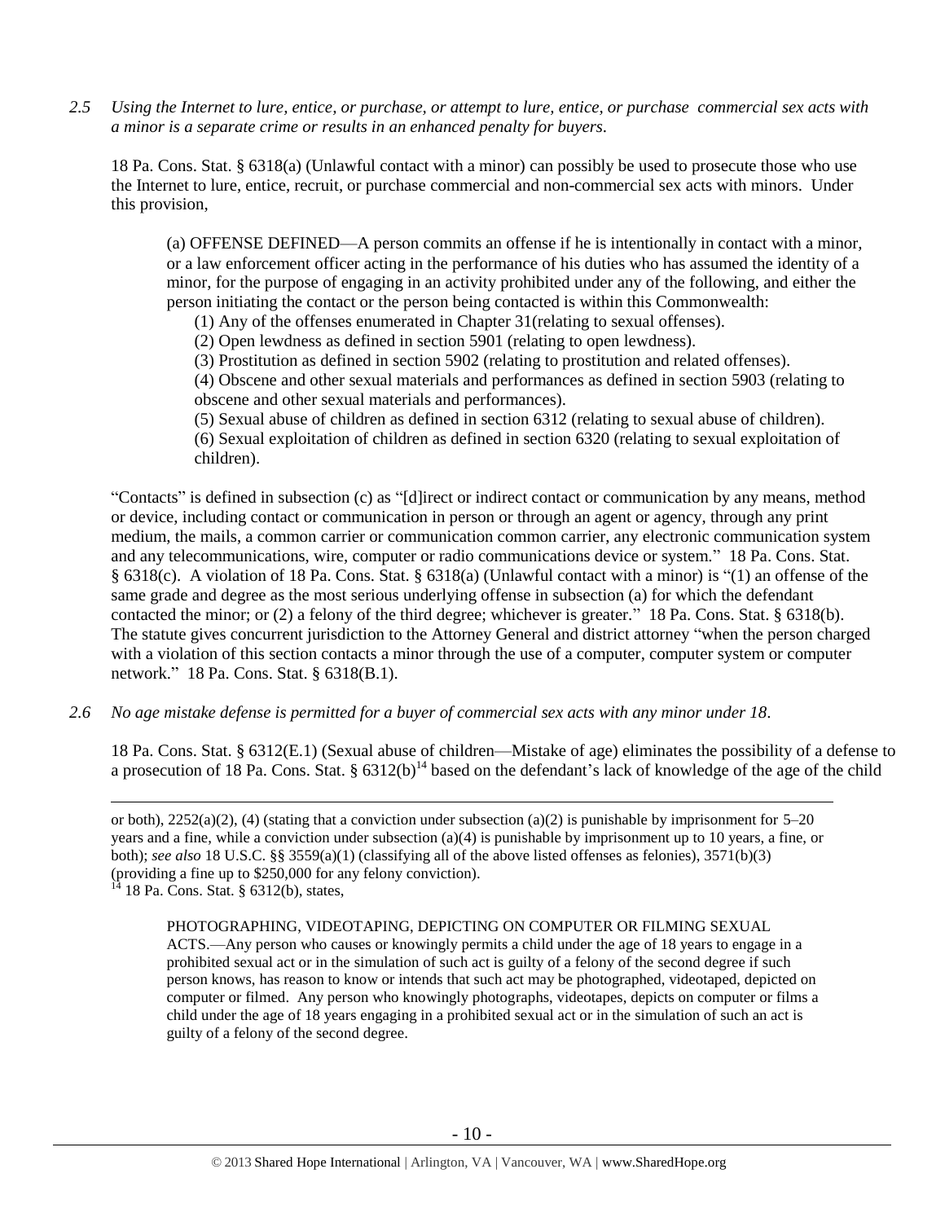*2.5 Using the Internet to lure, entice, or purchase, or attempt to lure, entice, or purchase commercial sex acts with a minor is a separate crime or results in an enhanced penalty for buyers.*

18 Pa. Cons. Stat. § 6318(a) (Unlawful contact with a minor) can possibly be used to prosecute those who use the Internet to lure, entice, recruit, or purchase commercial and non-commercial sex acts with minors. Under this provision,

> (a) OFFENSE DEFINED—A person commits an offense if he is intentionally in contact with a minor, or a law enforcement officer acting in the performance of his duties who has assumed the identity of a minor, for the purpose of engaging in an activity prohibited under any of the following, and either the person initiating the contact or the person being contacted is within this Commonwealth:
>
> (1) Any of the offenses enumerated in Chapter 31(relating to sexual offenses).
>
> (2) Open lewdness as defined in section 5901 (relating to open lewdness).
>
> (3) Prostitution as defined in section 5902 (relating to prostitution and related offenses).
>
> (4) Obscene and other sexual materials and performances as defined in section 5903 (relating to obscene and other sexual materials and performances).
>
> (5) Sexual abuse of children as defined in section 6312 (relating to sexual abuse of children).
>
> (6) Sexual exploitation of children as defined in section 6320 (relating to sexual exploitation of children).

"Contacts" is defined in subsection (c) as "[d]irect or indirect contact or communication by any means, method or device, including contact or communication in person or through an agent or agency, through any print medium, the mails, a common carrier or communication common carrier, any electronic communication system and any telecommunications, wire, computer or radio communications device or system." 18 Pa. Cons. Stat. § 6318(c). A violation of 18 Pa. Cons. Stat. § 6318(a) (Unlawful contact with a minor) is "(1) an offense of the same grade and degree as the most serious underlying offense in subsection (a) for which the defendant contacted the minor; or (2) a felony of the third degree; whichever is greater." 18 Pa. Cons. Stat. § 6318(b). The statute gives concurrent jurisdiction to the Attorney General and district attorney "when the person charged with a violation of this section contacts a minor through the use of a computer, computer system or computer network." 18 Pa. Cons. Stat. § 6318(B.1).

*2.6 No age mistake defense is permitted for a buyer of commercial sex acts with any minor under 18.*

18 Pa. Cons. Stat. § 6312(E.1) (Sexual abuse of children—Mistake of age) eliminates the possibility of a defense to a prosecution of 18 Pa. Cons. Stat. § 6312(b)[14] based on the defendant's lack of knowledge of the age of the child

---

or both), 2252(a)(2), (4) (stating that a conviction under subsection (a)(2) is punishable by imprisonment for 5–20 years and a fine, while a conviction under subsection (a)(4) is punishable by imprisonment up to 10 years, a fine, or both); *see also* 18 U.S.C. §§ 3559(a)(1) (classifying all of the above listed offenses as felonies), 3571(b)(3) (providing a fine up to $250,000 for any felony conviction).

[14] 18 Pa. Cons. Stat. § 6312(b), states,

> PHOTOGRAPHING, VIDEOTAPING, DEPICTING ON COMPUTER OR FILMING SEXUAL ACTS.—Any person who causes or knowingly permits a child under the age of 18 years to engage in a prohibited sexual act or in the simulation of such act is guilty of a felony of the second degree if such person knows, has reason to know or intends that such act may be photographed, videotaped, depicted on computer or filmed. Any person who knowingly photographs, videotapes, depicts on computer or films a child under the age of 18 years engaging in a prohibited sexual act or in the simulation of such an act is guilty of a felony of the second degree.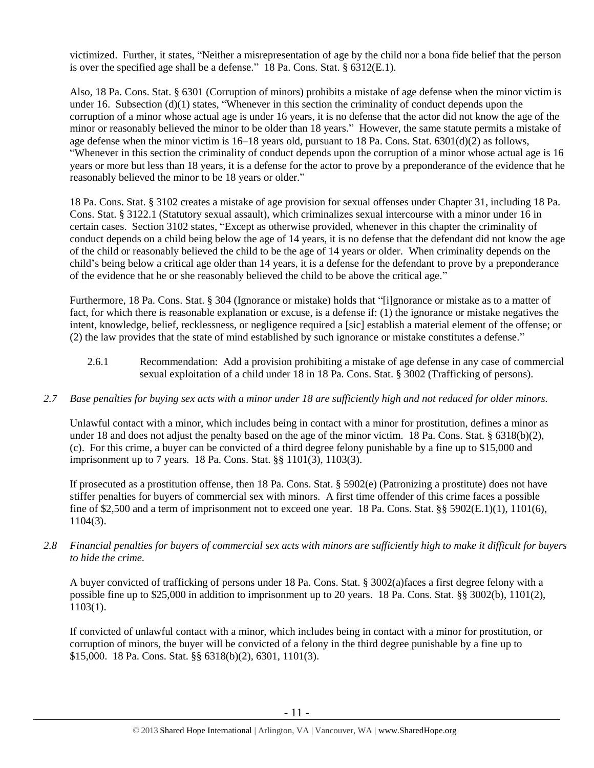victimized. Further, it states, "Neither a misrepresentation of age by the child nor a bona fide belief that the person is over the specified age shall be a defense." 18 Pa. Cons. Stat. § 6312(E.1).

Also, 18 Pa. Cons. Stat. § 6301 (Corruption of minors) prohibits a mistake of age defense when the minor victim is under 16. Subsection (d)(1) states, "Whenever in this section the criminality of conduct depends upon the corruption of a minor whose actual age is under 16 years, it is no defense that the actor did not know the age of the minor or reasonably believed the minor to be older than 18 years." However, the same statute permits a mistake of age defense when the minor victim is 16–18 years old, pursuant to 18 Pa. Cons. Stat. 6301(d)(2) as follows, "Whenever in this section the criminality of conduct depends upon the corruption of a minor whose actual age is 16 years or more but less than 18 years, it is a defense for the actor to prove by a preponderance of the evidence that he reasonably believed the minor to be 18 years or older."

18 Pa. Cons. Stat. § 3102 creates a mistake of age provision for sexual offenses under Chapter 31, including 18 Pa. Cons. Stat. § 3122.1 (Statutory sexual assault), which criminalizes sexual intercourse with a minor under 16 in certain cases. Section 3102 states, "Except as otherwise provided, whenever in this chapter the criminality of conduct depends on a child being below the age of 14 years, it is no defense that the defendant did not know the age of the child or reasonably believed the child to be the age of 14 years or older. When criminality depends on the child's being below a critical age older than 14 years, it is a defense for the defendant to prove by a preponderance of the evidence that he or she reasonably believed the child to be above the critical age."

Furthermore, 18 Pa. Cons. Stat. § 304 (Ignorance or mistake) holds that "[i]gnorance or mistake as to a matter of fact, for which there is reasonable explanation or excuse, is a defense if: (1) the ignorance or mistake negatives the intent, knowledge, belief, recklessness, or negligence required a [sic] establish a material element of the offense; or (2) the law provides that the state of mind established by such ignorance or mistake constitutes a defense."

2.6.1 Recommendation: Add a provision prohibiting a mistake of age defense in any case of commercial sexual exploitation of a child under 18 in 18 Pa. Cons. Stat. § 3002 (Trafficking of persons).

*2.7 Base penalties for buying sex acts with a minor under 18 are sufficiently high and not reduced for older minors.*

Unlawful contact with a minor, which includes being in contact with a minor for prostitution, defines a minor as under 18 and does not adjust the penalty based on the age of the minor victim. 18 Pa. Cons. Stat. § 6318(b)(2), (c). For this crime, a buyer can be convicted of a third degree felony punishable by a fine up to $15,000 and imprisonment up to 7 years. 18 Pa. Cons. Stat. §§ 1101(3), 1103(3).

If prosecuted as a prostitution offense, then 18 Pa. Cons. Stat. § 5902(e) (Patronizing a prostitute) does not have stiffer penalties for buyers of commercial sex with minors. A first time offender of this crime faces a possible fine of $2,500 and a term of imprisonment not to exceed one year. 18 Pa. Cons. Stat. §§ 5902(E.1)(1), 1101(6), 1104(3).

*2.8 Financial penalties for buyers of commercial sex acts with minors are sufficiently high to make it difficult for buyers to hide the crime.*

A buyer convicted of trafficking of persons under 18 Pa. Cons. Stat. § 3002(a)faces a first degree felony with a possible fine up to $25,000 in addition to imprisonment up to 20 years. 18 Pa. Cons. Stat. §§ 3002(b), 1101(2), 1103(1).

If convicted of unlawful contact with a minor, which includes being in contact with a minor for prostitution, or corruption of minors, the buyer will be convicted of a felony in the third degree punishable by a fine up to $15,000. 18 Pa. Cons. Stat. §§ 6318(b)(2), 6301, 1101(3).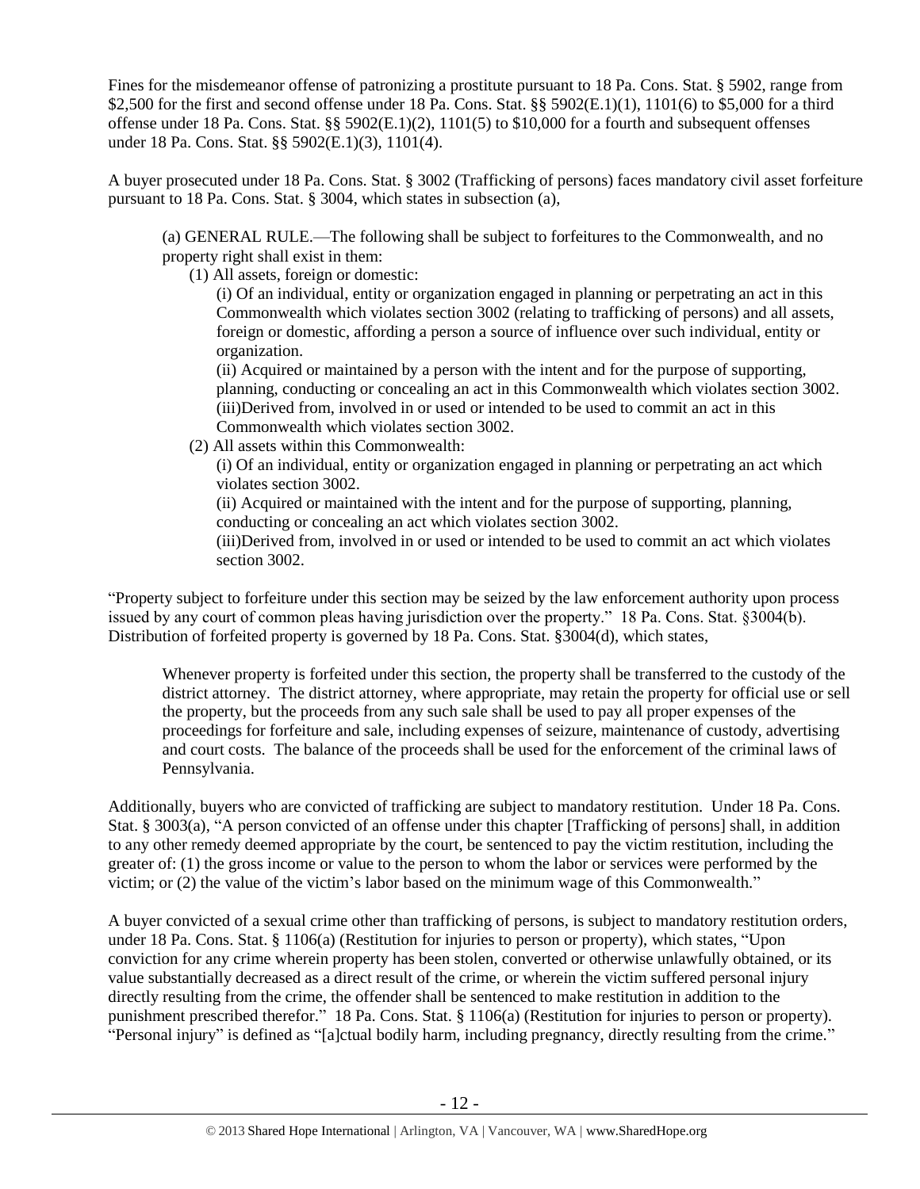Fines for the misdemeanor offense of patronizing a prostitute pursuant to 18 Pa. Cons. Stat. § 5902, range from $2,500 for the first and second offense under 18 Pa. Cons. Stat. §§ 5902(E.1)(1), 1101(6) to $5,000 for a third offense under 18 Pa. Cons. Stat. §§ 5902(E.1)(2), 1101(5) to $10,000 for a fourth and subsequent offenses under 18 Pa. Cons. Stat. §§ 5902(E.1)(3), 1101(4).

A buyer prosecuted under 18 Pa. Cons. Stat. § 3002 (Trafficking of persons) faces mandatory civil asset forfeiture pursuant to 18 Pa. Cons. Stat. § 3004, which states in subsection (a),

> (a) GENERAL RULE.—The following shall be subject to forfeitures to the Commonwealth, and no property right shall exist in them:
>
> (1) All assets, foreign or domestic:
>
> (i) Of an individual, entity or organization engaged in planning or perpetrating an act in this Commonwealth which violates section 3002 (relating to trafficking of persons) and all assets, foreign or domestic, affording a person a source of influence over such individual, entity or organization.
>
> (ii) Acquired or maintained by a person with the intent and for the purpose of supporting, planning, conducting or concealing an act in this Commonwealth which violates section 3002.
>
> (iii)Derived from, involved in or used or intended to be used to commit an act in this Commonwealth which violates section 3002.
>
> (2) All assets within this Commonwealth:
>
> (i) Of an individual, entity or organization engaged in planning or perpetrating an act which violates section 3002.
>
> (ii) Acquired or maintained with the intent and for the purpose of supporting, planning, conducting or concealing an act which violates section 3002.
>
> (iii)Derived from, involved in or used or intended to be used to commit an act which violates section 3002.

"Property subject to forfeiture under this section may be seized by the law enforcement authority upon process issued by any court of common pleas having jurisdiction over the property." 18 Pa. Cons. Stat. §3004(b). Distribution of forfeited property is governed by 18 Pa. Cons. Stat. §3004(d), which states,

> Whenever property is forfeited under this section, the property shall be transferred to the custody of the district attorney. The district attorney, where appropriate, may retain the property for official use or sell the property, but the proceeds from any such sale shall be used to pay all proper expenses of the proceedings for forfeiture and sale, including expenses of seizure, maintenance of custody, advertising and court costs. The balance of the proceeds shall be used for the enforcement of the criminal laws of Pennsylvania.

Additionally, buyers who are convicted of trafficking are subject to mandatory restitution. Under 18 Pa. Cons. Stat. § 3003(a), "A person convicted of an offense under this chapter [Trafficking of persons] shall, in addition to any other remedy deemed appropriate by the court, be sentenced to pay the victim restitution, including the greater of: (1) the gross income or value to the person to whom the labor or services were performed by the victim; or (2) the value of the victim's labor based on the minimum wage of this Commonwealth."

A buyer convicted of a sexual crime other than trafficking of persons, is subject to mandatory restitution orders, under 18 Pa. Cons. Stat. § 1106(a) (Restitution for injuries to person or property), which states, "Upon conviction for any crime wherein property has been stolen, converted or otherwise unlawfully obtained, or its value substantially decreased as a direct result of the crime, or wherein the victim suffered personal injury directly resulting from the crime, the offender shall be sentenced to make restitution in addition to the punishment prescribed therefor." 18 Pa. Cons. Stat. § 1106(a) (Restitution for injuries to person or property). "Personal injury" is defined as "[a]ctual bodily harm, including pregnancy, directly resulting from the crime."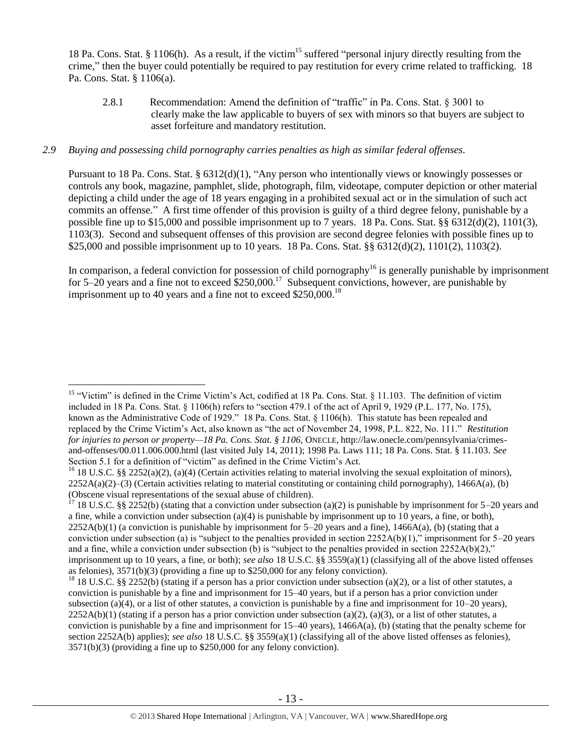18 Pa. Cons. Stat. § 1106(h). As a result, if the victim[15] suffered "personal injury directly resulting from the crime," then the buyer could potentially be required to pay restitution for every crime related to trafficking. 18 Pa. Cons. Stat. § 1106(a).

2.8.1 Recommendation: Amend the definition of "traffic" in Pa. Cons. Stat. § 3001 to clearly make the law applicable to buyers of sex with minors so that buyers are subject to asset forfeiture and mandatory restitution.

*2.9 Buying and possessing child pornography carries penalties as high as similar federal offenses.*

Pursuant to 18 Pa. Cons. Stat. § 6312(d)(1), "Any person who intentionally views or knowingly possesses or controls any book, magazine, pamphlet, slide, photograph, film, videotape, computer depiction or other material depicting a child under the age of 18 years engaging in a prohibited sexual act or in the simulation of such act commits an offense." A first time offender of this provision is guilty of a third degree felony, punishable by a possible fine up to $15,000 and possible imprisonment up to 7 years. 18 Pa. Cons. Stat. §§ 6312(d)(2), 1101(3), 1103(3). Second and subsequent offenses of this provision are second degree felonies with possible fines up to $25,000 and possible imprisonment up to 10 years. 18 Pa. Cons. Stat. §§ 6312(d)(2), 1101(2), 1103(2).

In comparison, a federal conviction for possession of child pornography[16] is generally punishable by imprisonment for 5–20 years and a fine not to exceed $250,000.[17] Subsequent convictions, however, are punishable by imprisonment up to 40 years and a fine not to exceed $250,000.[18]

---

[15] "Victim" is defined in the Crime Victim's Act, codified at 18 Pa. Cons. Stat. § 11.103. The definition of victim included in 18 Pa. Cons. Stat. § 1106(h) refers to "section 479.1 of the act of April 9, 1929 (P.L. 177, No. 175), known as the Administrative Code of 1929." 18 Pa. Cons. Stat. § 1106(h). This statute has been repealed and replaced by the Crime Victim's Act, also known as "the act of November 24, 1998, P.L. 822, No. 111." *Restitution for injuries to person or property—18 Pa. Cons. Stat. § 1106*, ONECLE, http://law.onecle.com/pennsylvania/crimes-and-offenses/00.011.006.000.html (last visited July 14, 2011); 1998 Pa. Laws 111; 18 Pa. Cons. Stat. § 11.103. *See* Section 5.1 for a definition of "victim" as defined in the Crime Victim's Act.

[16] 18 U.S.C. §§ 2252(a)(2), (a)(4) (Certain activities relating to material involving the sexual exploitation of minors), 2252A(a)(2)–(3) (Certain activities relating to material constituting or containing child pornography), 1466A(a), (b) (Obscene visual representations of the sexual abuse of children).

[17] 18 U.S.C. §§ 2252(b) (stating that a conviction under subsection (a)(2) is punishable by imprisonment for 5–20 years and a fine, while a conviction under subsection (a)(4) is punishable by imprisonment up to 10 years, a fine, or both), 2252A(b)(1) (a conviction is punishable by imprisonment for 5–20 years and a fine), 1466A(a), (b) (stating that a conviction under subsection (a) is "subject to the penalties provided in section 2252A(b)(1)," imprisonment for 5–20 years and a fine, while a conviction under subsection (b) is "subject to the penalties provided in section 2252A(b)(2)," imprisonment up to 10 years, a fine, or both); *see also* 18 U.S.C. §§ 3559(a)(1) (classifying all of the above listed offenses as felonies), 3571(b)(3) (providing a fine up to $250,000 for any felony conviction).

[18] 18 U.S.C. §§ 2252(b) (stating if a person has a prior conviction under subsection (a)(2), or a list of other statutes, a conviction is punishable by a fine and imprisonment for 15–40 years, but if a person has a prior conviction under subsection (a)(4), or a list of other statutes, a conviction is punishable by a fine and imprisonment for 10–20 years), 2252A(b)(1) (stating if a person has a prior conviction under subsection (a)(2), (a)(3), or a list of other statutes, a conviction is punishable by a fine and imprisonment for 15–40 years), 1466A(a), (b) (stating that the penalty scheme for section 2252A(b) applies); *see also* 18 U.S.C. §§ 3559(a)(1) (classifying all of the above listed offenses as felonies), 3571(b)(3) (providing a fine up to $250,000 for any felony conviction).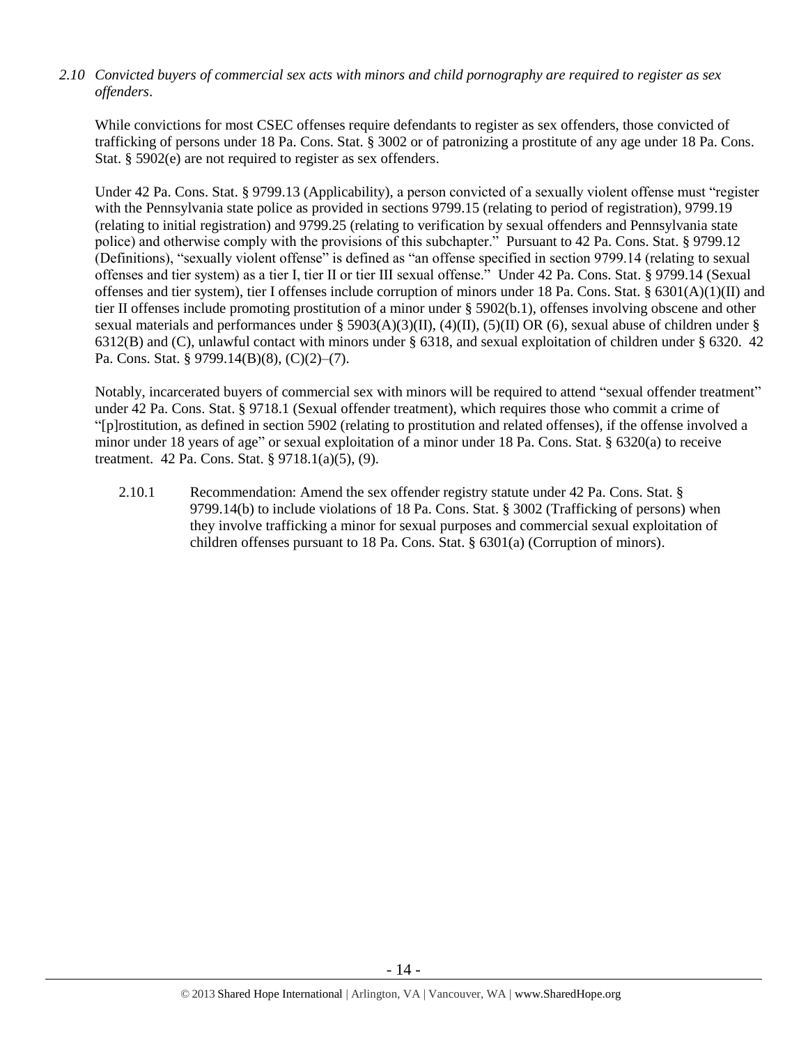*2.10 Convicted buyers of commercial sex acts with minors and child pornography are required to register as sex offenders.*

While convictions for most CSEC offenses require defendants to register as sex offenders, those convicted of trafficking of persons under 18 Pa. Cons. Stat. § 3002 or of patronizing a prostitute of any age under 18 Pa. Cons. Stat. § 5902(e) are not required to register as sex offenders.

Under 42 Pa. Cons. Stat. § 9799.13 (Applicability), a person convicted of a sexually violent offense must "register with the Pennsylvania state police as provided in sections 9799.15 (relating to period of registration), 9799.19 (relating to initial registration) and 9799.25 (relating to verification by sexual offenders and Pennsylvania state police) and otherwise comply with the provisions of this subchapter." Pursuant to 42 Pa. Cons. Stat. § 9799.12 (Definitions), "sexually violent offense" is defined as "an offense specified in section 9799.14 (relating to sexual offenses and tier system) as a tier I, tier II or tier III sexual offense." Under 42 Pa. Cons. Stat. § 9799.14 (Sexual offenses and tier system), tier I offenses include corruption of minors under 18 Pa. Cons. Stat. § 6301(A)(1)(II) and tier II offenses include promoting prostitution of a minor under § 5902(b.1), offenses involving obscene and other sexual materials and performances under § 5903(A)(3)(II), (4)(II), (5)(II) OR (6), sexual abuse of children under § 6312(B) and (C), unlawful contact with minors under § 6318, and sexual exploitation of children under § 6320. 42 Pa. Cons. Stat. § 9799.14(B)(8), (C)(2)–(7).

Notably, incarcerated buyers of commercial sex with minors will be required to attend "sexual offender treatment" under 42 Pa. Cons. Stat. § 9718.1 (Sexual offender treatment), which requires those who commit a crime of "[p]rostitution, as defined in section 5902 (relating to prostitution and related offenses), if the offense involved a minor under 18 years of age" or sexual exploitation of a minor under 18 Pa. Cons. Stat. § 6320(a) to receive treatment. 42 Pa. Cons. Stat. § 9718.1(a)(5), (9).

2.10.1 Recommendation: Amend the sex offender registry statute under 42 Pa. Cons. Stat. § 9799.14(b) to include violations of 18 Pa. Cons. Stat. § 3002 (Trafficking of persons) when they involve trafficking a minor for sexual purposes and commercial sexual exploitation of children offenses pursuant to 18 Pa. Cons. Stat. § 6301(a) (Corruption of minors).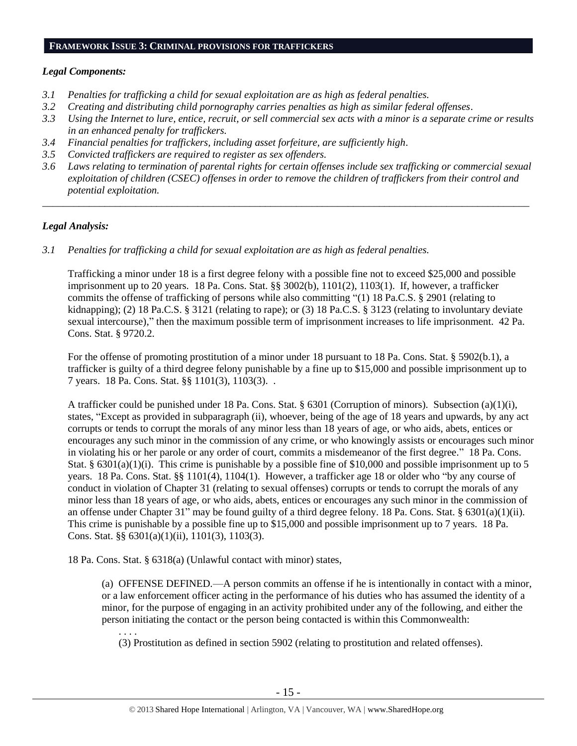## FRAMEWORK ISSUE 3: CRIMINAL PROVISIONS FOR TRAFFICKERS

### *Legal Components:*

- *3.1 Penalties for trafficking a child for sexual exploitation are as high as federal penalties.*
- *3.2 Creating and distributing child pornography carries penalties as high as similar federal offenses.*
- *3.3 Using the Internet to lure, entice, recruit, or sell commercial sex acts with a minor is a separate crime or results in an enhanced penalty for traffickers.*
- *3.4 Financial penalties for traffickers, including asset forfeiture, are sufficiently high.*
- *3.5 Convicted traffickers are required to register as sex offenders.*
- *3.6 Laws relating to termination of parental rights for certain offenses include sex trafficking or commercial sexual exploitation of children (CSEC) offenses in order to remove the children of traffickers from their control and potential exploitation.*

---

### *Legal Analysis:*

*3.1 Penalties for trafficking a child for sexual exploitation are as high as federal penalties.*

Trafficking a minor under 18 is a first degree felony with a possible fine not to exceed $25,000 and possible imprisonment up to 20 years. 18 Pa. Cons. Stat. §§ 3002(b), 1101(2), 1103(1). If, however, a trafficker commits the offense of trafficking of persons while also committing "(1) 18 Pa.C.S. § 2901 (relating to kidnapping); (2) 18 Pa.C.S. § 3121 (relating to rape); or (3) 18 Pa.C.S. § 3123 (relating to involuntary deviate sexual intercourse)," then the maximum possible term of imprisonment increases to life imprisonment. 42 Pa. Cons. Stat. § 9720.2.

For the offense of promoting prostitution of a minor under 18 pursuant to 18 Pa. Cons. Stat. § 5902(b.1), a trafficker is guilty of a third degree felony punishable by a fine up to $15,000 and possible imprisonment up to 7 years. 18 Pa. Cons. Stat. §§ 1101(3), 1103(3). .

A trafficker could be punished under 18 Pa. Cons. Stat. § 6301 (Corruption of minors). Subsection (a)(1)(i), states, "Except as provided in subparagraph (ii), whoever, being of the age of 18 years and upwards, by any act corrupts or tends to corrupt the morals of any minor less than 18 years of age, or who aids, abets, entices or encourages any such minor in the commission of any crime, or who knowingly assists or encourages such minor in violating his or her parole or any order of court, commits a misdemeanor of the first degree." 18 Pa. Cons. Stat. § 6301(a)(1)(i). This crime is punishable by a possible fine of $10,000 and possible imprisonment up to 5 years. 18 Pa. Cons. Stat. §§ 1101(4), 1104(1). However, a trafficker age 18 or older who "by any course of conduct in violation of Chapter 31 (relating to sexual offenses) corrupts or tends to corrupt the morals of any minor less than 18 years of age, or who aids, abets, entices or encourages any such minor in the commission of an offense under Chapter 31" may be found guilty of a third degree felony. 18 Pa. Cons. Stat. § 6301(a)(1)(ii). This crime is punishable by a possible fine up to $15,000 and possible imprisonment up to 7 years. 18 Pa. Cons. Stat. §§ 6301(a)(1)(ii), 1101(3), 1103(3).

18 Pa. Cons. Stat. § 6318(a) (Unlawful contact with minor) states,

> (a) OFFENSE DEFINED.—A person commits an offense if he is intentionally in contact with a minor, or a law enforcement officer acting in the performance of his duties who has assumed the identity of a minor, for the purpose of engaging in an activity prohibited under any of the following, and either the person initiating the contact or the person being contacted is within this Commonwealth:
>
> . . . .
>
> (3) Prostitution as defined in section 5902 (relating to prostitution and related offenses).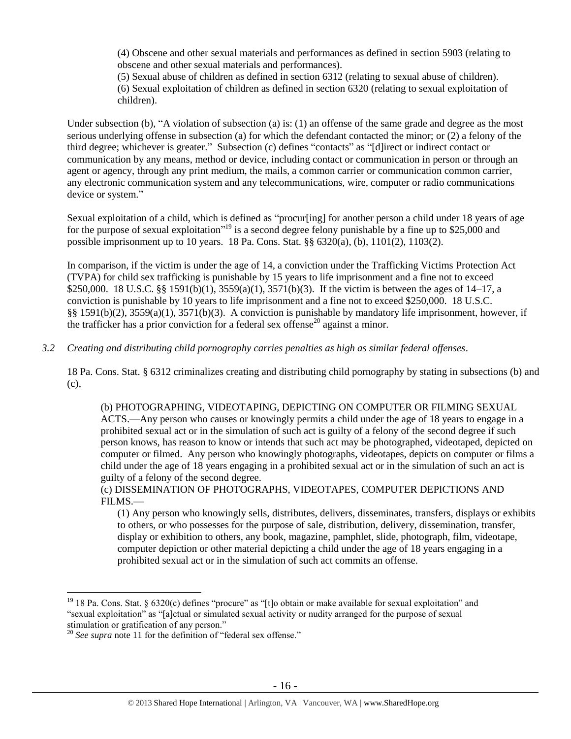(4) Obscene and other sexual materials and performances as defined in section 5903 (relating to obscene and other sexual materials and performances).
(5) Sexual abuse of children as defined in section 6312 (relating to sexual abuse of children).
(6) Sexual exploitation of children as defined in section 6320 (relating to sexual exploitation of children).

Under subsection (b), "A violation of subsection (a) is: (1) an offense of the same grade and degree as the most serious underlying offense in subsection (a) for which the defendant contacted the minor; or (2) a felony of the third degree; whichever is greater." Subsection (c) defines "contacts" as "[d]irect or indirect contact or communication by any means, method or device, including contact or communication in person or through an agent or agency, through any print medium, the mails, a common carrier or communication common carrier, any electronic communication system and any telecommunications, wire, computer or radio communications device or system."

Sexual exploitation of a child, which is defined as "procur[ing] for another person a child under 18 years of age for the purpose of sexual exploitation"[19] is a second degree felony punishable by a fine up to $25,000 and possible imprisonment up to 10 years. 18 Pa. Cons. Stat. §§ 6320(a), (b), 1101(2), 1103(2).

In comparison, if the victim is under the age of 14, a conviction under the Trafficking Victims Protection Act (TVPA) for child sex trafficking is punishable by 15 years to life imprisonment and a fine not to exceed $250,000. 18 U.S.C. §§ 1591(b)(1), 3559(a)(1), 3571(b)(3). If the victim is between the ages of 14–17, a conviction is punishable by 10 years to life imprisonment and a fine not to exceed $250,000. 18 U.S.C. §§ 1591(b)(2), 3559(a)(1), 3571(b)(3). A conviction is punishable by mandatory life imprisonment, however, if the trafficker has a prior conviction for a federal sex offense[20] against a minor.

*3.2 Creating and distributing child pornography carries penalties as high as similar federal offenses*.

18 Pa. Cons. Stat. § 6312 criminalizes creating and distributing child pornography by stating in subsections (b) and (c),

> (b) PHOTOGRAPHING, VIDEOTAPING, DEPICTING ON COMPUTER OR FILMING SEXUAL ACTS.—Any person who causes or knowingly permits a child under the age of 18 years to engage in a prohibited sexual act or in the simulation of such act is guilty of a felony of the second degree if such person knows, has reason to know or intends that such act may be photographed, videotaped, depicted on computer or filmed. Any person who knowingly photographs, videotapes, depicts on computer or films a child under the age of 18 years engaging in a prohibited sexual act or in the simulation of such an act is guilty of a felony of the second degree.
>
> (c) DISSEMINATION OF PHOTOGRAPHS, VIDEOTAPES, COMPUTER DEPICTIONS AND FILMS.—
>
> (1) Any person who knowingly sells, distributes, delivers, disseminates, transfers, displays or exhibits to others, or who possesses for the purpose of sale, distribution, delivery, dissemination, transfer, display or exhibition to others, any book, magazine, pamphlet, slide, photograph, film, videotape, computer depiction or other material depicting a child under the age of 18 years engaging in a prohibited sexual act or in the simulation of such act commits an offense.

---

[19] 18 Pa. Cons. Stat. § 6320(c) defines "procure" as "[t]o obtain or make available for sexual exploitation" and "sexual exploitation" as "[a]ctual or simulated sexual activity or nudity arranged for the purpose of sexual stimulation or gratification of any person."

[20] *See supra* note 11 for the definition of "federal sex offense."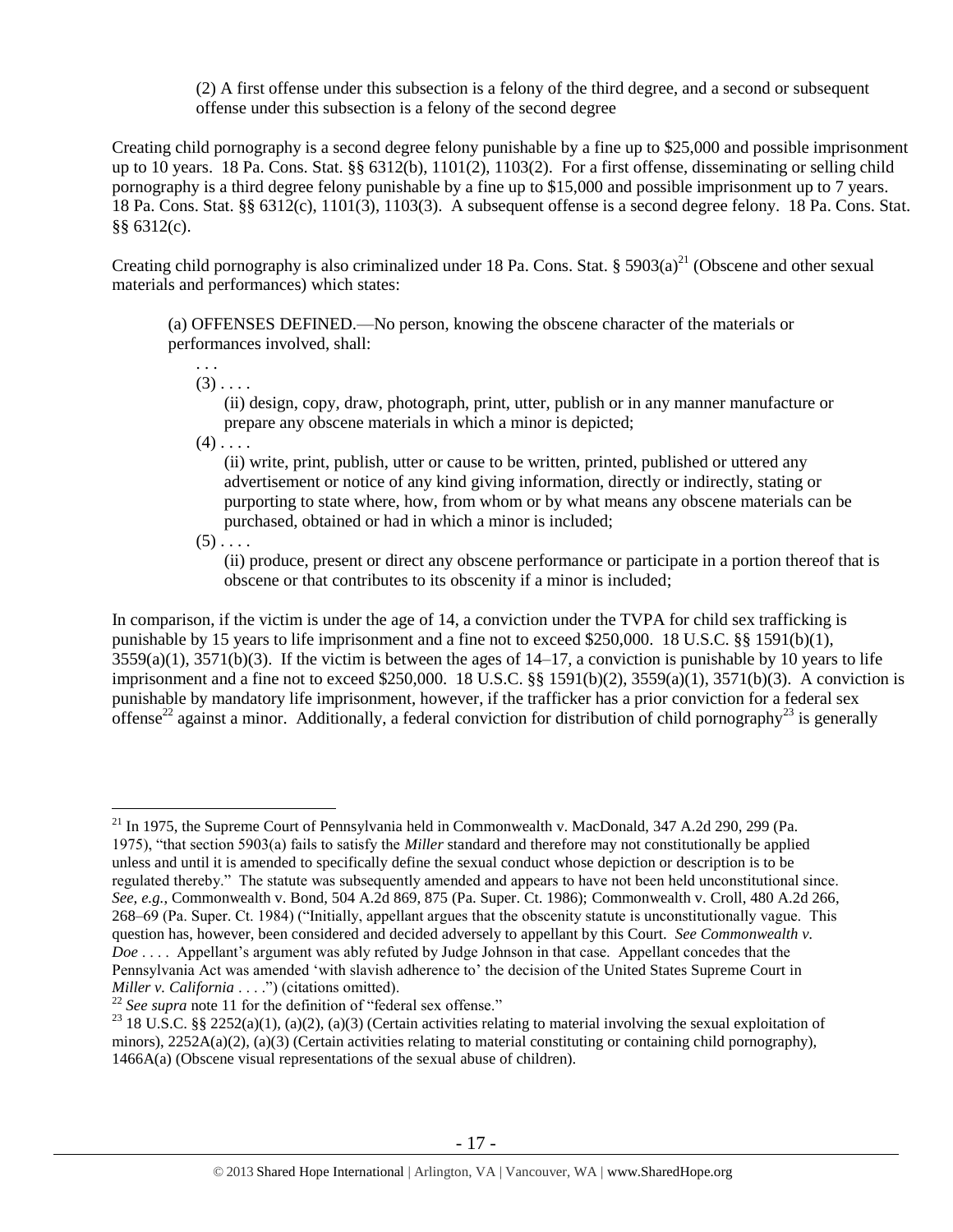(2) A first offense under this subsection is a felony of the third degree, and a second or subsequent offense under this subsection is a felony of the second degree

Creating child pornography is a second degree felony punishable by a fine up to $25,000 and possible imprisonment up to 10 years. 18 Pa. Cons. Stat. §§ 6312(b), 1101(2), 1103(2). For a first offense, disseminating or selling child pornography is a third degree felony punishable by a fine up to $15,000 and possible imprisonment up to 7 years. 18 Pa. Cons. Stat. §§ 6312(c), 1101(3), 1103(3). A subsequent offense is a second degree felony. 18 Pa. Cons. Stat. §§ 6312(c).

Creating child pornography is also criminalized under 18 Pa. Cons. Stat. § 5903(a)[21] (Obscene and other sexual materials and performances) which states:

> (a) OFFENSES DEFINED.—No person, knowing the obscene character of the materials or performances involved, shall:
>
> . . .
>
> (3) . . . .
>
> (ii) design, copy, draw, photograph, print, utter, publish or in any manner manufacture or prepare any obscene materials in which a minor is depicted;
>
> (4) . . . .
>
> (ii) write, print, publish, utter or cause to be written, printed, published or uttered any advertisement or notice of any kind giving information, directly or indirectly, stating or purporting to state where, how, from whom or by what means any obscene materials can be purchased, obtained or had in which a minor is included;
>
> (5) . . . .
>
> (ii) produce, present or direct any obscene performance or participate in a portion thereof that is obscene or that contributes to its obscenity if a minor is included;

In comparison, if the victim is under the age of 14, a conviction under the TVPA for child sex trafficking is punishable by 15 years to life imprisonment and a fine not to exceed $250,000. 18 U.S.C. §§ 1591(b)(1), 3559(a)(1), 3571(b)(3). If the victim is between the ages of 14–17, a conviction is punishable by 10 years to life imprisonment and a fine not to exceed $250,000. 18 U.S.C. §§ 1591(b)(2), 3559(a)(1), 3571(b)(3). A conviction is punishable by mandatory life imprisonment, however, if the trafficker has a prior conviction for a federal sex offense[22] against a minor. Additionally, a federal conviction for distribution of child pornography[23] is generally

---

[21] In 1975, the Supreme Court of Pennsylvania held in Commonwealth v. MacDonald, 347 A.2d 290, 299 (Pa. 1975), "that section 5903(a) fails to satisfy the *Miller* standard and therefore may not constitutionally be applied unless and until it is amended to specifically define the sexual conduct whose depiction or description is to be regulated thereby." The statute was subsequently amended and appears to have not been held unconstitutional since. *See, e.g.*, Commonwealth v. Bond, 504 A.2d 869, 875 (Pa. Super. Ct. 1986); Commonwealth v. Croll, 480 A.2d 266, 268–69 (Pa. Super. Ct. 1984) ("Initially, appellant argues that the obscenity statute is unconstitutionally vague. This question has, however, been considered and decided adversely to appellant by this Court. *See Commonwealth v. Doe* . . . . Appellant's argument was ably refuted by Judge Johnson in that case. Appellant concedes that the Pennsylvania Act was amended 'with slavish adherence to' the decision of the United States Supreme Court in *Miller v. California* . . . .") (citations omitted).

[22] *See supra* note 11 for the definition of "federal sex offense."

[23] 18 U.S.C. §§ 2252(a)(1), (a)(2), (a)(3) (Certain activities relating to material involving the sexual exploitation of minors), 2252A(a)(2), (a)(3) (Certain activities relating to material constituting or containing child pornography), 1466A(a) (Obscene visual representations of the sexual abuse of children).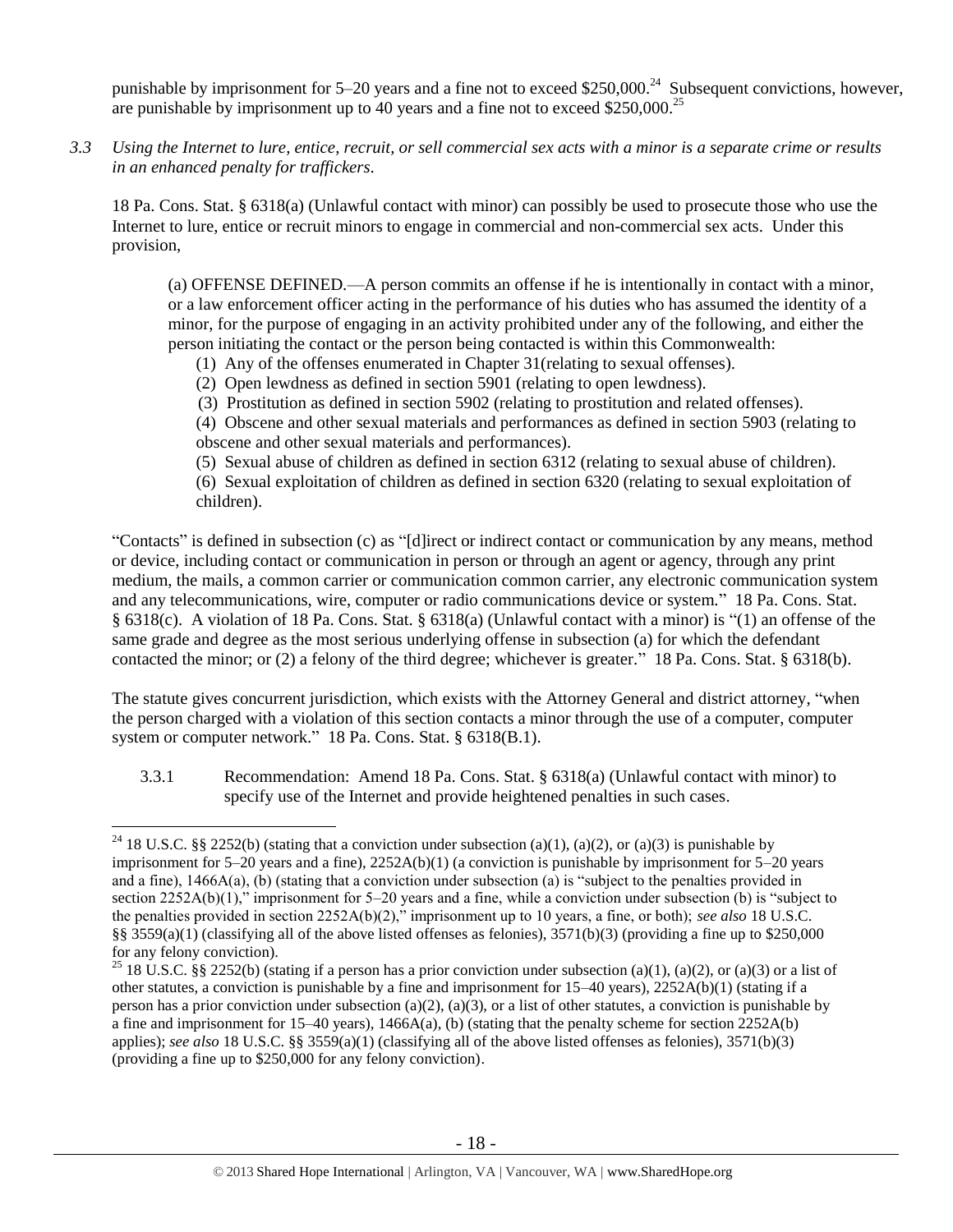punishable by imprisonment for 5–20 years and a fine not to exceed $250,000.[24] Subsequent convictions, however, are punishable by imprisonment up to 40 years and a fine not to exceed $250,000.[25]

*3.3 Using the Internet to lure, entice, recruit, or sell commercial sex acts with a minor is a separate crime or results in an enhanced penalty for traffickers.*

18 Pa. Cons. Stat. § 6318(a) (Unlawful contact with minor) can possibly be used to prosecute those who use the Internet to lure, entice or recruit minors to engage in commercial and non-commercial sex acts. Under this provision,

> (a) OFFENSE DEFINED.—A person commits an offense if he is intentionally in contact with a minor, or a law enforcement officer acting in the performance of his duties who has assumed the identity of a minor, for the purpose of engaging in an activity prohibited under any of the following, and either the person initiating the contact or the person being contacted is within this Commonwealth:
>
> (1) Any of the offenses enumerated in Chapter 31(relating to sexual offenses).
> (2) Open lewdness as defined in section 5901 (relating to open lewdness).
> (3) Prostitution as defined in section 5902 (relating to prostitution and related offenses).
> (4) Obscene and other sexual materials and performances as defined in section 5903 (relating to obscene and other sexual materials and performances).
> (5) Sexual abuse of children as defined in section 6312 (relating to sexual abuse of children).
> (6) Sexual exploitation of children as defined in section 6320 (relating to sexual exploitation of children).

"Contacts" is defined in subsection (c) as "[d]irect or indirect contact or communication by any means, method or device, including contact or communication in person or through an agent or agency, through any print medium, the mails, a common carrier or communication common carrier, any electronic communication system and any telecommunications, wire, computer or radio communications device or system." 18 Pa. Cons. Stat. § 6318(c). A violation of 18 Pa. Cons. Stat. § 6318(a) (Unlawful contact with a minor) is "(1) an offense of the same grade and degree as the most serious underlying offense in subsection (a) for which the defendant contacted the minor; or (2) a felony of the third degree; whichever is greater." 18 Pa. Cons. Stat. § 6318(b).

The statute gives concurrent jurisdiction, which exists with the Attorney General and district attorney, "when the person charged with a violation of this section contacts a minor through the use of a computer, computer system or computer network." 18 Pa. Cons. Stat. § 6318(B.1).

3.3.1 Recommendation: Amend 18 Pa. Cons. Stat. § 6318(a) (Unlawful contact with minor) to specify use of the Internet and provide heightened penalties in such cases.

---

[24] 18 U.S.C. §§ 2252(b) (stating that a conviction under subsection (a)(1), (a)(2), or (a)(3) is punishable by imprisonment for 5–20 years and a fine), 2252A(b)(1) (a conviction is punishable by imprisonment for 5–20 years and a fine), 1466A(a), (b) (stating that a conviction under subsection (a) is "subject to the penalties provided in section 2252A(b)(1)," imprisonment for 5–20 years and a fine, while a conviction under subsection (b) is "subject to the penalties provided in section 2252A(b)(2)," imprisonment up to 10 years, a fine, or both); *see also* 18 U.S.C. §§ 3559(a)(1) (classifying all of the above listed offenses as felonies), 3571(b)(3) (providing a fine up to $250,000 for any felony conviction).

[25] 18 U.S.C. §§ 2252(b) (stating if a person has a prior conviction under subsection (a)(1), (a)(2), or (a)(3) or a list of other statutes, a conviction is punishable by a fine and imprisonment for 15–40 years), 2252A(b)(1) (stating if a person has a prior conviction under subsection (a)(2), (a)(3), or a list of other statutes, a conviction is punishable by a fine and imprisonment for 15–40 years), 1466A(a), (b) (stating that the penalty scheme for section 2252A(b) applies); *see also* 18 U.S.C. §§ 3559(a)(1) (classifying all of the above listed offenses as felonies), 3571(b)(3) (providing a fine up to $250,000 for any felony conviction).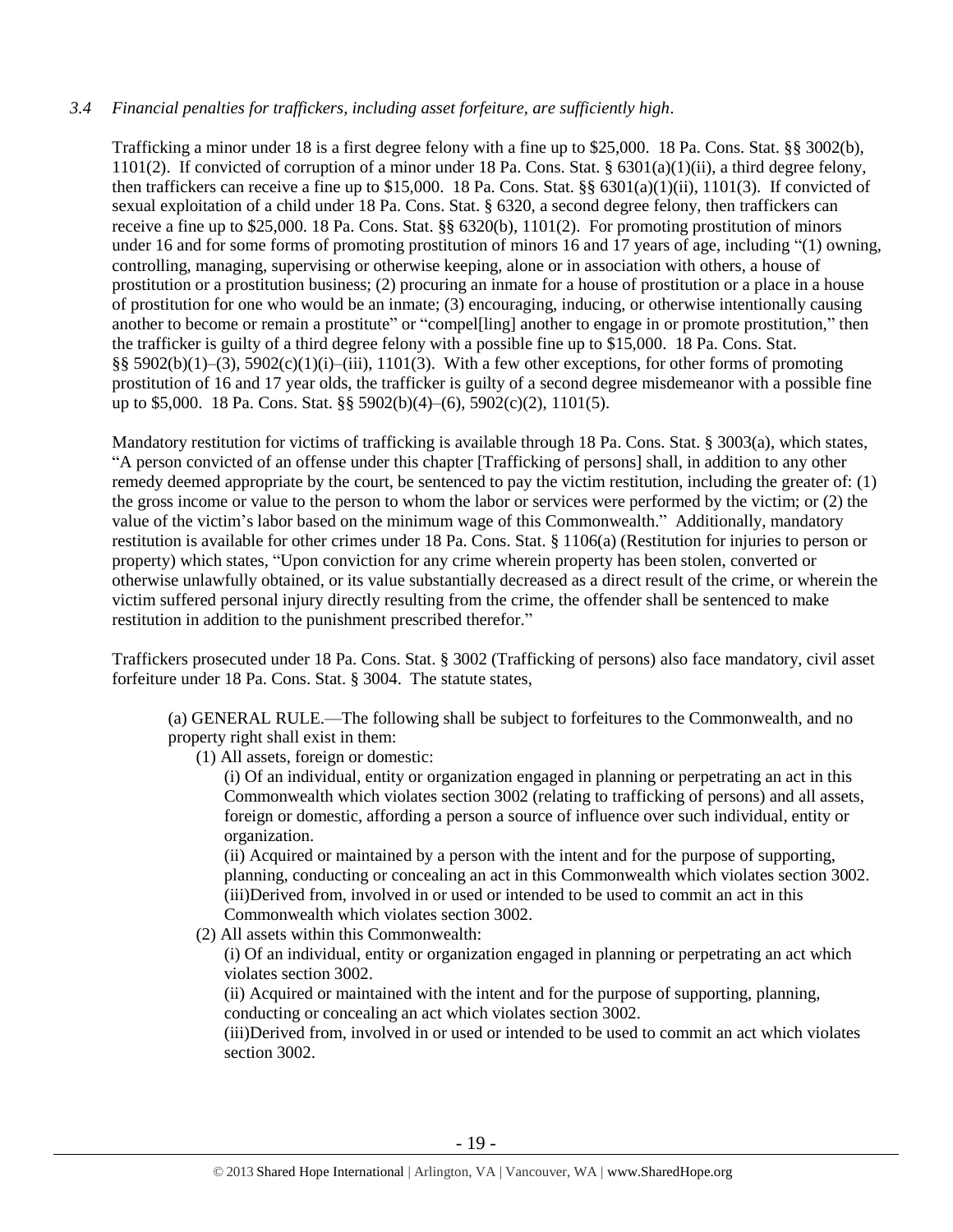*3.4 Financial penalties for traffickers, including asset forfeiture, are sufficiently high.*

Trafficking a minor under 18 is a first degree felony with a fine up to $25,000. 18 Pa. Cons. Stat. §§ 3002(b), 1101(2). If convicted of corruption of a minor under 18 Pa. Cons. Stat. § 6301(a)(1)(ii), a third degree felony, then traffickers can receive a fine up to $15,000. 18 Pa. Cons. Stat. §§ 6301(a)(1)(ii), 1101(3). If convicted of sexual exploitation of a child under 18 Pa. Cons. Stat. § 6320, a second degree felony, then traffickers can receive a fine up to $25,000. 18 Pa. Cons. Stat. §§ 6320(b), 1101(2). For promoting prostitution of minors under 16 and for some forms of promoting prostitution of minors 16 and 17 years of age, including "(1) owning, controlling, managing, supervising or otherwise keeping, alone or in association with others, a house of prostitution or a prostitution business; (2) procuring an inmate for a house of prostitution or a place in a house of prostitution for one who would be an inmate; (3) encouraging, inducing, or otherwise intentionally causing another to become or remain a prostitute" or "compel[ling] another to engage in or promote prostitution," then the trafficker is guilty of a third degree felony with a possible fine up to $15,000. 18 Pa. Cons. Stat. §§ 5902(b)(1)–(3), 5902(c)(1)(i)–(iii), 1101(3). With a few other exceptions, for other forms of promoting prostitution of 16 and 17 year olds, the trafficker is guilty of a second degree misdemeanor with a possible fine up to $5,000. 18 Pa. Cons. Stat. §§ 5902(b)(4)–(6), 5902(c)(2), 1101(5).

Mandatory restitution for victims of trafficking is available through 18 Pa. Cons. Stat. § 3003(a), which states, "A person convicted of an offense under this chapter [Trafficking of persons] shall, in addition to any other remedy deemed appropriate by the court, be sentenced to pay the victim restitution, including the greater of: (1) the gross income or value to the person to whom the labor or services were performed by the victim; or (2) the value of the victim's labor based on the minimum wage of this Commonwealth." Additionally, mandatory restitution is available for other crimes under 18 Pa. Cons. Stat. § 1106(a) (Restitution for injuries to person or property) which states, "Upon conviction for any crime wherein property has been stolen, converted or otherwise unlawfully obtained, or its value substantially decreased as a direct result of the crime, or wherein the victim suffered personal injury directly resulting from the crime, the offender shall be sentenced to make restitution in addition to the punishment prescribed therefor."

Traffickers prosecuted under 18 Pa. Cons. Stat. § 3002 (Trafficking of persons) also face mandatory, civil asset forfeiture under 18 Pa. Cons. Stat. § 3004. The statute states,

> (a) GENERAL RULE.—The following shall be subject to forfeitures to the Commonwealth, and no property right shall exist in them:
>
> (1) All assets, foreign or domestic:
>
> (i) Of an individual, entity or organization engaged in planning or perpetrating an act in this Commonwealth which violates section 3002 (relating to trafficking of persons) and all assets, foreign or domestic, affording a person a source of influence over such individual, entity or organization.
>
> (ii) Acquired or maintained by a person with the intent and for the purpose of supporting, planning, conducting or concealing an act in this Commonwealth which violates section 3002.
>
> (iii)Derived from, involved in or used or intended to be used to commit an act in this Commonwealth which violates section 3002.
>
> (2) All assets within this Commonwealth:
>
> (i) Of an individual, entity or organization engaged in planning or perpetrating an act which violates section 3002.
>
> (ii) Acquired or maintained with the intent and for the purpose of supporting, planning, conducting or concealing an act which violates section 3002.
>
> (iii)Derived from, involved in or used or intended to be used to commit an act which violates section 3002.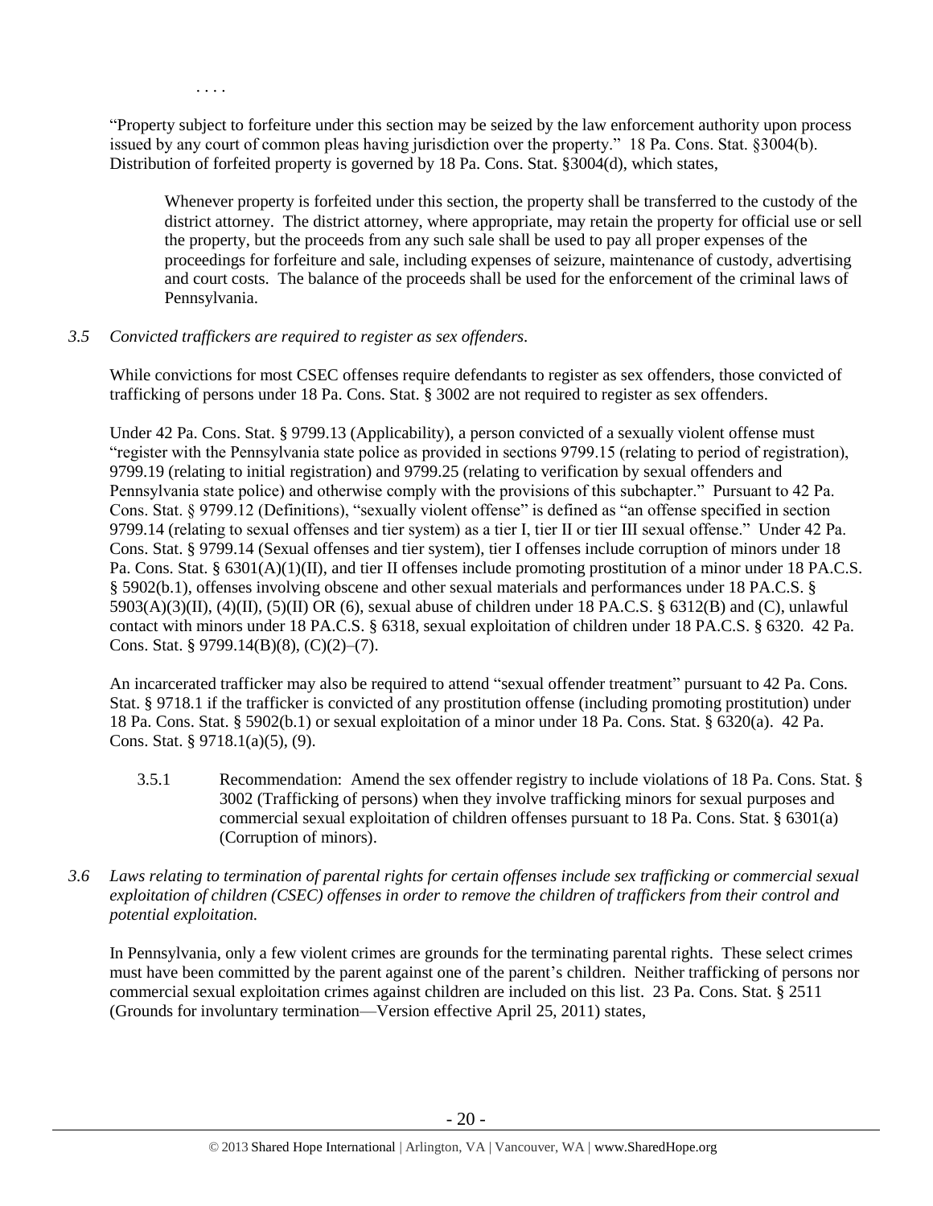. . . .

"Property subject to forfeiture under this section may be seized by the law enforcement authority upon process issued by any court of common pleas having jurisdiction over the property." 18 Pa. Cons. Stat. §3004(b). Distribution of forfeited property is governed by 18 Pa. Cons. Stat. §3004(d), which states,

> Whenever property is forfeited under this section, the property shall be transferred to the custody of the district attorney. The district attorney, where appropriate, may retain the property for official use or sell the property, but the proceeds from any such sale shall be used to pay all proper expenses of the proceedings for forfeiture and sale, including expenses of seizure, maintenance of custody, advertising and court costs. The balance of the proceeds shall be used for the enforcement of the criminal laws of Pennsylvania.

*3.5 Convicted traffickers are required to register as sex offenders.*

While convictions for most CSEC offenses require defendants to register as sex offenders, those convicted of trafficking of persons under 18 Pa. Cons. Stat. § 3002 are not required to register as sex offenders.

Under 42 Pa. Cons. Stat. § 9799.13 (Applicability), a person convicted of a sexually violent offense must "register with the Pennsylvania state police as provided in sections 9799.15 (relating to period of registration), 9799.19 (relating to initial registration) and 9799.25 (relating to verification by sexual offenders and Pennsylvania state police) and otherwise comply with the provisions of this subchapter." Pursuant to 42 Pa. Cons. Stat. § 9799.12 (Definitions), "sexually violent offense" is defined as "an offense specified in section 9799.14 (relating to sexual offenses and tier system) as a tier I, tier II or tier III sexual offense." Under 42 Pa. Cons. Stat. § 9799.14 (Sexual offenses and tier system), tier I offenses include corruption of minors under 18 Pa. Cons. Stat. § 6301(A)(1)(II), and tier II offenses include promoting prostitution of a minor under 18 PA.C.S. § 5902(b.1), offenses involving obscene and other sexual materials and performances under 18 PA.C.S. § 5903(A)(3)(II), (4)(II), (5)(II) OR (6), sexual abuse of children under 18 PA.C.S. § 6312(B) and (C), unlawful contact with minors under 18 PA.C.S. § 6318, sexual exploitation of children under 18 PA.C.S. § 6320. 42 Pa. Cons. Stat. § 9799.14(B)(8), (C)(2)–(7).

An incarcerated trafficker may also be required to attend "sexual offender treatment" pursuant to 42 Pa. Cons. Stat. § 9718.1 if the trafficker is convicted of any prostitution offense (including promoting prostitution) under 18 Pa. Cons. Stat. § 5902(b.1) or sexual exploitation of a minor under 18 Pa. Cons. Stat. § 6320(a). 42 Pa. Cons. Stat. § 9718.1(a)(5), (9).

3.5.1 Recommendation: Amend the sex offender registry to include violations of 18 Pa. Cons. Stat. § 3002 (Trafficking of persons) when they involve trafficking minors for sexual purposes and commercial sexual exploitation of children offenses pursuant to 18 Pa. Cons. Stat. § 6301(a) (Corruption of minors).

*3.6 Laws relating to termination of parental rights for certain offenses include sex trafficking or commercial sexual exploitation of children (CSEC) offenses in order to remove the children of traffickers from their control and potential exploitation.*

In Pennsylvania, only a few violent crimes are grounds for the terminating parental rights. These select crimes must have been committed by the parent against one of the parent's children. Neither trafficking of persons nor commercial sexual exploitation crimes against children are included on this list. 23 Pa. Cons. Stat. § 2511 (Grounds for involuntary termination—Version effective April 25, 2011) states,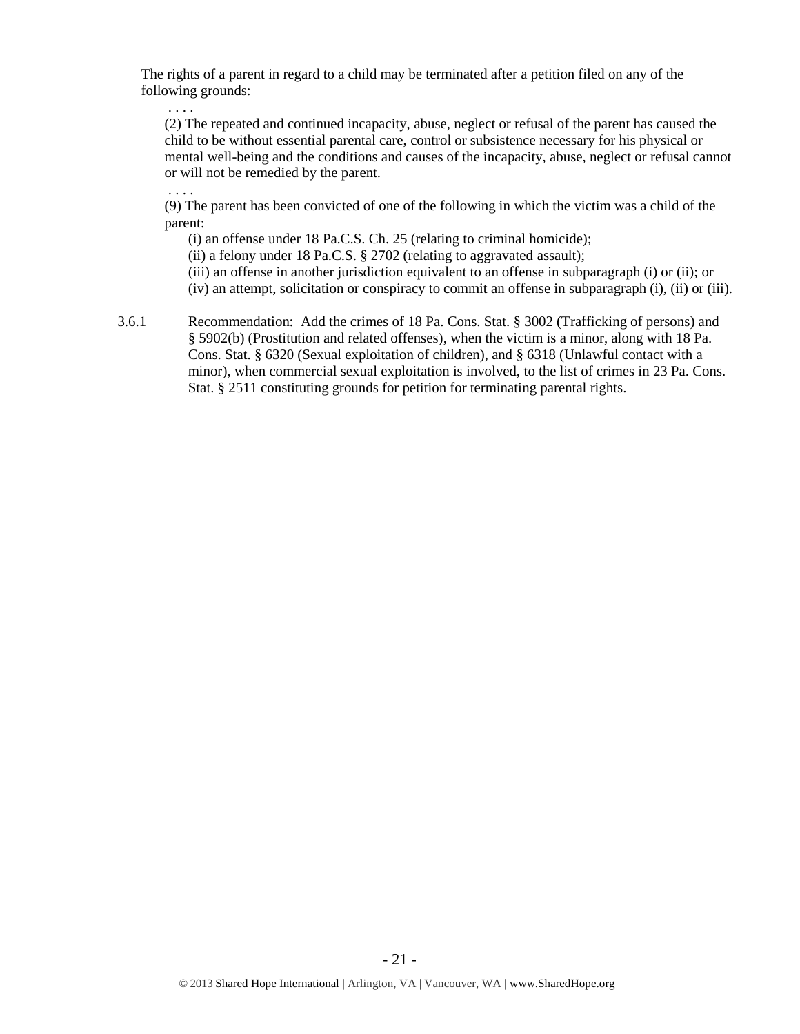The rights of a parent in regard to a child may be terminated after a petition filed on any of the following grounds:

. . . .

(2) The repeated and continued incapacity, abuse, neglect or refusal of the parent has caused the child to be without essential parental care, control or subsistence necessary for his physical or mental well-being and the conditions and causes of the incapacity, abuse, neglect or refusal cannot or will not be remedied by the parent.

. . . .

(9) The parent has been convicted of one of the following in which the victim was a child of the parent:

(i) an offense under 18 Pa.C.S. Ch. 25 (relating to criminal homicide);
(ii) a felony under 18 Pa.C.S. § 2702 (relating to aggravated assault);
(iii) an offense in another jurisdiction equivalent to an offense in subparagraph (i) or (ii); or
(iv) an attempt, solicitation or conspiracy to commit an offense in subparagraph (i), (ii) or (iii).

3.6.1 Recommendation: Add the crimes of 18 Pa. Cons. Stat. § 3002 (Trafficking of persons) and § 5902(b) (Prostitution and related offenses), when the victim is a minor, along with 18 Pa. Cons. Stat. § 6320 (Sexual exploitation of children), and § 6318 (Unlawful contact with a minor), when commercial sexual exploitation is involved, to the list of crimes in 23 Pa. Cons. Stat. § 2511 constituting grounds for petition for terminating parental rights.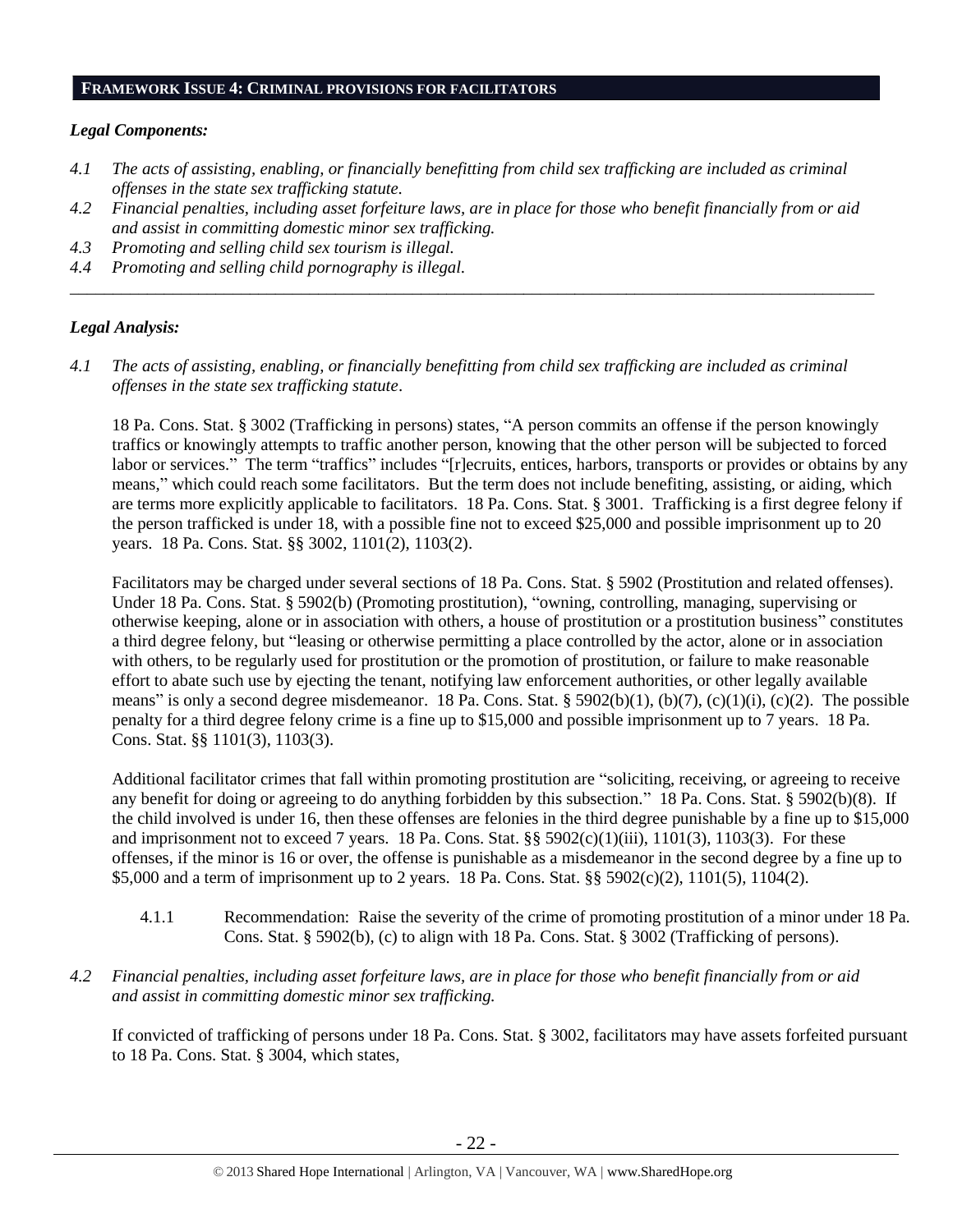## FRAMEWORK ISSUE 4: CRIMINAL PROVISIONS FOR FACILITATORS

### *Legal Components:*

*4.1 The acts of assisting, enabling, or financially benefitting from child sex trafficking are included as criminal offenses in the state sex trafficking statute.*

*4.2 Financial penalties, including asset forfeiture laws, are in place for those who benefit financially from or aid and assist in committing domestic minor sex trafficking.*

*4.3 Promoting and selling child sex tourism is illegal.*

*4.4 Promoting and selling child pornography is illegal.*

---

### *Legal Analysis:*

*4.1 The acts of assisting, enabling, or financially benefitting from child sex trafficking are included as criminal offenses in the state sex trafficking statute.*

18 Pa. Cons. Stat. § 3002 (Trafficking in persons) states, "A person commits an offense if the person knowingly traffics or knowingly attempts to traffic another person, knowing that the other person will be subjected to forced labor or services." The term "traffics" includes "[r]ecruits, entices, harbors, transports or provides or obtains by any means," which could reach some facilitators. But the term does not include benefiting, assisting, or aiding, which are terms more explicitly applicable to facilitators. 18 Pa. Cons. Stat. § 3001. Trafficking is a first degree felony if the person trafficked is under 18, with a possible fine not to exceed $25,000 and possible imprisonment up to 20 years. 18 Pa. Cons. Stat. §§ 3002, 1101(2), 1103(2).

Facilitators may be charged under several sections of 18 Pa. Cons. Stat. § 5902 (Prostitution and related offenses). Under 18 Pa. Cons. Stat. § 5902(b) (Promoting prostitution), "owning, controlling, managing, supervising or otherwise keeping, alone or in association with others, a house of prostitution or a prostitution business" constitutes a third degree felony, but "leasing or otherwise permitting a place controlled by the actor, alone or in association with others, to be regularly used for prostitution or the promotion of prostitution, or failure to make reasonable effort to abate such use by ejecting the tenant, notifying law enforcement authorities, or other legally available means" is only a second degree misdemeanor. 18 Pa. Cons. Stat. § 5902(b)(1), (b)(7), (c)(1)(i), (c)(2). The possible penalty for a third degree felony crime is a fine up to $15,000 and possible imprisonment up to 7 years. 18 Pa. Cons. Stat. §§ 1101(3), 1103(3).

Additional facilitator crimes that fall within promoting prostitution are "soliciting, receiving, or agreeing to receive any benefit for doing or agreeing to do anything forbidden by this subsection." 18 Pa. Cons. Stat. § 5902(b)(8). If the child involved is under 16, then these offenses are felonies in the third degree punishable by a fine up to $15,000 and imprisonment not to exceed 7 years. 18 Pa. Cons. Stat. §§ 5902(c)(1)(iii), 1101(3), 1103(3). For these offenses, if the minor is 16 or over, the offense is punishable as a misdemeanor in the second degree by a fine up to $5,000 and a term of imprisonment up to 2 years. 18 Pa. Cons. Stat. §§ 5902(c)(2), 1101(5), 1104(2).

4.1.1 Recommendation: Raise the severity of the crime of promoting prostitution of a minor under 18 Pa. Cons. Stat. § 5902(b), (c) to align with 18 Pa. Cons. Stat. § 3002 (Trafficking of persons).

*4.2 Financial penalties, including asset forfeiture laws, are in place for those who benefit financially from or aid and assist in committing domestic minor sex trafficking.*

If convicted of trafficking of persons under 18 Pa. Cons. Stat. § 3002, facilitators may have assets forfeited pursuant to 18 Pa. Cons. Stat. § 3004, which states,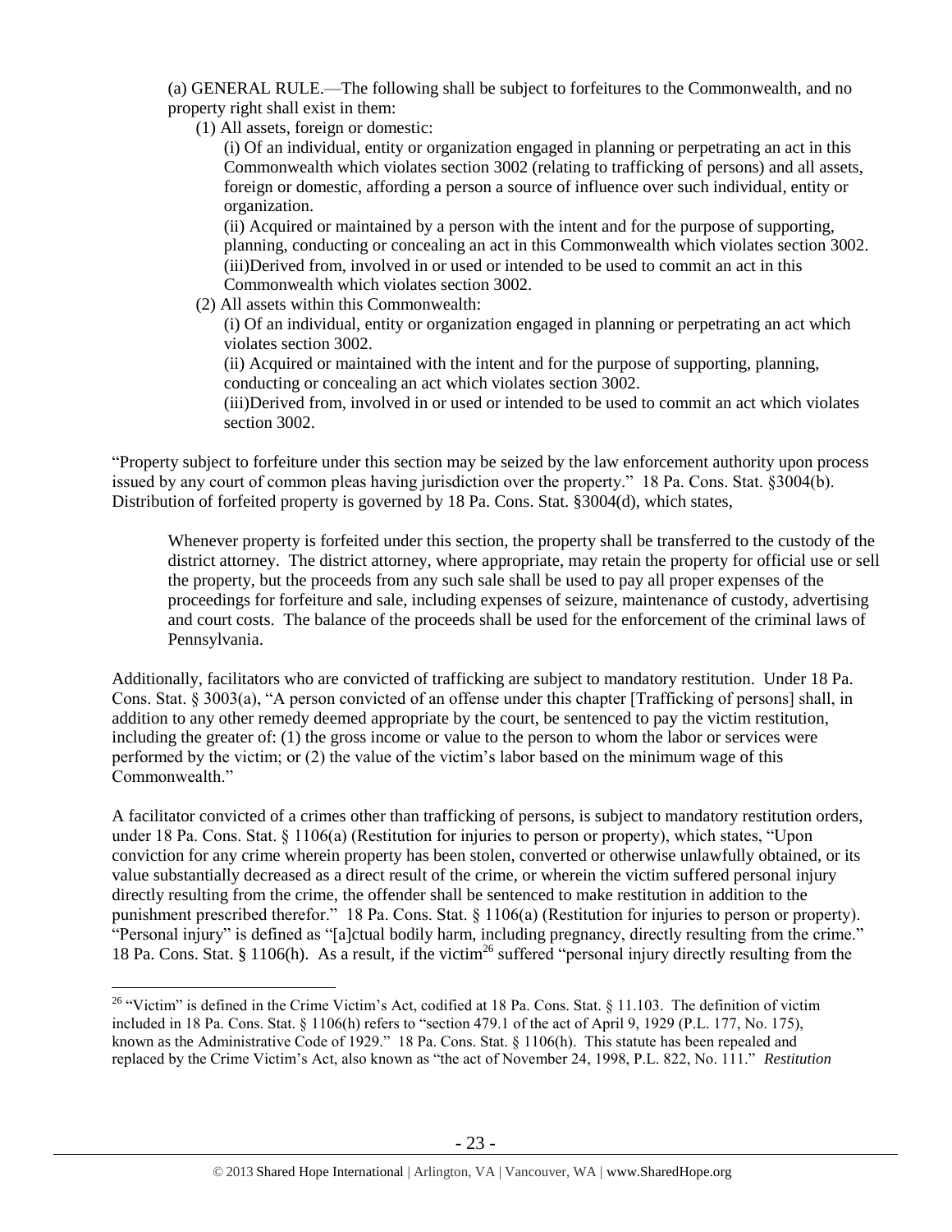(a) GENERAL RULE.—The following shall be subject to forfeitures to the Commonwealth, and no property right shall exist in them:

(1) All assets, foreign or domestic:

(i) Of an individual, entity or organization engaged in planning or perpetrating an act in this Commonwealth which violates section 3002 (relating to trafficking of persons) and all assets, foreign or domestic, affording a person a source of influence over such individual, entity or organization.

(ii) Acquired or maintained by a person with the intent and for the purpose of supporting, planning, conducting or concealing an act in this Commonwealth which violates section 3002.

(iii)Derived from, involved in or used or intended to be used to commit an act in this Commonwealth which violates section 3002.

(2) All assets within this Commonwealth:

(i) Of an individual, entity or organization engaged in planning or perpetrating an act which violates section 3002.

(ii) Acquired or maintained with the intent and for the purpose of supporting, planning, conducting or concealing an act which violates section 3002.

(iii)Derived from, involved in or used or intended to be used to commit an act which violates section 3002.

"Property subject to forfeiture under this section may be seized by the law enforcement authority upon process issued by any court of common pleas having jurisdiction over the property." 18 Pa. Cons. Stat. §3004(b). Distribution of forfeited property is governed by 18 Pa. Cons. Stat. §3004(d), which states,

> Whenever property is forfeited under this section, the property shall be transferred to the custody of the district attorney. The district attorney, where appropriate, may retain the property for official use or sell the property, but the proceeds from any such sale shall be used to pay all proper expenses of the proceedings for forfeiture and sale, including expenses of seizure, maintenance of custody, advertising and court costs. The balance of the proceeds shall be used for the enforcement of the criminal laws of Pennsylvania.

Additionally, facilitators who are convicted of trafficking are subject to mandatory restitution. Under 18 Pa. Cons. Stat. § 3003(a), "A person convicted of an offense under this chapter [Trafficking of persons] shall, in addition to any other remedy deemed appropriate by the court, be sentenced to pay the victim restitution, including the greater of: (1) the gross income or value to the person to whom the labor or services were performed by the victim; or (2) the value of the victim's labor based on the minimum wage of this Commonwealth."

A facilitator convicted of a crimes other than trafficking of persons, is subject to mandatory restitution orders, under 18 Pa. Cons. Stat. § 1106(a) (Restitution for injuries to person or property), which states, "Upon conviction for any crime wherein property has been stolen, converted or otherwise unlawfully obtained, or its value substantially decreased as a direct result of the crime, or wherein the victim suffered personal injury directly resulting from the crime, the offender shall be sentenced to make restitution in addition to the punishment prescribed therefor." 18 Pa. Cons. Stat. § 1106(a) (Restitution for injuries to person or property). "Personal injury" is defined as "[a]ctual bodily harm, including pregnancy, directly resulting from the crime." 18 Pa. Cons. Stat. § 1106(h). As a result, if the victim[26] suffered "personal injury directly resulting from the

[26] "Victim" is defined in the Crime Victim's Act, codified at 18 Pa. Cons. Stat. § 11.103. The definition of victim included in 18 Pa. Cons. Stat. § 1106(h) refers to "section 479.1 of the act of April 9, 1929 (P.L. 177, No. 175), known as the Administrative Code of 1929." 18 Pa. Cons. Stat. § 1106(h). This statute has been repealed and replaced by the Crime Victim's Act, also known as "the act of November 24, 1998, P.L. 822, No. 111." *Restitution*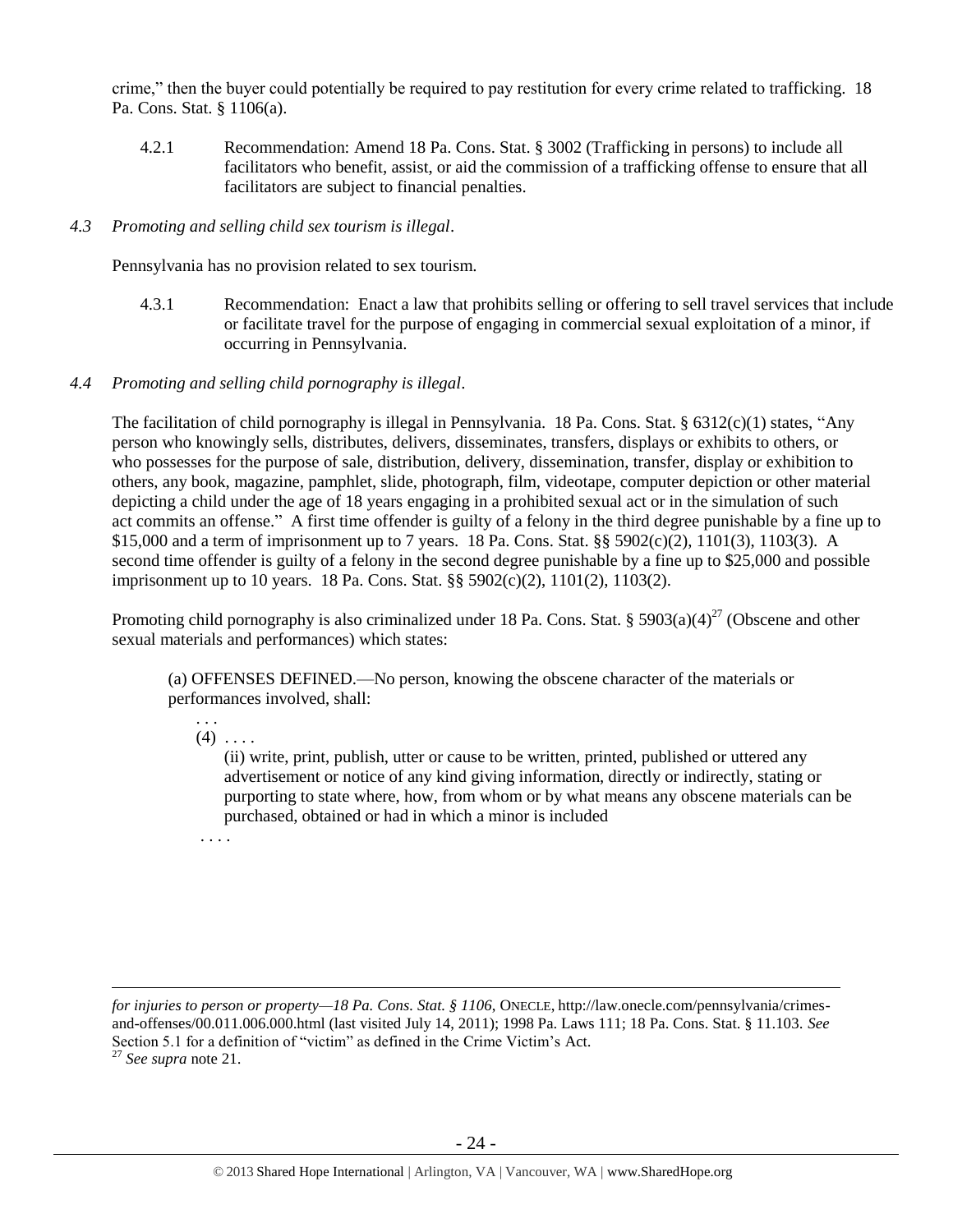crime," then the buyer could potentially be required to pay restitution for every crime related to trafficking. 18 Pa. Cons. Stat. § 1106(a).

4.2.1 Recommendation: Amend 18 Pa. Cons. Stat. § 3002 (Trafficking in persons) to include all facilitators who benefit, assist, or aid the commission of a trafficking offense to ensure that all facilitators are subject to financial penalties.

*4.3 Promoting and selling child sex tourism is illegal*.

Pennsylvania has no provision related to sex tourism.

4.3.1 Recommendation: Enact a law that prohibits selling or offering to sell travel services that include or facilitate travel for the purpose of engaging in commercial sexual exploitation of a minor, if occurring in Pennsylvania.

*4.4 Promoting and selling child pornography is illegal*.

The facilitation of child pornography is illegal in Pennsylvania. 18 Pa. Cons. Stat. § 6312(c)(1) states, "Any person who knowingly sells, distributes, delivers, disseminates, transfers, displays or exhibits to others, or who possesses for the purpose of sale, distribution, delivery, dissemination, transfer, display or exhibition to others, any book, magazine, pamphlet, slide, photograph, film, videotape, computer depiction or other material depicting a child under the age of 18 years engaging in a prohibited sexual act or in the simulation of such act commits an offense." A first time offender is guilty of a felony in the third degree punishable by a fine up to $15,000 and a term of imprisonment up to 7 years. 18 Pa. Cons. Stat. §§ 5902(c)(2), 1101(3), 1103(3). A second time offender is guilty of a felony in the second degree punishable by a fine up to $25,000 and possible imprisonment up to 10 years. 18 Pa. Cons. Stat. §§ 5902(c)(2), 1101(2), 1103(2).

Promoting child pornography is also criminalized under 18 Pa. Cons. Stat. § 5903(a)(4)[27] (Obscene and other sexual materials and performances) which states:

> (a) OFFENSES DEFINED.—No person, knowing the obscene character of the materials or performances involved, shall:
>
> . . .
>
> (4) . . . .
>
> (ii) write, print, publish, utter or cause to be written, printed, published or uttered any advertisement or notice of any kind giving information, directly or indirectly, stating or purporting to state where, how, from whom or by what means any obscene materials can be purchased, obtained or had in which a minor is included
>
> . . . .

---

*for injuries to person or property—18 Pa. Cons. Stat. § 1106*, ONECLE, http://law.onecle.com/pennsylvania/crimes-and-offenses/00.011.006.000.html (last visited July 14, 2011); 1998 Pa. Laws 111; 18 Pa. Cons. Stat. § 11.103. *See* Section 5.1 for a definition of "victim" as defined in the Crime Victim's Act.

[27] *See supra* note 21.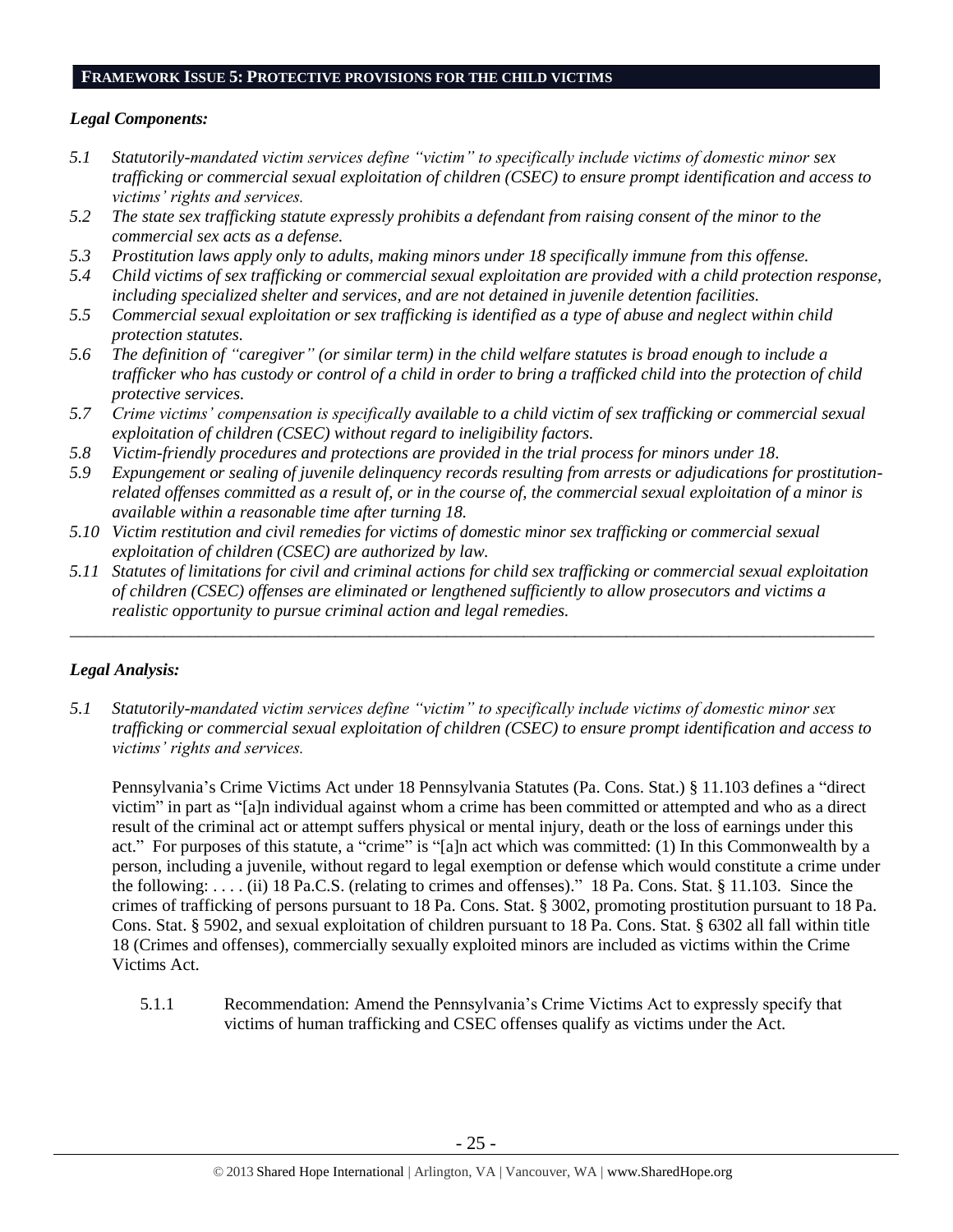## FRAMEWORK ISSUE 5: PROTECTIVE PROVISIONS FOR THE CHILD VICTIMS

### *Legal Components:*

*5.1 Statutorily-mandated victim services define "victim" to specifically include victims of domestic minor sex trafficking or commercial sexual exploitation of children (CSEC) to ensure prompt identification and access to victims' rights and services.*

*5.2 The state sex trafficking statute expressly prohibits a defendant from raising consent of the minor to the commercial sex acts as a defense.*

*5.3 Prostitution laws apply only to adults, making minors under 18 specifically immune from this offense.*

*5.4 Child victims of sex trafficking or commercial sexual exploitation are provided with a child protection response, including specialized shelter and services, and are not detained in juvenile detention facilities.*

*5.5 Commercial sexual exploitation or sex trafficking is identified as a type of abuse and neglect within child protection statutes.*

*5.6 The definition of "caregiver" (or similar term) in the child welfare statutes is broad enough to include a trafficker who has custody or control of a child in order to bring a trafficked child into the protection of child protective services.*

*5.7 Crime victims' compensation is specifically available to a child victim of sex trafficking or commercial sexual exploitation of children (CSEC) without regard to ineligibility factors.*

*5.8 Victim-friendly procedures and protections are provided in the trial process for minors under 18.*

*5.9 Expungement or sealing of juvenile delinquency records resulting from arrests or adjudications for prostitution-related offenses committed as a result of, or in the course of, the commercial sexual exploitation of a minor is available within a reasonable time after turning 18.*

*5.10 Victim restitution and civil remedies for victims of domestic minor sex trafficking or commercial sexual exploitation of children (CSEC) are authorized by law.*

*5.11 Statutes of limitations for civil and criminal actions for child sex trafficking or commercial sexual exploitation of children (CSEC) offenses are eliminated or lengthened sufficiently to allow prosecutors and victims a realistic opportunity to pursue criminal action and legal remedies.*

---

### *Legal Analysis:*

*5.1 Statutorily-mandated victim services define "victim" to specifically include victims of domestic minor sex trafficking or commercial sexual exploitation of children (CSEC) to ensure prompt identification and access to victims' rights and services.*

Pennsylvania's Crime Victims Act under 18 Pennsylvania Statutes (Pa. Cons. Stat.) § 11.103 defines a "direct victim" in part as "[a]n individual against whom a crime has been committed or attempted and who as a direct result of the criminal act or attempt suffers physical or mental injury, death or the loss of earnings under this act." For purposes of this statute, a "crime" is "[a]n act which was committed: (1) In this Commonwealth by a person, including a juvenile, without regard to legal exemption or defense which would constitute a crime under the following: . . . . (ii) 18 Pa.C.S. (relating to crimes and offenses)." 18 Pa. Cons. Stat. § 11.103. Since the crimes of trafficking of persons pursuant to 18 Pa. Cons. Stat. § 3002, promoting prostitution pursuant to 18 Pa. Cons. Stat. § 5902, and sexual exploitation of children pursuant to 18 Pa. Cons. Stat. § 6302 all fall within title 18 (Crimes and offenses), commercially sexually exploited minors are included as victims within the Crime Victims Act.

5.1.1 Recommendation: Amend the Pennsylvania's Crime Victims Act to expressly specify that victims of human trafficking and CSEC offenses qualify as victims under the Act.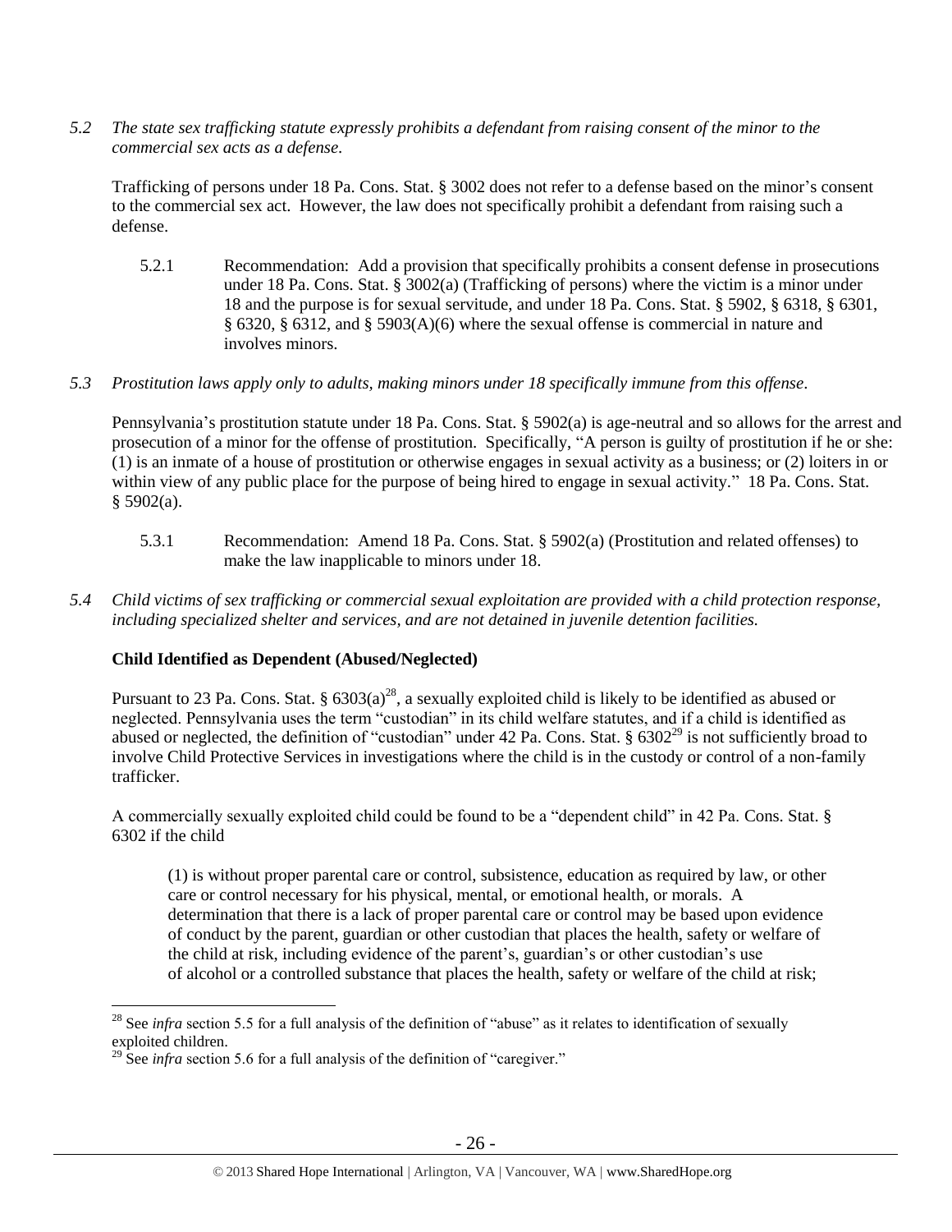*5.2 The state sex trafficking statute expressly prohibits a defendant from raising consent of the minor to the commercial sex acts as a defense.*

Trafficking of persons under 18 Pa. Cons. Stat. § 3002 does not refer to a defense based on the minor's consent to the commercial sex act. However, the law does not specifically prohibit a defendant from raising such a defense.

> 5.2.1 Recommendation: Add a provision that specifically prohibits a consent defense in prosecutions under 18 Pa. Cons. Stat. § 3002(a) (Trafficking of persons) where the victim is a minor under 18 and the purpose is for sexual servitude, and under 18 Pa. Cons. Stat. § 5902, § 6318, § 6301, § 6320, § 6312, and § 5903(A)(6) where the sexual offense is commercial in nature and involves minors.

*5.3 Prostitution laws apply only to adults, making minors under 18 specifically immune from this offense.*

Pennsylvania's prostitution statute under 18 Pa. Cons. Stat. § 5902(a) is age-neutral and so allows for the arrest and prosecution of a minor for the offense of prostitution. Specifically, "A person is guilty of prostitution if he or she: (1) is an inmate of a house of prostitution or otherwise engages in sexual activity as a business; or (2) loiters in or within view of any public place for the purpose of being hired to engage in sexual activity." 18 Pa. Cons. Stat. § 5902(a).

> 5.3.1 Recommendation: Amend 18 Pa. Cons. Stat. § 5902(a) (Prostitution and related offenses) to make the law inapplicable to minors under 18.

*5.4 Child victims of sex trafficking or commercial sexual exploitation are provided with a child protection response, including specialized shelter and services, and are not detained in juvenile detention facilities.*

**Child Identified as Dependent (Abused/Neglected)**

Pursuant to 23 Pa. Cons. Stat. § 6303(a)[28], a sexually exploited child is likely to be identified as abused or neglected. Pennsylvania uses the term "custodian" in its child welfare statutes, and if a child is identified as abused or neglected, the definition of "custodian" under 42 Pa. Cons. Stat. § 6302[29] is not sufficiently broad to involve Child Protective Services in investigations where the child is in the custody or control of a non-family trafficker.

A commercially sexually exploited child could be found to be a "dependent child" in 42 Pa. Cons. Stat. § 6302 if the child

> (1) is without proper parental care or control, subsistence, education as required by law, or other care or control necessary for his physical, mental, or emotional health, or morals. A determination that there is a lack of proper parental care or control may be based upon evidence of conduct by the parent, guardian or other custodian that places the health, safety or welfare of the child at risk, including evidence of the parent's, guardian's or other custodian's use of alcohol or a controlled substance that places the health, safety or welfare of the child at risk;

---

[28] See *infra* section 5.5 for a full analysis of the definition of "abuse" as it relates to identification of sexually exploited children.

[29] See *infra* section 5.6 for a full analysis of the definition of "caregiver."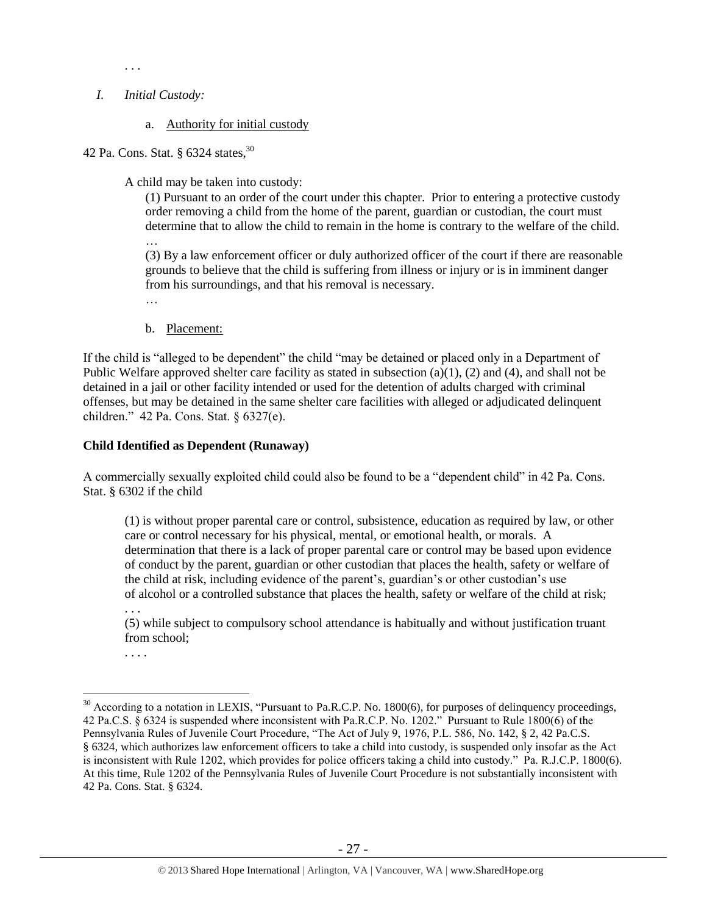. . .

*I. Initial Custody:*

a. Authority for initial custody

42 Pa. Cons. Stat. § 6324 states,[30]

> A child may be taken into custody:
>
> (1) Pursuant to an order of the court under this chapter. Prior to entering a protective custody order removing a child from the home of the parent, guardian or custodian, the court must determine that to allow the child to remain in the home is contrary to the welfare of the child.
>
> …
>
> (3) By a law enforcement officer or duly authorized officer of the court if there are reasonable grounds to believe that the child is suffering from illness or injury or is in imminent danger from his surroundings, and that his removal is necessary.
>
> …

b. Placement:

If the child is "alleged to be dependent" the child "may be detained or placed only in a Department of Public Welfare approved shelter care facility as stated in subsection (a)(1), (2) and (4), and shall not be detained in a jail or other facility intended or used for the detention of adults charged with criminal offenses, but may be detained in the same shelter care facilities with alleged or adjudicated delinquent children." 42 Pa. Cons. Stat. § 6327(e).

**Child Identified as Dependent (Runaway)**

A commercially sexually exploited child could also be found to be a "dependent child" in 42 Pa. Cons. Stat. § 6302 if the child

> (1) is without proper parental care or control, subsistence, education as required by law, or other care or control necessary for his physical, mental, or emotional health, or morals. A determination that there is a lack of proper parental care or control may be based upon evidence of conduct by the parent, guardian or other custodian that places the health, safety or welfare of the child at risk, including evidence of the parent's, guardian's or other custodian's use of alcohol or a controlled substance that places the health, safety or welfare of the child at risk;
>
> . . .
>
> (5) while subject to compulsory school attendance is habitually and without justification truant from school;
>
> . . . .

---

[30] According to a notation in LEXIS, "Pursuant to Pa.R.C.P. No. 1800(6), for purposes of delinquency proceedings, 42 Pa.C.S. § 6324 is suspended where inconsistent with Pa.R.C.P. No. 1202." Pursuant to Rule 1800(6) of the Pennsylvania Rules of Juvenile Court Procedure, "The Act of July 9, 1976, P.L. 586, No. 142, § 2, 42 Pa.C.S. § 6324, which authorizes law enforcement officers to take a child into custody, is suspended only insofar as the Act is inconsistent with Rule 1202, which provides for police officers taking a child into custody." Pa. R.J.C.P. 1800(6). At this time, Rule 1202 of the Pennsylvania Rules of Juvenile Court Procedure is not substantially inconsistent with 42 Pa. Cons. Stat. § 6324.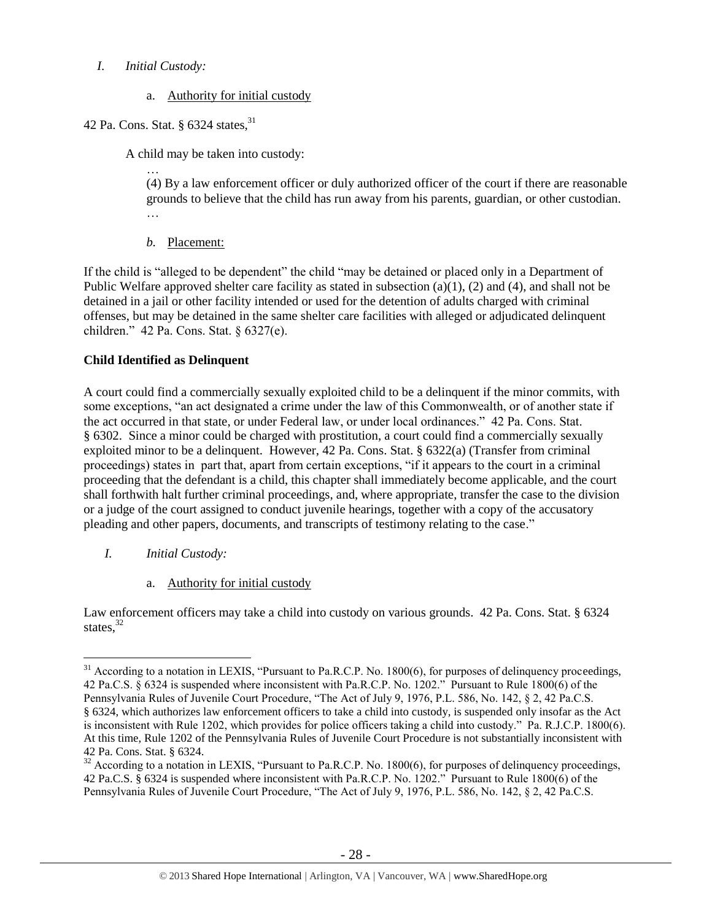*I. Initial Custody:*

a. Authority for initial custody

42 Pa. Cons. Stat. § 6324 states,[31]

> A child may be taken into custody:
>
> …
>
> (4) By a law enforcement officer or duly authorized officer of the court if there are reasonable grounds to believe that the child has run away from his parents, guardian, or other custodian.
>
> …

*b.* Placement:

If the child is "alleged to be dependent" the child "may be detained or placed only in a Department of Public Welfare approved shelter care facility as stated in subsection (a)(1), (2) and (4), and shall not be detained in a jail or other facility intended or used for the detention of adults charged with criminal offenses, but may be detained in the same shelter care facilities with alleged or adjudicated delinquent children." 42 Pa. Cons. Stat. § 6327(e).

**Child Identified as Delinquent**

A court could find a commercially sexually exploited child to be a delinquent if the minor commits, with some exceptions, "an act designated a crime under the law of this Commonwealth, or of another state if the act occurred in that state, or under Federal law, or under local ordinances." 42 Pa. Cons. Stat. § 6302. Since a minor could be charged with prostitution, a court could find a commercially sexually exploited minor to be a delinquent. However, 42 Pa. Cons. Stat. § 6322(a) (Transfer from criminal proceedings) states in part that, apart from certain exceptions, "if it appears to the court in a criminal proceeding that the defendant is a child, this chapter shall immediately become applicable, and the court shall forthwith halt further criminal proceedings, and, where appropriate, transfer the case to the division or a judge of the court assigned to conduct juvenile hearings, together with a copy of the accusatory pleading and other papers, documents, and transcripts of testimony relating to the case."

*I. Initial Custody:*

a. Authority for initial custody

Law enforcement officers may take a child into custody on various grounds. 42 Pa. Cons. Stat. § 6324 states,[32]

---

[31] According to a notation in LEXIS, "Pursuant to Pa.R.C.P. No. 1800(6), for purposes of delinquency proceedings, 42 Pa.C.S. § 6324 is suspended where inconsistent with Pa.R.C.P. No. 1202." Pursuant to Rule 1800(6) of the Pennsylvania Rules of Juvenile Court Procedure, "The Act of July 9, 1976, P.L. 586, No. 142, § 2, 42 Pa.C.S. § 6324, which authorizes law enforcement officers to take a child into custody, is suspended only insofar as the Act is inconsistent with Rule 1202, which provides for police officers taking a child into custody." Pa. R.J.C.P. 1800(6). At this time, Rule 1202 of the Pennsylvania Rules of Juvenile Court Procedure is not substantially inconsistent with 42 Pa. Cons. Stat. § 6324.

[32] According to a notation in LEXIS, "Pursuant to Pa.R.C.P. No. 1800(6), for purposes of delinquency proceedings, 42 Pa.C.S. § 6324 is suspended where inconsistent with Pa.R.C.P. No. 1202." Pursuant to Rule 1800(6) of the Pennsylvania Rules of Juvenile Court Procedure, "The Act of July 9, 1976, P.L. 586, No. 142, § 2, 42 Pa.C.S.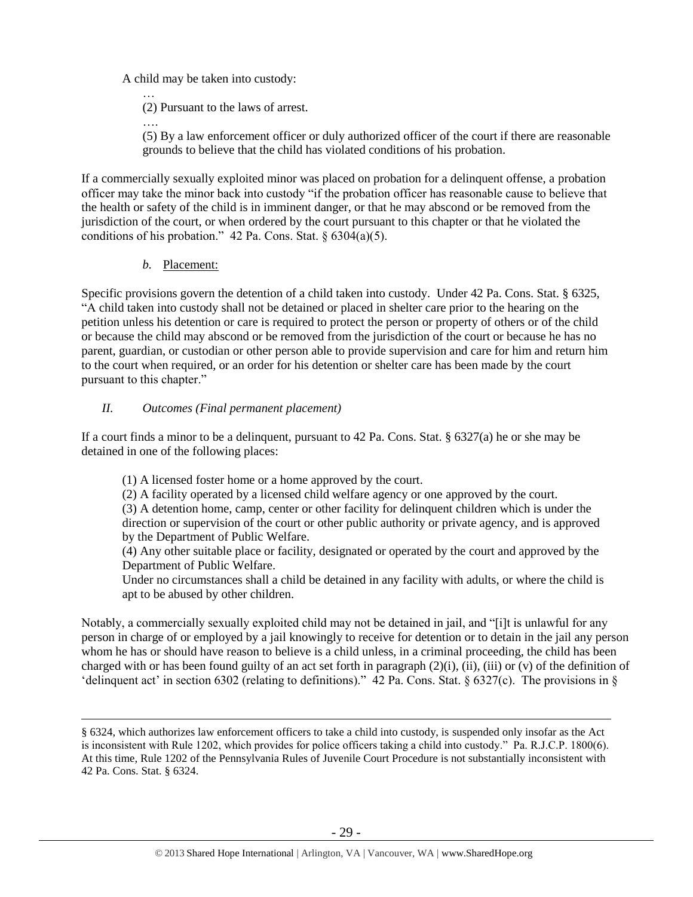A child may be taken into custody:

> …
> (2) Pursuant to the laws of arrest.
> ….
> (5) By a law enforcement officer or duly authorized officer of the court if there are reasonable grounds to believe that the child has violated conditions of his probation.

If a commercially sexually exploited minor was placed on probation for a delinquent offense, a probation officer may take the minor back into custody "if the probation officer has reasonable cause to believe that the health or safety of the child is in imminent danger, or that he may abscond or be removed from the jurisdiction of the court, or when ordered by the court pursuant to this chapter or that he violated the conditions of his probation." 42 Pa. Cons. Stat. § 6304(a)(5).

*b.* Placement:

Specific provisions govern the detention of a child taken into custody. Under 42 Pa. Cons. Stat. § 6325, "A child taken into custody shall not be detained or placed in shelter care prior to the hearing on the petition unless his detention or care is required to protect the person or property of others or of the child or because the child may abscond or be removed from the jurisdiction of the court or because he has no parent, guardian, or custodian or other person able to provide supervision and care for him and return him to the court when required, or an order for his detention or shelter care has been made by the court pursuant to this chapter."

## *II. Outcomes (Final permanent placement)*

If a court finds a minor to be a delinquent, pursuant to 42 Pa. Cons. Stat. § 6327(a) he or she may be detained in one of the following places:

> (1) A licensed foster home or a home approved by the court.
> (2) A facility operated by a licensed child welfare agency or one approved by the court.
> (3) A detention home, camp, center or other facility for delinquent children which is under the direction or supervision of the court or other public authority or private agency, and is approved by the Department of Public Welfare.
> (4) Any other suitable place or facility, designated or operated by the court and approved by the Department of Public Welfare.
> Under no circumstances shall a child be detained in any facility with adults, or where the child is apt to be abused by other children.

Notably, a commercially sexually exploited child may not be detained in jail, and "[i]t is unlawful for any person in charge of or employed by a jail knowingly to receive for detention or to detain in the jail any person whom he has or should have reason to believe is a child unless, in a criminal proceeding, the child has been charged with or has been found guilty of an act set forth in paragraph (2)(i), (ii), (iii) or (v) of the definition of 'delinquent act' in section 6302 (relating to definitions)." 42 Pa. Cons. Stat. § 6327(c). The provisions in §

---

§ 6324, which authorizes law enforcement officers to take a child into custody, is suspended only insofar as the Act is inconsistent with Rule 1202, which provides for police officers taking a child into custody." Pa. R.J.C.P. 1800(6). At this time, Rule 1202 of the Pennsylvania Rules of Juvenile Court Procedure is not substantially inconsistent with 42 Pa. Cons. Stat. § 6324.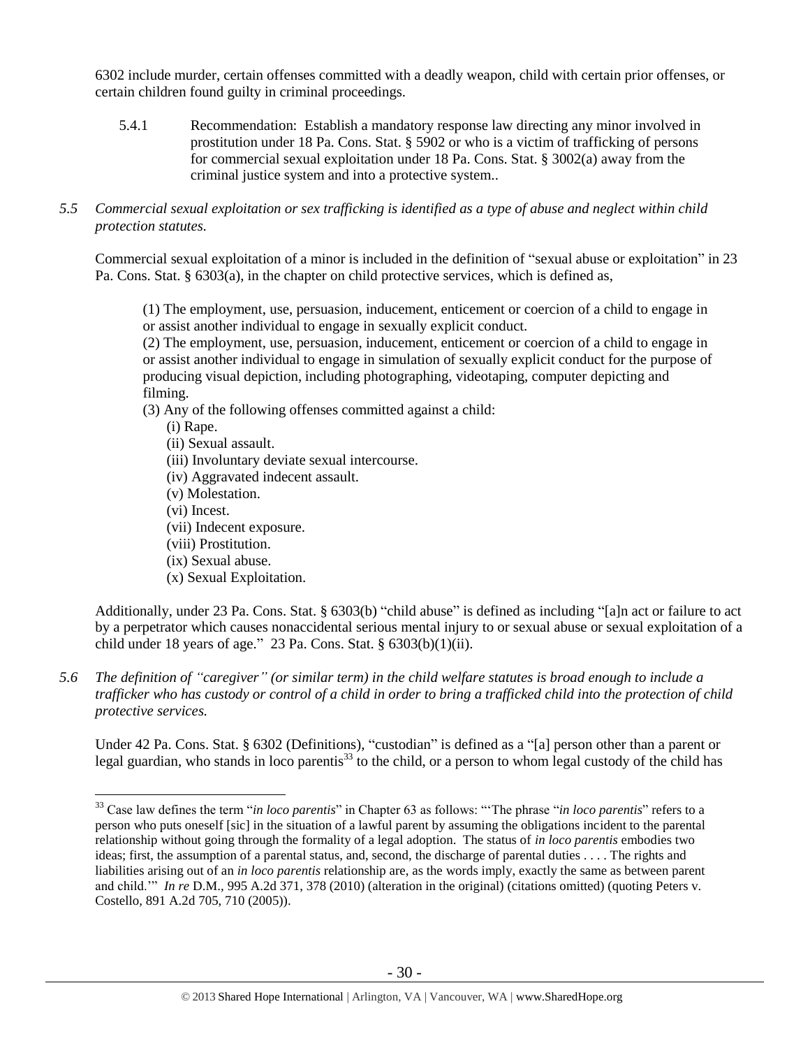6302 include murder, certain offenses committed with a deadly weapon, child with certain prior offenses, or certain children found guilty in criminal proceedings.

5.4.1 Recommendation: Establish a mandatory response law directing any minor involved in prostitution under 18 Pa. Cons. Stat. § 5902 or who is a victim of trafficking of persons for commercial sexual exploitation under 18 Pa. Cons. Stat. § 3002(a) away from the criminal justice system and into a protective system..

*5.5 Commercial sexual exploitation or sex trafficking is identified as a type of abuse and neglect within child protection statutes.*

Commercial sexual exploitation of a minor is included in the definition of "sexual abuse or exploitation" in 23 Pa. Cons. Stat. § 6303(a), in the chapter on child protective services, which is defined as,

> (1) The employment, use, persuasion, inducement, enticement or coercion of a child to engage in or assist another individual to engage in sexually explicit conduct.
> (2) The employment, use, persuasion, inducement, enticement or coercion of a child to engage in or assist another individual to engage in simulation of sexually explicit conduct for the purpose of producing visual depiction, including photographing, videotaping, computer depicting and filming.
> (3) Any of the following offenses committed against a child:
> (i) Rape.
> (ii) Sexual assault.
> (iii) Involuntary deviate sexual intercourse.
> (iv) Aggravated indecent assault.
> (v) Molestation.
> (vi) Incest.
> (vii) Indecent exposure.
> (viii) Prostitution.
> (ix) Sexual abuse.
> (x) Sexual Exploitation.

Additionally, under 23 Pa. Cons. Stat. § 6303(b) "child abuse" is defined as including "[a]n act or failure to act by a perpetrator which causes nonaccidental serious mental injury to or sexual abuse or sexual exploitation of a child under 18 years of age." 23 Pa. Cons. Stat. § 6303(b)(1)(ii).

*5.6 The definition of "caregiver" (or similar term) in the child welfare statutes is broad enough to include a trafficker who has custody or control of a child in order to bring a trafficked child into the protection of child protective services.*

Under 42 Pa. Cons. Stat. § 6302 (Definitions), "custodian" is defined as a "[a] person other than a parent or legal guardian, who stands in loco parentis[33] to the child, or a person to whom legal custody of the child has

---

[33] Case law defines the term "*in loco parentis*" in Chapter 63 as follows: "'The phrase "*in loco parentis*" refers to a person who puts oneself [sic] in the situation of a lawful parent by assuming the obligations incident to the parental relationship without going through the formality of a legal adoption. The status of *in loco parentis* embodies two ideas; first, the assumption of a parental status, and, second, the discharge of parental duties . . . . The rights and liabilities arising out of an *in loco parentis* relationship are, as the words imply, exactly the same as between parent and child.'" *In re* D.M., 995 A.2d 371, 378 (2010) (alteration in the original) (citations omitted) (quoting Peters v. Costello, 891 A.2d 705, 710 (2005)).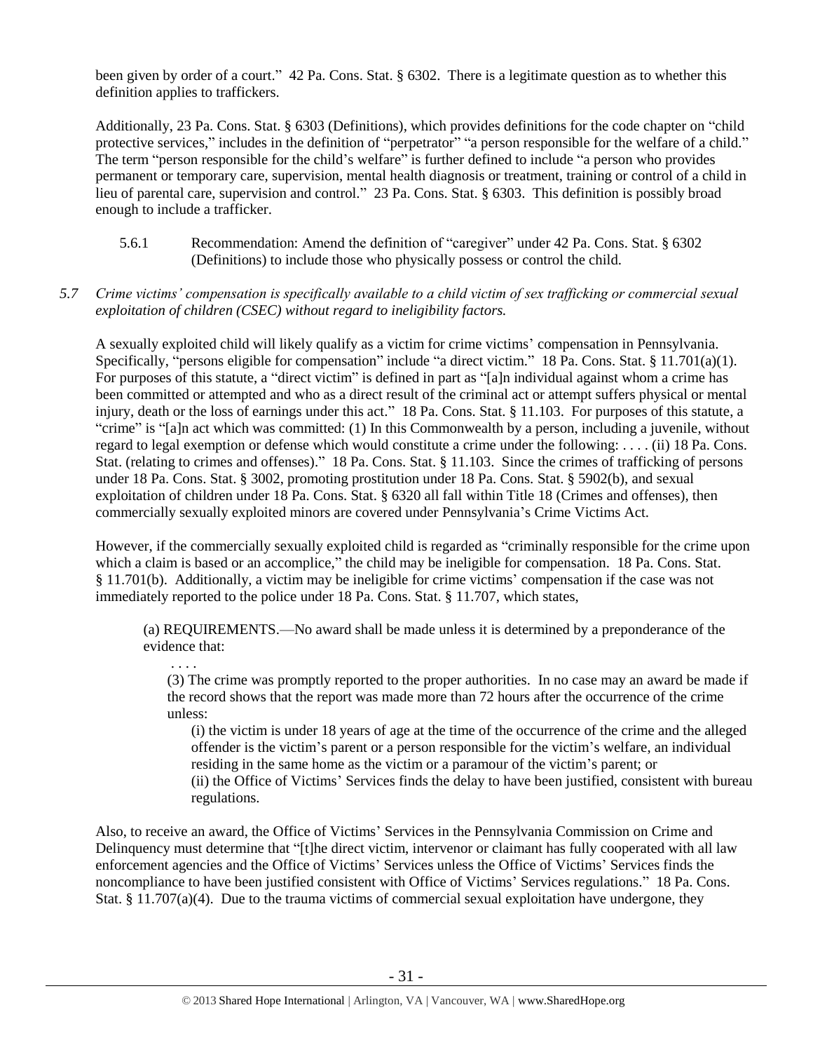been given by order of a court." 42 Pa. Cons. Stat. § 6302. There is a legitimate question as to whether this definition applies to traffickers.

Additionally, 23 Pa. Cons. Stat. § 6303 (Definitions), which provides definitions for the code chapter on "child protective services," includes in the definition of "perpetrator" "a person responsible for the welfare of a child." The term "person responsible for the child's welfare" is further defined to include "a person who provides permanent or temporary care, supervision, mental health diagnosis or treatment, training or control of a child in lieu of parental care, supervision and control." 23 Pa. Cons. Stat. § 6303. This definition is possibly broad enough to include a trafficker.

5.6.1 Recommendation: Amend the definition of "caregiver" under 42 Pa. Cons. Stat. § 6302 (Definitions) to include those who physically possess or control the child.

*5.7 Crime victims' compensation is specifically available to a child victim of sex trafficking or commercial sexual exploitation of children (CSEC) without regard to ineligibility factors.*

A sexually exploited child will likely qualify as a victim for crime victims' compensation in Pennsylvania. Specifically, "persons eligible for compensation" include "a direct victim." 18 Pa. Cons. Stat. § 11.701(a)(1). For purposes of this statute, a "direct victim" is defined in part as "[a]n individual against whom a crime has been committed or attempted and who as a direct result of the criminal act or attempt suffers physical or mental injury, death or the loss of earnings under this act." 18 Pa. Cons. Stat. § 11.103. For purposes of this statute, a "crime" is "[a]n act which was committed: (1) In this Commonwealth by a person, including a juvenile, without regard to legal exemption or defense which would constitute a crime under the following: . . . . (ii) 18 Pa. Cons. Stat. (relating to crimes and offenses)." 18 Pa. Cons. Stat. § 11.103. Since the crimes of trafficking of persons under 18 Pa. Cons. Stat. § 3002, promoting prostitution under 18 Pa. Cons. Stat. § 5902(b), and sexual exploitation of children under 18 Pa. Cons. Stat. § 6320 all fall within Title 18 (Crimes and offenses), then commercially sexually exploited minors are covered under Pennsylvania's Crime Victims Act.

However, if the commercially sexually exploited child is regarded as "criminally responsible for the crime upon which a claim is based or an accomplice," the child may be ineligible for compensation. 18 Pa. Cons. Stat. § 11.701(b). Additionally, a victim may be ineligible for crime victims' compensation if the case was not immediately reported to the police under 18 Pa. Cons. Stat. § 11.707, which states,

> (a) REQUIREMENTS.—No award shall be made unless it is determined by a preponderance of the evidence that:
>
> . . . .
>
> (3) The crime was promptly reported to the proper authorities. In no case may an award be made if the record shows that the report was made more than 72 hours after the occurrence of the crime unless:
>
> (i) the victim is under 18 years of age at the time of the occurrence of the crime and the alleged offender is the victim's parent or a person responsible for the victim's welfare, an individual residing in the same home as the victim or a paramour of the victim's parent; or
>
> (ii) the Office of Victims' Services finds the delay to have been justified, consistent with bureau regulations.

Also, to receive an award, the Office of Victims' Services in the Pennsylvania Commission on Crime and Delinquency must determine that "[t]he direct victim, intervenor or claimant has fully cooperated with all law enforcement agencies and the Office of Victims' Services unless the Office of Victims' Services finds the noncompliance to have been justified consistent with Office of Victims' Services regulations." 18 Pa. Cons. Stat. § 11.707(a)(4). Due to the trauma victims of commercial sexual exploitation have undergone, they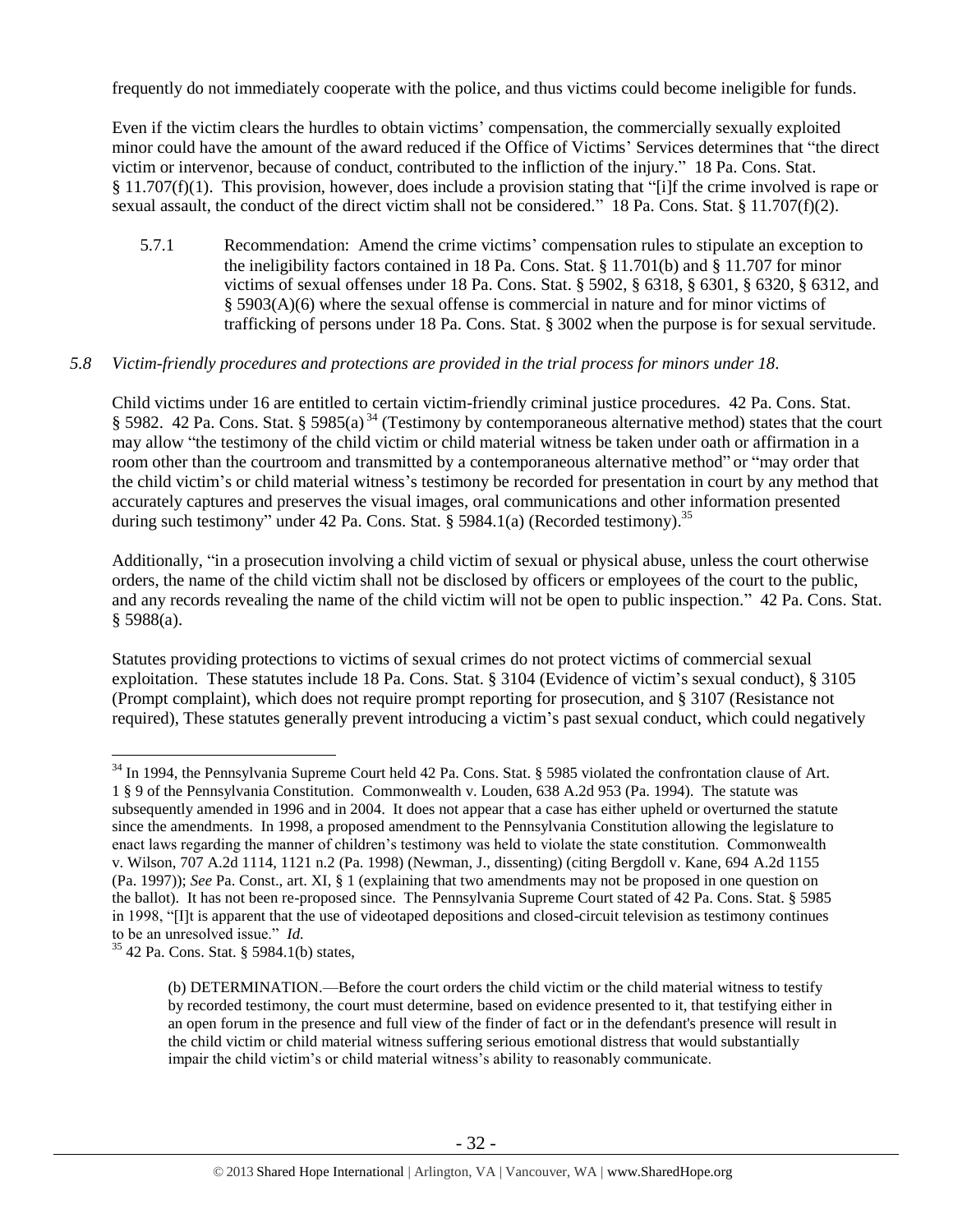frequently do not immediately cooperate with the police, and thus victims could become ineligible for funds.

Even if the victim clears the hurdles to obtain victims' compensation, the commercially sexually exploited minor could have the amount of the award reduced if the Office of Victims' Services determines that "the direct victim or intervenor, because of conduct, contributed to the infliction of the injury." 18 Pa. Cons. Stat. § 11.707(f)(1). This provision, however, does include a provision stating that "[i]f the crime involved is rape or sexual assault, the conduct of the direct victim shall not be considered." 18 Pa. Cons. Stat. § 11.707(f)(2).

5.7.1 Recommendation: Amend the crime victims' compensation rules to stipulate an exception to the ineligibility factors contained in 18 Pa. Cons. Stat. § 11.701(b) and § 11.707 for minor victims of sexual offenses under 18 Pa. Cons. Stat. § 5902, § 6318, § 6301, § 6320, § 6312, and § 5903(A)(6) where the sexual offense is commercial in nature and for minor victims of trafficking of persons under 18 Pa. Cons. Stat. § 3002 when the purpose is for sexual servitude.

*5.8 Victim-friendly procedures and protections are provided in the trial process for minors under 18.*

Child victims under 16 are entitled to certain victim-friendly criminal justice procedures. 42 Pa. Cons. Stat. § 5982. 42 Pa. Cons. Stat. § 5985(a)[34] (Testimony by contemporaneous alternative method) states that the court may allow "the testimony of the child victim or child material witness be taken under oath or affirmation in a room other than the courtroom and transmitted by a contemporaneous alternative method" or "may order that the child victim's or child material witness's testimony be recorded for presentation in court by any method that accurately captures and preserves the visual images, oral communications and other information presented during such testimony" under 42 Pa. Cons. Stat. § 5984.1(a) (Recorded testimony).[35]

Additionally, "in a prosecution involving a child victim of sexual or physical abuse, unless the court otherwise orders, the name of the child victim shall not be disclosed by officers or employees of the court to the public, and any records revealing the name of the child victim will not be open to public inspection." 42 Pa. Cons. Stat. § 5988(a).

Statutes providing protections to victims of sexual crimes do not protect victims of commercial sexual exploitation. These statutes include 18 Pa. Cons. Stat. § 3104 (Evidence of victim's sexual conduct), § 3105 (Prompt complaint), which does not require prompt reporting for prosecution, and § 3107 (Resistance not required), These statutes generally prevent introducing a victim's past sexual conduct, which could negatively

---

[34] In 1994, the Pennsylvania Supreme Court held 42 Pa. Cons. Stat. § 5985 violated the confrontation clause of Art. 1 § 9 of the Pennsylvania Constitution. Commonwealth v. Louden, 638 A.2d 953 (Pa. 1994). The statute was subsequently amended in 1996 and in 2004. It does not appear that a case has either upheld or overturned the statute since the amendments. In 1998, a proposed amendment to the Pennsylvania Constitution allowing the legislature to enact laws regarding the manner of children's testimony was held to violate the state constitution. Commonwealth v. Wilson, 707 A.2d 1114, 1121 n.2 (Pa. 1998) (Newman, J., dissenting) (citing Bergdoll v. Kane, 694 A.2d 1155 (Pa. 1997)); *See* Pa. Const., art. XI, § 1 (explaining that two amendments may not be proposed in one question on the ballot). It has not been re-proposed since. The Pennsylvania Supreme Court stated of 42 Pa. Cons. Stat. § 5985 in 1998, "[I]t is apparent that the use of videotaped depositions and closed-circuit television as testimony continues to be an unresolved issue." *Id.*

[35] 42 Pa. Cons. Stat. § 5984.1(b) states,

> (b) DETERMINATION.—Before the court orders the child victim or the child material witness to testify by recorded testimony, the court must determine, based on evidence presented to it, that testifying either in an open forum in the presence and full view of the finder of fact or in the defendant's presence will result in the child victim or child material witness suffering serious emotional distress that would substantially impair the child victim's or child material witness's ability to reasonably communicate.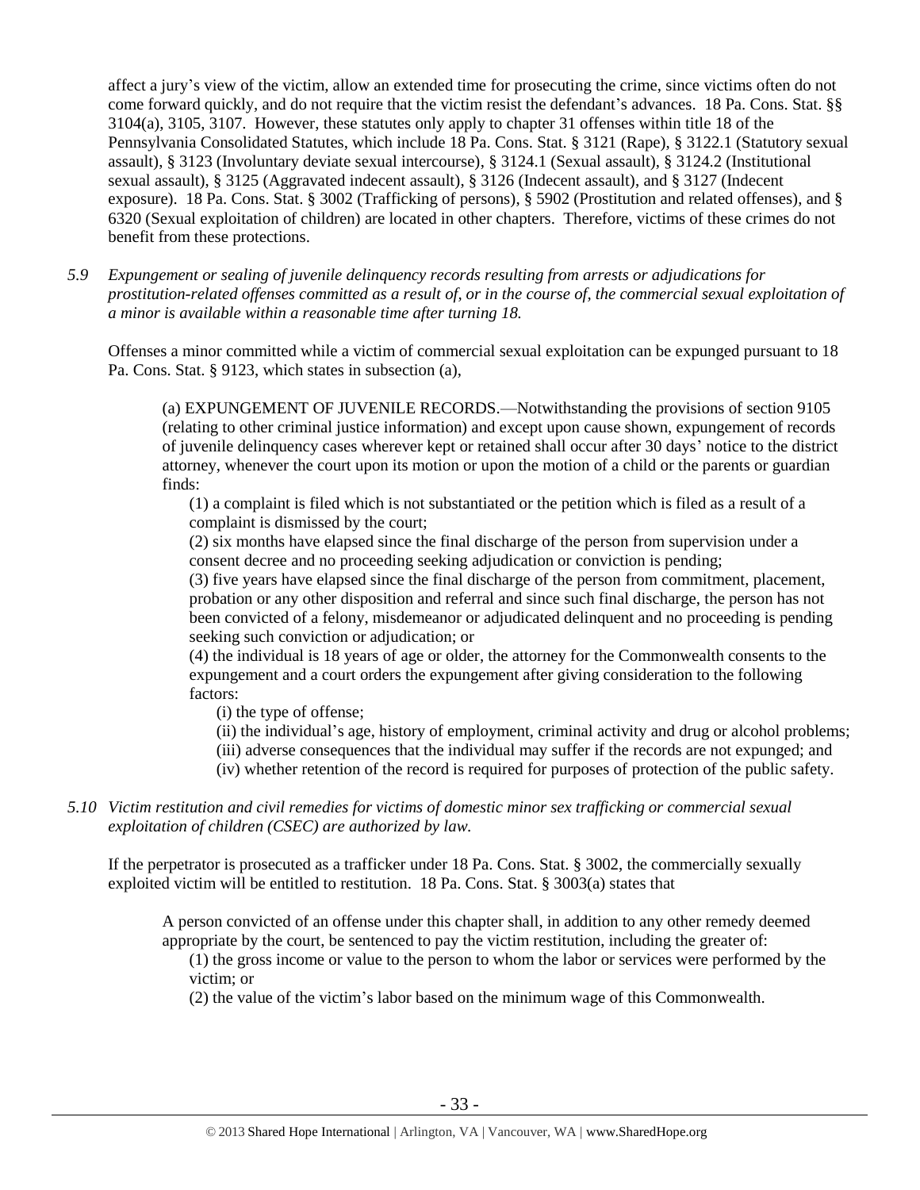affect a jury's view of the victim, allow an extended time for prosecuting the crime, since victims often do not come forward quickly, and do not require that the victim resist the defendant's advances. 18 Pa. Cons. Stat. §§ 3104(a), 3105, 3107. However, these statutes only apply to chapter 31 offenses within title 18 of the Pennsylvania Consolidated Statutes, which include 18 Pa. Cons. Stat. § 3121 (Rape), § 3122.1 (Statutory sexual assault), § 3123 (Involuntary deviate sexual intercourse), § 3124.1 (Sexual assault), § 3124.2 (Institutional sexual assault), § 3125 (Aggravated indecent assault), § 3126 (Indecent assault), and § 3127 (Indecent exposure). 18 Pa. Cons. Stat. § 3002 (Trafficking of persons), § 5902 (Prostitution and related offenses), and § 6320 (Sexual exploitation of children) are located in other chapters. Therefore, victims of these crimes do not benefit from these protections.

*5.9 Expungement or sealing of juvenile delinquency records resulting from arrests or adjudications for prostitution-related offenses committed as a result of, or in the course of, the commercial sexual exploitation of a minor is available within a reasonable time after turning 18.*

Offenses a minor committed while a victim of commercial sexual exploitation can be expunged pursuant to 18 Pa. Cons. Stat. § 9123, which states in subsection (a),

> (a) EXPUNGEMENT OF JUVENILE RECORDS.—Notwithstanding the provisions of section 9105 (relating to other criminal justice information) and except upon cause shown, expungement of records of juvenile delinquency cases wherever kept or retained shall occur after 30 days' notice to the district attorney, whenever the court upon its motion or upon the motion of a child or the parents or guardian finds:
>
> (1) a complaint is filed which is not substantiated or the petition which is filed as a result of a complaint is dismissed by the court;
>
> (2) six months have elapsed since the final discharge of the person from supervision under a consent decree and no proceeding seeking adjudication or conviction is pending;
>
> (3) five years have elapsed since the final discharge of the person from commitment, placement, probation or any other disposition and referral and since such final discharge, the person has not been convicted of a felony, misdemeanor or adjudicated delinquent and no proceeding is pending seeking such conviction or adjudication; or
>
> (4) the individual is 18 years of age or older, the attorney for the Commonwealth consents to the expungement and a court orders the expungement after giving consideration to the following factors:
>
> (i) the type of offense;
>
> (ii) the individual's age, history of employment, criminal activity and drug or alcohol problems;
>
> (iii) adverse consequences that the individual may suffer if the records are not expunged; and
>
> (iv) whether retention of the record is required for purposes of protection of the public safety.

*5.10 Victim restitution and civil remedies for victims of domestic minor sex trafficking or commercial sexual exploitation of children (CSEC) are authorized by law.*

If the perpetrator is prosecuted as a trafficker under 18 Pa. Cons. Stat. § 3002, the commercially sexually exploited victim will be entitled to restitution. 18 Pa. Cons. Stat. § 3003(a) states that

> A person convicted of an offense under this chapter shall, in addition to any other remedy deemed appropriate by the court, be sentenced to pay the victim restitution, including the greater of:
>
> (1) the gross income or value to the person to whom the labor or services were performed by the victim; or
>
> (2) the value of the victim's labor based on the minimum wage of this Commonwealth.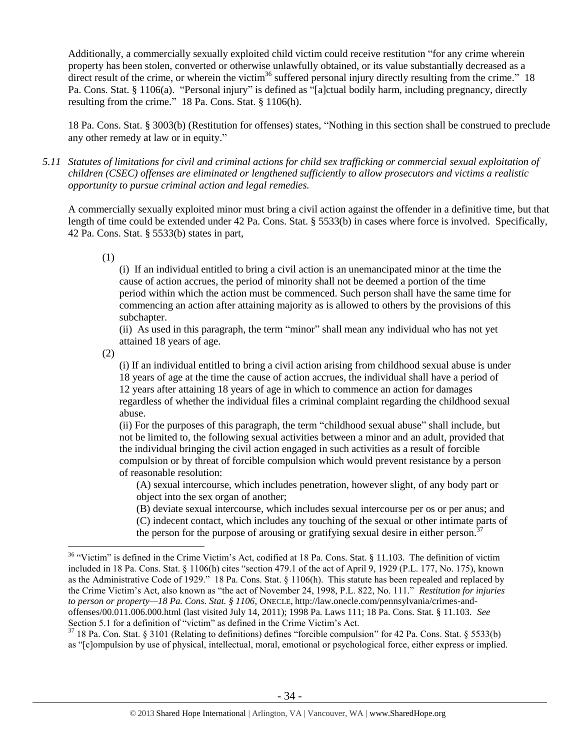Additionally, a commercially sexually exploited child victim could receive restitution "for any crime wherein property has been stolen, converted or otherwise unlawfully obtained, or its value substantially decreased as a direct result of the crime, or wherein the victim[36] suffered personal injury directly resulting from the crime." 18 Pa. Cons. Stat. § 1106(a). "Personal injury" is defined as "[a]ctual bodily harm, including pregnancy, directly resulting from the crime." 18 Pa. Cons. Stat. § 1106(h).

18 Pa. Cons. Stat. § 3003(b) (Restitution for offenses) states, "Nothing in this section shall be construed to preclude any other remedy at law or in equity."

*5.11 Statutes of limitations for civil and criminal actions for child sex trafficking or commercial sexual exploitation of children (CSEC) offenses are eliminated or lengthened sufficiently to allow prosecutors and victims a realistic opportunity to pursue criminal action and legal remedies.*

A commercially sexually exploited minor must bring a civil action against the offender in a definitive time, but that length of time could be extended under 42 Pa. Cons. Stat. § 5533(b) in cases where force is involved. Specifically, 42 Pa. Cons. Stat. § 5533(b) states in part,

> (1)
>
> (i) If an individual entitled to bring a civil action is an unemancipated minor at the time the cause of action accrues, the period of minority shall not be deemed a portion of the time period within which the action must be commenced. Such person shall have the same time for commencing an action after attaining majority as is allowed to others by the provisions of this subchapter.
>
> (ii) As used in this paragraph, the term "minor" shall mean any individual who has not yet attained 18 years of age.
>
> (2)
>
> (i) If an individual entitled to bring a civil action arising from childhood sexual abuse is under 18 years of age at the time the cause of action accrues, the individual shall have a period of 12 years after attaining 18 years of age in which to commence an action for damages regardless of whether the individual files a criminal complaint regarding the childhood sexual abuse.
>
> (ii) For the purposes of this paragraph, the term "childhood sexual abuse" shall include, but not be limited to, the following sexual activities between a minor and an adult, provided that the individual bringing the civil action engaged in such activities as a result of forcible compulsion or by threat of forcible compulsion which would prevent resistance by a person of reasonable resolution:
>
> (A) sexual intercourse, which includes penetration, however slight, of any body part or object into the sex organ of another;
>
> (B) deviate sexual intercourse, which includes sexual intercourse per os or per anus; and
>
> (C) indecent contact, which includes any touching of the sexual or other intimate parts of the person for the purpose of arousing or gratifying sexual desire in either person.[37]

---

[36] "Victim" is defined in the Crime Victim's Act, codified at 18 Pa. Cons. Stat. § 11.103. The definition of victim included in 18 Pa. Cons. Stat. § 1106(h) cites "section 479.1 of the act of April 9, 1929 (P.L. 177, No. 175), known as the Administrative Code of 1929." 18 Pa. Cons. Stat. § 1106(h). This statute has been repealed and replaced by the Crime Victim's Act, also known as "the act of November 24, 1998, P.L. 822, No. 111." *Restitution for injuries to person or property—18 Pa. Cons. Stat. § 1106*, ONECLE, http://law.onecle.com/pennsylvania/crimes-and-offenses/00.011.006.000.html (last visited July 14, 2011); 1998 Pa. Laws 111; 18 Pa. Cons. Stat. § 11.103. *See* Section 5.1 for a definition of "victim" as defined in the Crime Victim's Act.

[37] 18 Pa. Con. Stat. § 3101 (Relating to definitions) defines "forcible compulsion" for 42 Pa. Cons. Stat. § 5533(b) as "[c]ompulsion by use of physical, intellectual, moral, emotional or psychological force, either express or implied.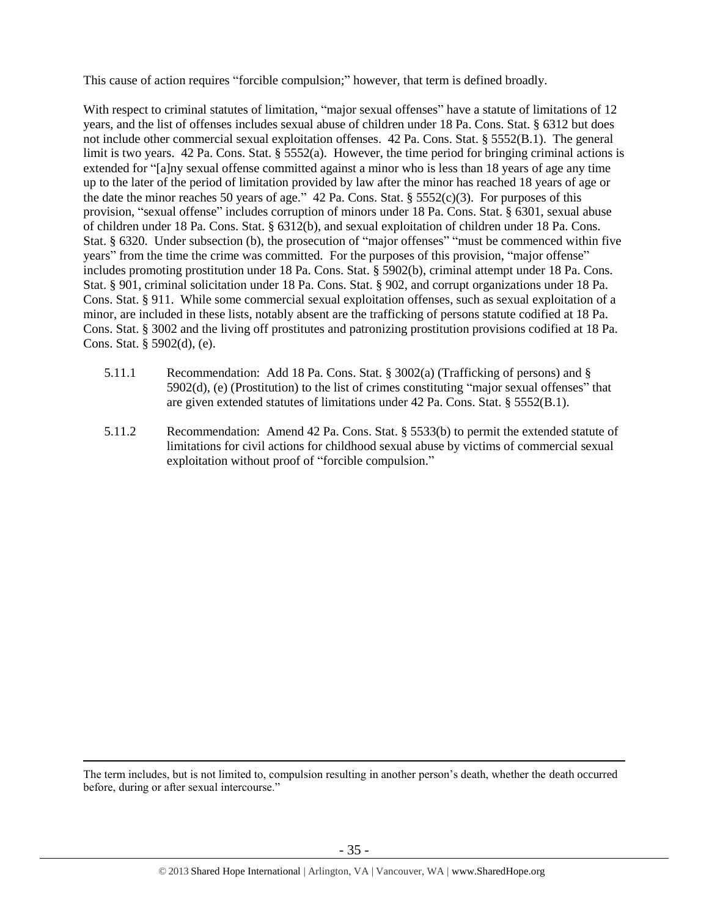This cause of action requires "forcible compulsion;" however, that term is defined broadly.

With respect to criminal statutes of limitation, "major sexual offenses" have a statute of limitations of 12 years, and the list of offenses includes sexual abuse of children under 18 Pa. Cons. Stat. § 6312 but does not include other commercial sexual exploitation offenses. 42 Pa. Cons. Stat. § 5552(B.1). The general limit is two years. 42 Pa. Cons. Stat. § 5552(a). However, the time period for bringing criminal actions is extended for "[a]ny sexual offense committed against a minor who is less than 18 years of age any time up to the later of the period of limitation provided by law after the minor has reached 18 years of age or the date the minor reaches 50 years of age." 42 Pa. Cons. Stat. § 5552(c)(3). For purposes of this provision, "sexual offense" includes corruption of minors under 18 Pa. Cons. Stat. § 6301, sexual abuse of children under 18 Pa. Cons. Stat. § 6312(b), and sexual exploitation of children under 18 Pa. Cons. Stat. § 6320. Under subsection (b), the prosecution of "major offenses" "must be commenced within five years" from the time the crime was committed. For the purposes of this provision, "major offense" includes promoting prostitution under 18 Pa. Cons. Stat. § 5902(b), criminal attempt under 18 Pa. Cons. Stat. § 901, criminal solicitation under 18 Pa. Cons. Stat. § 902, and corrupt organizations under 18 Pa. Cons. Stat. § 911. While some commercial sexual exploitation offenses, such as sexual exploitation of a minor, are included in these lists, notably absent are the trafficking of persons statute codified at 18 Pa. Cons. Stat. § 3002 and the living off prostitutes and patronizing prostitution provisions codified at 18 Pa. Cons. Stat. § 5902(d), (e).

5.11.1 Recommendation: Add 18 Pa. Cons. Stat. § 3002(a) (Trafficking of persons) and § 5902(d), (e) (Prostitution) to the list of crimes constituting "major sexual offenses" that are given extended statutes of limitations under 42 Pa. Cons. Stat. § 5552(B.1).

5.11.2 Recommendation: Amend 42 Pa. Cons. Stat. § 5533(b) to permit the extended statute of limitations for civil actions for childhood sexual abuse by victims of commercial sexual exploitation without proof of "forcible compulsion."

---

The term includes, but is not limited to, compulsion resulting in another person's death, whether the death occurred before, during or after sexual intercourse."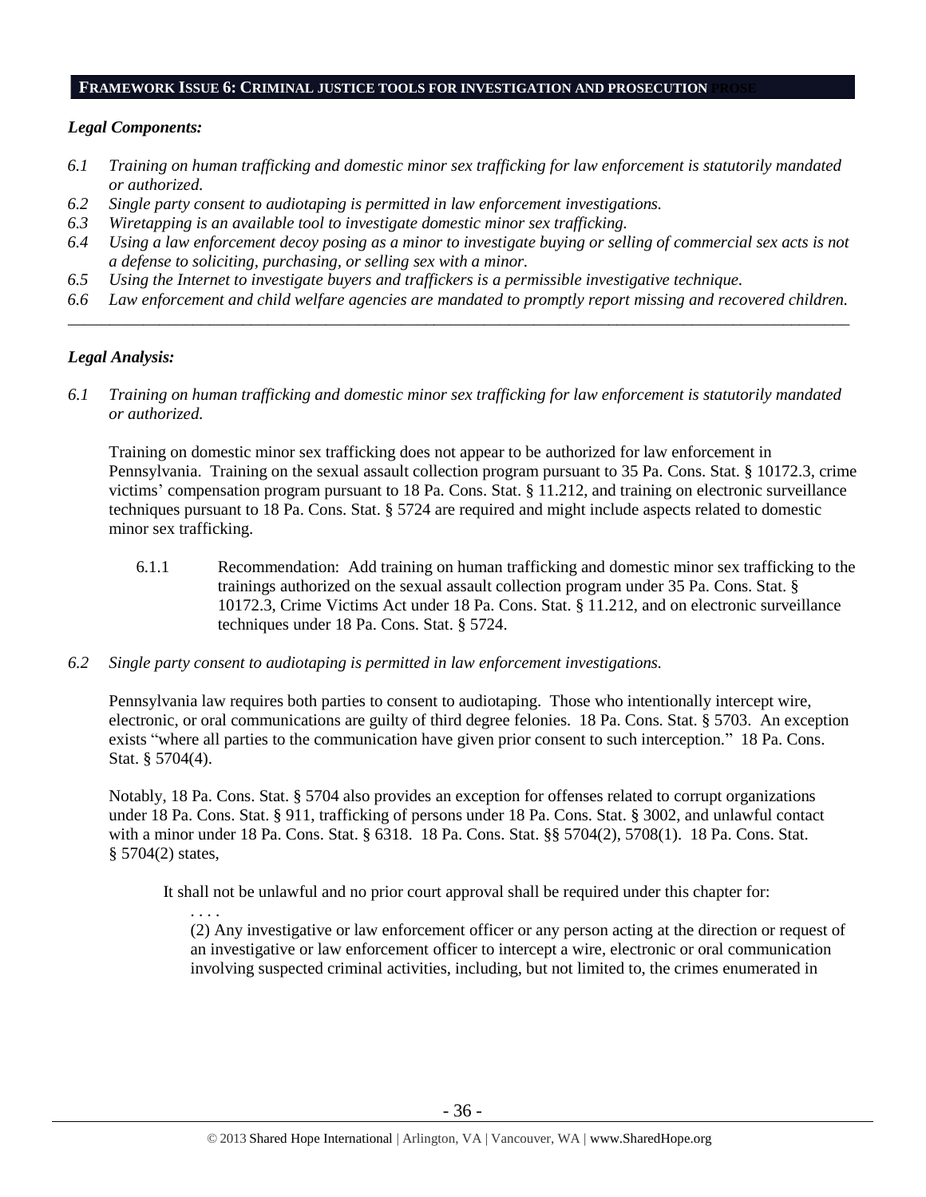## FRAMEWORK ISSUE 6: CRIMINAL JUSTICE TOOLS FOR INVESTIGATION AND PROSECUTION

### *Legal Components:*

*6.1 Training on human trafficking and domestic minor sex trafficking for law enforcement is statutorily mandated or authorized.*

*6.2 Single party consent to audiotaping is permitted in law enforcement investigations.*

*6.3 Wiretapping is an available tool to investigate domestic minor sex trafficking.*

*6.4 Using a law enforcement decoy posing as a minor to investigate buying or selling of commercial sex acts is not a defense to soliciting, purchasing, or selling sex with a minor.*

*6.5 Using the Internet to investigate buyers and traffickers is a permissible investigative technique.*

*6.6 Law enforcement and child welfare agencies are mandated to promptly report missing and recovered children.*

---

### *Legal Analysis:*

*6.1 Training on human trafficking and domestic minor sex trafficking for law enforcement is statutorily mandated or authorized.*

Training on domestic minor sex trafficking does not appear to be authorized for law enforcement in Pennsylvania. Training on the sexual assault collection program pursuant to 35 Pa. Cons. Stat. § 10172.3, crime victims' compensation program pursuant to 18 Pa. Cons. Stat. § 11.212, and training on electronic surveillance techniques pursuant to 18 Pa. Cons. Stat. § 5724 are required and might include aspects related to domestic minor sex trafficking.

> 6.1.1 Recommendation: Add training on human trafficking and domestic minor sex trafficking to the trainings authorized on the sexual assault collection program under 35 Pa. Cons. Stat. § 10172.3, Crime Victims Act under 18 Pa. Cons. Stat. § 11.212, and on electronic surveillance techniques under 18 Pa. Cons. Stat. § 5724.

*6.2 Single party consent to audiotaping is permitted in law enforcement investigations.*

Pennsylvania law requires both parties to consent to audiotaping. Those who intentionally intercept wire, electronic, or oral communications are guilty of third degree felonies. 18 Pa. Cons. Stat. § 5703. An exception exists "where all parties to the communication have given prior consent to such interception." 18 Pa. Cons. Stat. § 5704(4).

Notably, 18 Pa. Cons. Stat. § 5704 also provides an exception for offenses related to corrupt organizations under 18 Pa. Cons. Stat. § 911, trafficking of persons under 18 Pa. Cons. Stat. § 3002, and unlawful contact with a minor under 18 Pa. Cons. Stat. § 6318. 18 Pa. Cons. Stat. §§ 5704(2), 5708(1). 18 Pa. Cons. Stat. § 5704(2) states,

> It shall not be unlawful and no prior court approval shall be required under this chapter for:
>
> . . . .
>
> (2) Any investigative or law enforcement officer or any person acting at the direction or request of an investigative or law enforcement officer to intercept a wire, electronic or oral communication involving suspected criminal activities, including, but not limited to, the crimes enumerated in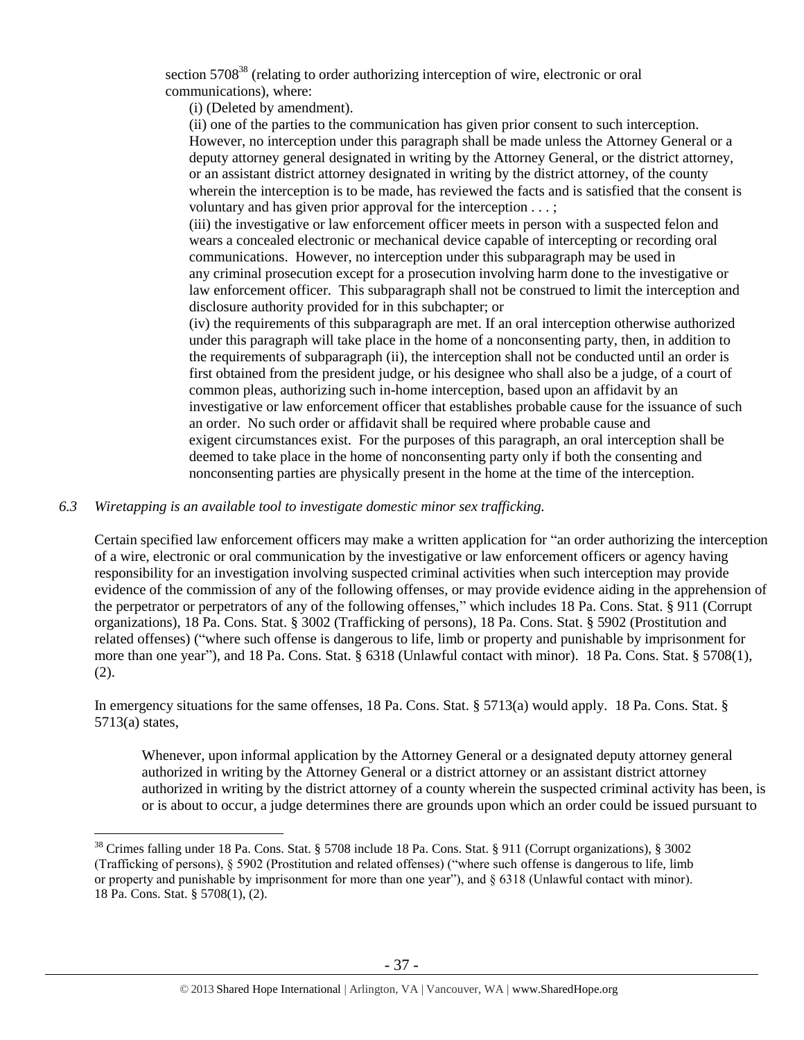section 5708[38] (relating to order authorizing interception of wire, electronic or oral communications), where:

(i) (Deleted by amendment).

(ii) one of the parties to the communication has given prior consent to such interception. However, no interception under this paragraph shall be made unless the Attorney General or a deputy attorney general designated in writing by the Attorney General, or the district attorney, or an assistant district attorney designated in writing by the district attorney, of the county wherein the interception is to be made, has reviewed the facts and is satisfied that the consent is voluntary and has given prior approval for the interception . . . ;

(iii) the investigative or law enforcement officer meets in person with a suspected felon and wears a concealed electronic or mechanical device capable of intercepting or recording oral communications. However, no interception under this subparagraph may be used in any criminal prosecution except for a prosecution involving harm done to the investigative or law enforcement officer. This subparagraph shall not be construed to limit the interception and disclosure authority provided for in this subchapter; or

(iv) the requirements of this subparagraph are met. If an oral interception otherwise authorized under this paragraph will take place in the home of a nonconsenting party, then, in addition to the requirements of subparagraph (ii), the interception shall not be conducted until an order is first obtained from the president judge, or his designee who shall also be a judge, of a court of common pleas, authorizing such in-home interception, based upon an affidavit by an investigative or law enforcement officer that establishes probable cause for the issuance of such an order. No such order or affidavit shall be required where probable cause and exigent circumstances exist. For the purposes of this paragraph, an oral interception shall be deemed to take place in the home of nonconsenting party only if both the consenting and nonconsenting parties are physically present in the home at the time of the interception.

*6.3 Wiretapping is an available tool to investigate domestic minor sex trafficking.*

Certain specified law enforcement officers may make a written application for "an order authorizing the interception of a wire, electronic or oral communication by the investigative or law enforcement officers or agency having responsibility for an investigation involving suspected criminal activities when such interception may provide evidence of the commission of any of the following offenses, or may provide evidence aiding in the apprehension of the perpetrator or perpetrators of any of the following offenses," which includes 18 Pa. Cons. Stat. § 911 (Corrupt organizations), 18 Pa. Cons. Stat. § 3002 (Trafficking of persons), 18 Pa. Cons. Stat. § 5902 (Prostitution and related offenses) ("where such offense is dangerous to life, limb or property and punishable by imprisonment for more than one year"), and 18 Pa. Cons. Stat. § 6318 (Unlawful contact with minor). 18 Pa. Cons. Stat. § 5708(1), (2).

In emergency situations for the same offenses, 18 Pa. Cons. Stat. § 5713(a) would apply. 18 Pa. Cons. Stat. § 5713(a) states,

> Whenever, upon informal application by the Attorney General or a designated deputy attorney general authorized in writing by the Attorney General or a district attorney or an assistant district attorney authorized in writing by the district attorney of a county wherein the suspected criminal activity has been, is or is about to occur, a judge determines there are grounds upon which an order could be issued pursuant to

[38] Crimes falling under 18 Pa. Cons. Stat. § 5708 include 18 Pa. Cons. Stat. § 911 (Corrupt organizations), § 3002 (Trafficking of persons), § 5902 (Prostitution and related offenses) ("where such offense is dangerous to life, limb or property and punishable by imprisonment for more than one year"), and § 6318 (Unlawful contact with minor). 18 Pa. Cons. Stat. § 5708(1), (2).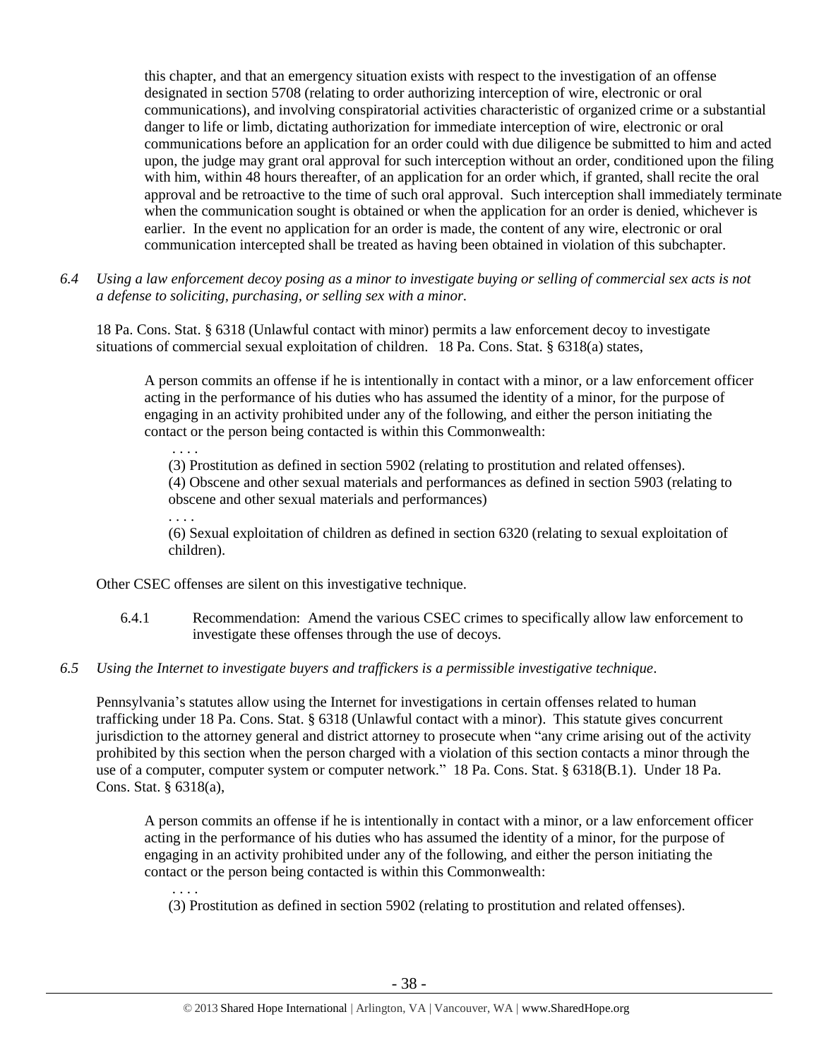this chapter, and that an emergency situation exists with respect to the investigation of an offense designated in section 5708 (relating to order authorizing interception of wire, electronic or oral communications), and involving conspiratorial activities characteristic of organized crime or a substantial danger to life or limb, dictating authorization for immediate interception of wire, electronic or oral communications before an application for an order could with due diligence be submitted to him and acted upon, the judge may grant oral approval for such interception without an order, conditioned upon the filing with him, within 48 hours thereafter, of an application for an order which, if granted, shall recite the oral approval and be retroactive to the time of such oral approval. Such interception shall immediately terminate when the communication sought is obtained or when the application for an order is denied, whichever is earlier. In the event no application for an order is made, the content of any wire, electronic or oral communication intercepted shall be treated as having been obtained in violation of this subchapter.

*6.4 Using a law enforcement decoy posing as a minor to investigate buying or selling of commercial sex acts is not a defense to soliciting, purchasing, or selling sex with a minor.*

18 Pa. Cons. Stat. § 6318 (Unlawful contact with minor) permits a law enforcement decoy to investigate situations of commercial sexual exploitation of children. 18 Pa. Cons. Stat. § 6318(a) states,

> A person commits an offense if he is intentionally in contact with a minor, or a law enforcement officer acting in the performance of his duties who has assumed the identity of a minor, for the purpose of engaging in an activity prohibited under any of the following, and either the person initiating the contact or the person being contacted is within this Commonwealth:
>
> . . . .
>
> (3) Prostitution as defined in section 5902 (relating to prostitution and related offenses).
>
> (4) Obscene and other sexual materials and performances as defined in section 5903 (relating to obscene and other sexual materials and performances)
>
> . . . .
>
> (6) Sexual exploitation of children as defined in section 6320 (relating to sexual exploitation of children).

Other CSEC offenses are silent on this investigative technique.

6.4.1 Recommendation: Amend the various CSEC crimes to specifically allow law enforcement to investigate these offenses through the use of decoys.

*6.5 Using the Internet to investigate buyers and traffickers is a permissible investigative technique.*

Pennsylvania's statutes allow using the Internet for investigations in certain offenses related to human trafficking under 18 Pa. Cons. Stat. § 6318 (Unlawful contact with a minor). This statute gives concurrent jurisdiction to the attorney general and district attorney to prosecute when "any crime arising out of the activity prohibited by this section when the person charged with a violation of this section contacts a minor through the use of a computer, computer system or computer network." 18 Pa. Cons. Stat. § 6318(B.1). Under 18 Pa. Cons. Stat. § 6318(a),

> A person commits an offense if he is intentionally in contact with a minor, or a law enforcement officer acting in the performance of his duties who has assumed the identity of a minor, for the purpose of engaging in an activity prohibited under any of the following, and either the person initiating the contact or the person being contacted is within this Commonwealth:
>
> . . . .
>
> (3) Prostitution as defined in section 5902 (relating to prostitution and related offenses).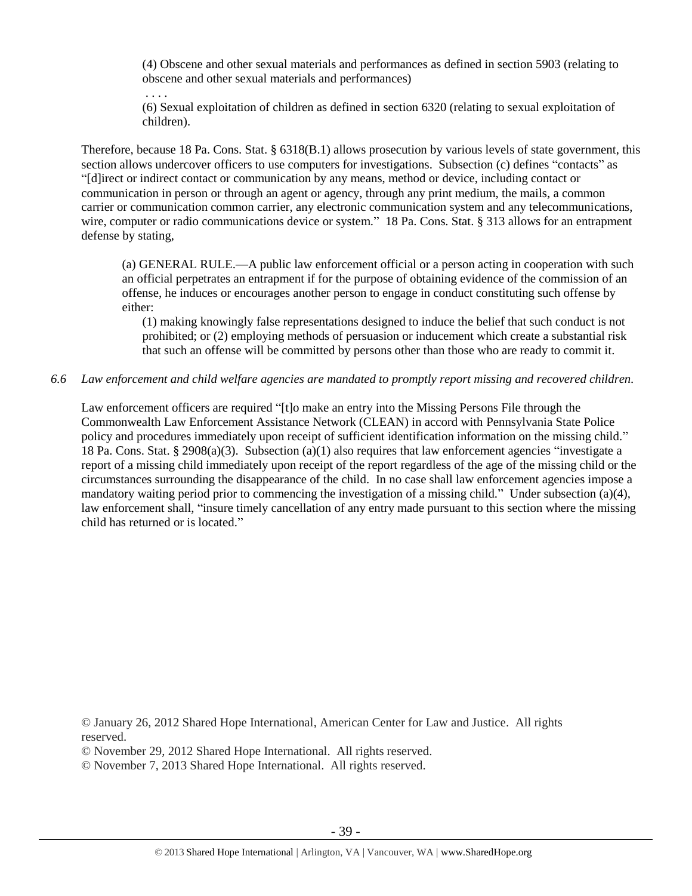(4) Obscene and other sexual materials and performances as defined in section 5903 (relating to obscene and other sexual materials and performances)

. . . .

(6) Sexual exploitation of children as defined in section 6320 (relating to sexual exploitation of children).

Therefore, because 18 Pa. Cons. Stat. § 6318(B.1) allows prosecution by various levels of state government, this section allows undercover officers to use computers for investigations. Subsection (c) defines "contacts" as "[d]irect or indirect contact or communication by any means, method or device, including contact or communication in person or through an agent or agency, through any print medium, the mails, a common carrier or communication common carrier, any electronic communication system and any telecommunications, wire, computer or radio communications device or system." 18 Pa. Cons. Stat. § 313 allows for an entrapment defense by stating,

> (a) GENERAL RULE.—A public law enforcement official or a person acting in cooperation with such an official perpetrates an entrapment if for the purpose of obtaining evidence of the commission of an offense, he induces or encourages another person to engage in conduct constituting such offense by either:
>
> (1) making knowingly false representations designed to induce the belief that such conduct is not prohibited; or (2) employing methods of persuasion or inducement which create a substantial risk that such an offense will be committed by persons other than those who are ready to commit it.

*6.6 Law enforcement and child welfare agencies are mandated to promptly report missing and recovered children.*

Law enforcement officers are required "[t]o make an entry into the Missing Persons File through the Commonwealth Law Enforcement Assistance Network (CLEAN) in accord with Pennsylvania State Police policy and procedures immediately upon receipt of sufficient identification information on the missing child." 18 Pa. Cons. Stat. § 2908(a)(3). Subsection (a)(1) also requires that law enforcement agencies "investigate a report of a missing child immediately upon receipt of the report regardless of the age of the missing child or the circumstances surrounding the disappearance of the child. In no case shall law enforcement agencies impose a mandatory waiting period prior to commencing the investigation of a missing child." Under subsection (a)(4), law enforcement shall, "insure timely cancellation of any entry made pursuant to this section where the missing child has returned or is located."

© January 26, 2012 Shared Hope International, American Center for Law and Justice. All rights reserved.

© November 29, 2012 Shared Hope International. All rights reserved.

© November 7, 2013 Shared Hope International. All rights reserved.